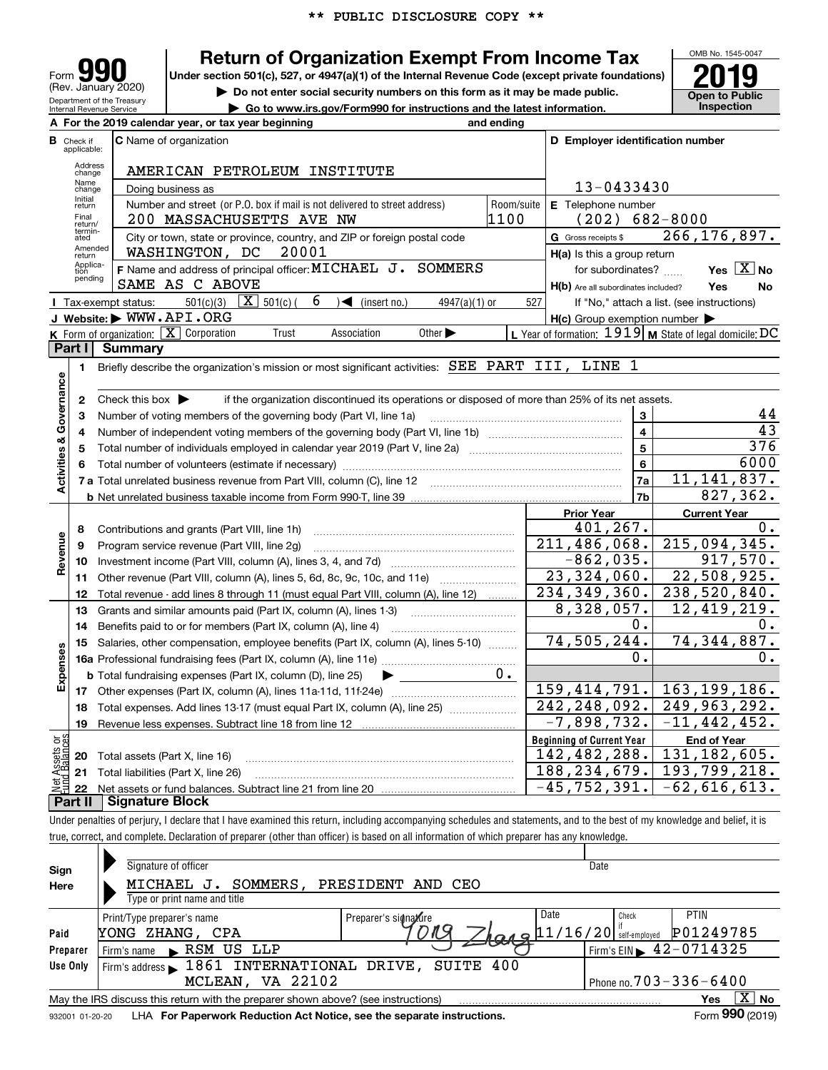** PUBLIC DISCLOSURE COPY **

# Form 990 — Return of Organization Exempt From Income Tax

(Rev. January 2020)

Under section 501(c), 527, or 4947(a)(1) of the Internal Revenue Code (except private foundations)

▶ Do not enter social security numbers on this form as it may be made public.

▶ Go to www.irs.gov/Form990 for instructions and the latest information.

Department of the Treasury, Internal Revenue Service

OMB No. 1545-0047

**2019**

**Open to Public Inspection**

**A** For the 2019 calendar year, or tax year beginning and ending

**B** Check if applicable: Address change, Name change, Initial return, Final return/terminated, Amended return, Application pending

**C** Name of organization: AMERICAN PETROLEUM INSTITUTE

Doing business as

Number and street (or P.O. box if mail is not delivered to street address): 200 MASSACHUSETTS AVE NW — Room/suite: 1100

City or town, state or province, country, and ZIP or foreign postal code: WASHINGTON, DC 20001

**D** Employer identification number: 13-0433430

**E** Telephone number: (202) 682-8000

**G** Gross receipts $ 266,176,897.

**F** Name and address of principal officer: MICHAEL J. SOMMERS, SAME AS C ABOVE

**H(a)** Is this a group return for subordinates? Yes [X] No

**H(b)** Are all subordinates included? Yes No — If "No," attach a list. (see instructions)

**H(c)** Group exemption number ▶

**I** Tax-exempt status: 501(c)(3) [X] 501(c) ( 6 ) ◀ (insert no.) 4947(a)(1) or 527

**J** Website: ▶ WWW.API.ORG

**K** Form of organization: [X] Corporation Trust Association Other ▶

**L** Year of formation: 1919 **M** State of legal domicile: DC

## Part I Summary

**Activities & Governance**

1 Briefly describe the organization's mission or most significant activities: SEE PART III, LINE 1

2 Check this box ▶ if the organization discontinued its operations or disposed of more than 25% of its net assets.

| Line | Description | | Value |
|---|---|---|---|
| 3 | Number of voting members of the governing body (Part VI, line 1a) | 3 | 44 |
| 4 | Number of independent voting members of the governing body (Part VI, line 1b) | 4 | 43 |
| 5 | Total number of individuals employed in calendar year 2019 (Part V, line 2a) | 5 | 376 |
| 6 | Total number of volunteers (estimate if necessary) | 6 | 6000 |
| 7a | Total unrelated business revenue from Part VIII, column (C), line 12 | 7a | 11,141,837. |
| 7b | Net unrelated business taxable income from Form 990-T, line 39 | 7b | 827,362. |

| Line | Description | Prior Year | Current Year |
|---|---|---|---|
| **Revenue** | | | |
| 8 | Contributions and grants (Part VIII, line 1h) | 401,267. | 0. |
| 9 | Program service revenue (Part VIII, line 2g) | 211,486,068. | 215,094,345. |
| 10 | Investment income (Part VIII, column (A), lines 3, 4, and 7d) | -862,035. | 917,570. |
| 11 | Other revenue (Part VIII, column (A), lines 5, 6d, 8c, 9c, 10c, and 11e) | 23,324,060. | 22,508,925. |
| 12 | Total revenue - add lines 8 through 11 (must equal Part VIII, column (A), line 12) | 234,349,360. | 238,520,840. |
| **Expenses** | | | |
| 13 | Grants and similar amounts paid (Part IX, column (A), lines 1-3) | 8,328,057. | 12,419,219. |
| 14 | Benefits paid to or for members (Part IX, column (A), line 4) | 0. | 0. |
| 15 | Salaries, other compensation, employee benefits (Part IX, column (A), lines 5-10) | 74,505,244. | 74,344,887. |
| 16a | Professional fundraising fees (Part IX, column (A), line 11e) | 0. | 0. |
| b | Total fundraising expenses (Part IX, column (D), line 25) ▶ 0. | | |
| 17 | Other expenses (Part IX, column (A), lines 11a-11d, 11f-24e) | 159,414,791. | 163,199,186. |
| 18 | Total expenses. Add lines 13-17 (must equal Part IX, column (A), line 25) | 242,248,092. | 249,963,292. |
| 19 | Revenue less expenses. Subtract line 18 from line 12 | -7,898,732. | -11,442,452. |

| Line | Net Assets or Fund Balances | Beginning of Current Year | End of Year |
|---|---|---|---|
| 20 | Total assets (Part X, line 16) | 142,482,288. | 131,182,605. |
| 21 | Total liabilities (Part X, line 26) | 188,234,679. | 193,799,218. |
| 22 | Net assets or fund balances. Subtract line 21 from line 20 | -45,752,391. | -62,616,613. |

## Part II Signature Block

Under penalties of perjury, I declare that I have examined this return, including accompanying schedules and statements, and to the best of my knowledge and belief, it is true, correct, and complete. Declaration of preparer (other than officer) is based on all information of which preparer has any knowledge.

**Sign Here**

Signature of officer — Date

MICHAEL J. SOMMERS, PRESIDENT AND CEO

Type or print name and title

**Paid Preparer Use Only**

| Print/Type preparer's name | Preparer's signature | Date | Check if self-employed | PTIN |
|---|---|---|---|---|
| YONG ZHANG, CPA | Yong Zhang | 11/16/20 | | P01249785 |

Firm's name ▶ RSM US LLP — Firm's EIN ▶ 42-0714325

Firm's address ▶ 1861 INTERNATIONAL DRIVE, SUITE 400, MCLEAN, VA 22102 — Phone no. 703-336-6400

May the IRS discuss this return with the preparer shown above? (see instructions) Yes [X] No

932001 01-20-20 LHA For Paperwork Reduction Act Notice, see the separate instructions. Form **990** (2019)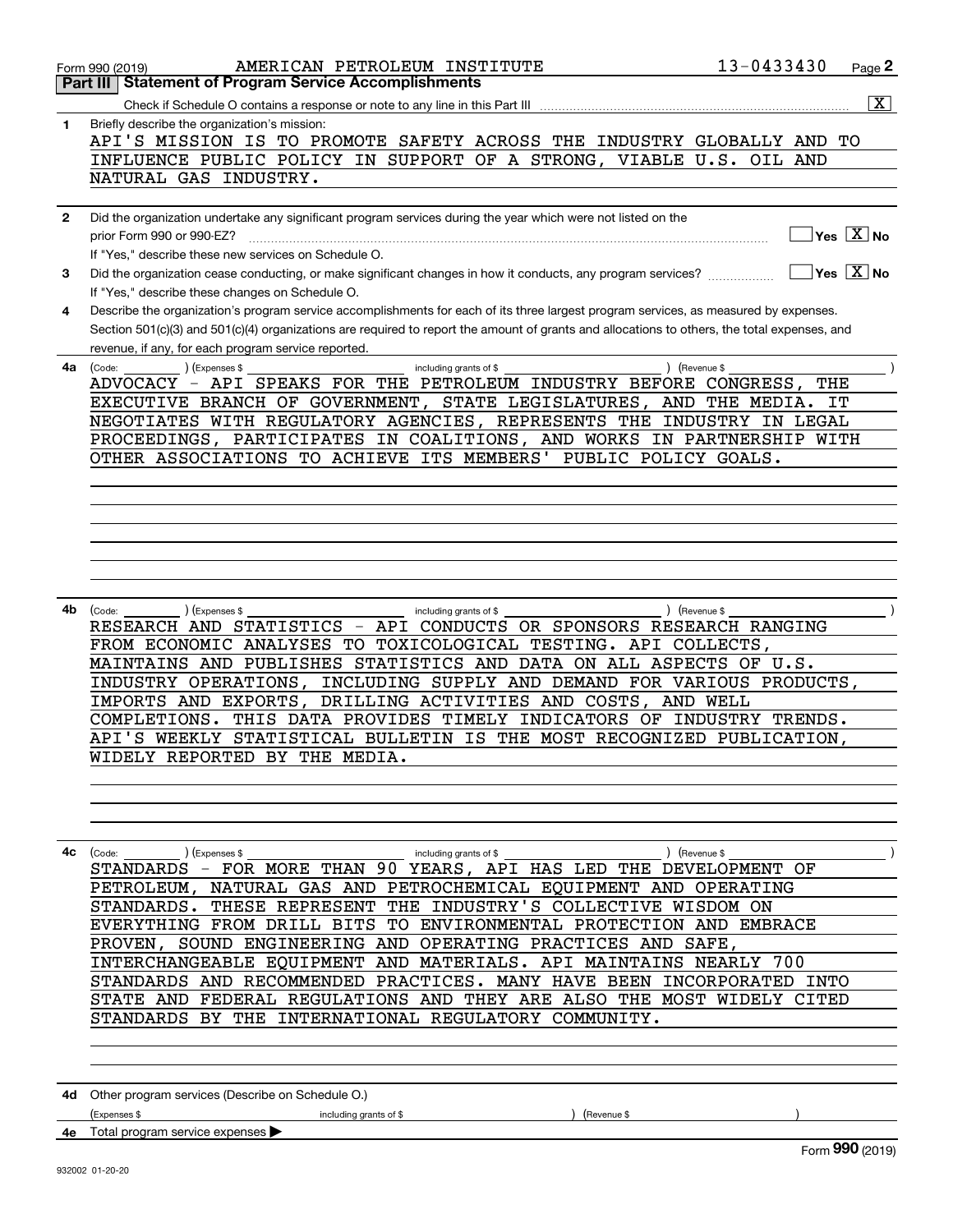Form 990 (2019) AMERICAN PETROLEUM INSTITUTE 13-0433430

## Part III Statement of Program Service Accomplishments

Check if Schedule O contains a response or note to any line in this Part III [X]

**1** Briefly describe the organization's mission:

API'S MISSION IS TO PROMOTE SAFETY ACROSS THE INDUSTRY GLOBALLY AND TO INFLUENCE PUBLIC POLICY IN SUPPORT OF A STRONG, VIABLE U.S. OIL AND NATURAL GAS INDUSTRY.

**2** Did the organization undertake any significant program services during the year which were not listed on the prior Form 990 or 990-EZ? [ ] Yes [X] No

If "Yes," describe these new services on Schedule O.

**3** Did the organization cease conducting, or make significant changes in how it conducts, any program services? [ ] Yes [X] No

If "Yes," describe these changes on Schedule O.

**4** Describe the organization's program service accomplishments for each of its three largest program services, as measured by expenses. Section 501(c)(3) and 501(c)(4) organizations are required to report the amount of grants and allocations to others, the total expenses, and revenue, if any, for each program service reported.

**4a** (Code: ) (Expenses $ including grants of $ ) (Revenue $ )

ADVOCACY - API SPEAKS FOR THE PETROLEUM INDUSTRY BEFORE CONGRESS, THE EXECUTIVE BRANCH OF GOVERNMENT, STATE LEGISLATURES, AND THE MEDIA. IT NEGOTIATES WITH REGULATORY AGENCIES, REPRESENTS THE INDUSTRY IN LEGAL PROCEEDINGS, PARTICIPATES IN COALITIONS, AND WORKS IN PARTNERSHIP WITH OTHER ASSOCIATIONS TO ACHIEVE ITS MEMBERS' PUBLIC POLICY GOALS.

**4b** (Code: ) (Expenses $ including grants of $ ) (Revenue $ )

RESEARCH AND STATISTICS - API CONDUCTS OR SPONSORS RESEARCH RANGING FROM ECONOMIC ANALYSES TO TOXICOLOGICAL TESTING. API COLLECTS, MAINTAINS AND PUBLISHES STATISTICS AND DATA ON ALL ASPECTS OF U.S. INDUSTRY OPERATIONS, INCLUDING SUPPLY AND DEMAND FOR VARIOUS PRODUCTS, IMPORTS AND EXPORTS, DRILLING ACTIVITIES AND COSTS, AND WELL COMPLETIONS. THIS DATA PROVIDES TIMELY INDICATORS OF INDUSTRY TRENDS. API'S WEEKLY STATISTICAL BULLETIN IS THE MOST RECOGNIZED PUBLICATION, WIDELY REPORTED BY THE MEDIA.

**4c** (Code: ) (Expenses $ including grants of $ ) (Revenue $ )

STANDARDS - FOR MORE THAN 90 YEARS, API HAS LED THE DEVELOPMENT OF PETROLEUM, NATURAL GAS AND PETROCHEMICAL EQUIPMENT AND OPERATING STANDARDS. THESE REPRESENT THE INDUSTRY'S COLLECTIVE WISDOM ON EVERYTHING FROM DRILL BITS TO ENVIRONMENTAL PROTECTION AND EMBRACE PROVEN, SOUND ENGINEERING AND OPERATING PRACTICES AND SAFE, INTERCHANGEABLE EQUIPMENT AND MATERIALS. API MAINTAINS NEARLY 700 STANDARDS AND RECOMMENDED PRACTICES. MANY HAVE BEEN INCORPORATED INTO STATE AND FEDERAL REGULATIONS AND THEY ARE ALSO THE MOST WIDELY CITED STANDARDS BY THE INTERNATIONAL REGULATORY COMMUNITY.

**4d** Other program services (Describe on Schedule O.)

(Expenses $ including grants of $ ) (Revenue $ )

**4e** Total program service expenses

Form **990** (2019)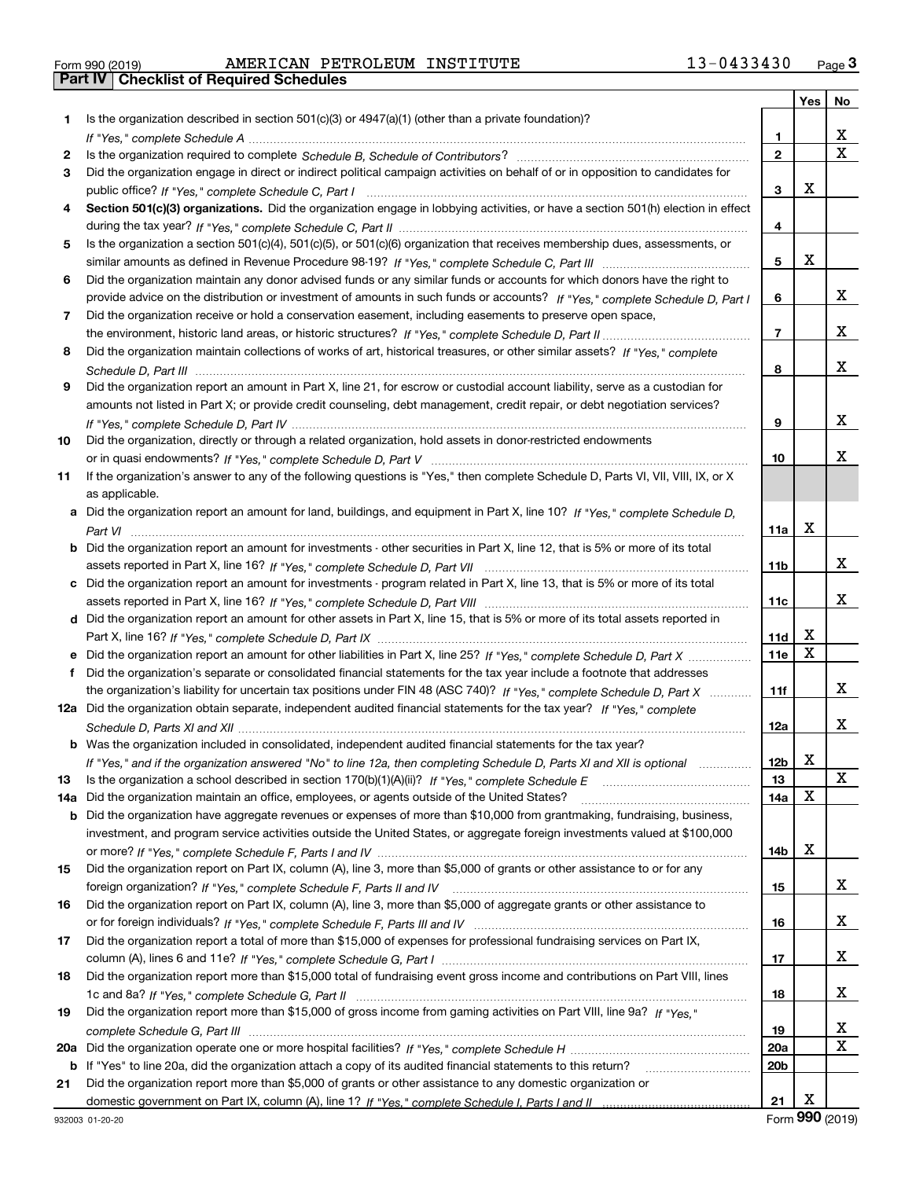Form 990 (2019) AMERICAN PETROLEUM INSTITUTE 13-0433430

## Part IV Checklist of Required Schedules

| | | | Yes | No |
|---|---|---|---|---|
| 1 | Is the organization described in section 501(c)(3) or 4947(a)(1) (other than a private foundation)? *If "Yes," complete Schedule A* | 1 | | X |
| 2 | Is the organization required to complete *Schedule B, Schedule of Contributors*? | 2 | | X |
| 3 | Did the organization engage in direct or indirect political campaign activities on behalf of or in opposition to candidates for public office? *If "Yes," complete Schedule C, Part I* | 3 | X | |
| 4 | **Section 501(c)(3) organizations.** Did the organization engage in lobbying activities, or have a section 501(h) election in effect during the tax year? *If "Yes," complete Schedule C, Part II* | 4 | | |
| 5 | Is the organization a section 501(c)(4), 501(c)(5), or 501(c)(6) organization that receives membership dues, assessments, or similar amounts as defined in Revenue Procedure 98-19? *If "Yes," complete Schedule C, Part III* | 5 | X | |
| 6 | Did the organization maintain any donor advised funds or any similar funds or accounts for which donors have the right to provide advice on the distribution or investment of amounts in such funds or accounts? *If "Yes," complete Schedule D, Part I* | 6 | | X |
| 7 | Did the organization receive or hold a conservation easement, including easements to preserve open space, the environment, historic land areas, or historic structures? *If "Yes," complete Schedule D, Part II* | 7 | | X |
| 8 | Did the organization maintain collections of works of art, historical treasures, or other similar assets? *If "Yes," complete Schedule D, Part III* | 8 | | X |
| 9 | Did the organization report an amount in Part X, line 21, for escrow or custodial account liability, serve as a custodian for amounts not listed in Part X; or provide credit counseling, debt management, credit repair, or debt negotiation services? *If "Yes," complete Schedule D, Part IV* | 9 | | X |
| 10 | Did the organization, directly or through a related organization, hold assets in donor-restricted endowments or in quasi endowments? *If "Yes," complete Schedule D, Part V* | 10 | | X |
| 11 | If the organization's answer to any of the following questions is "Yes," then complete Schedule D, Parts VI, VII, VIII, IX, or X as applicable. | | | |
| a | Did the organization report an amount for land, buildings, and equipment in Part X, line 10? *If "Yes," complete Schedule D, Part VI* | 11a | X | |
| b | Did the organization report an amount for investments - other securities in Part X, line 12, that is 5% or more of its total assets reported in Part X, line 16? *If "Yes," complete Schedule D, Part VII* | 11b | | X |
| c | Did the organization report an amount for investments - program related in Part X, line 13, that is 5% or more of its total assets reported in Part X, line 16? *If "Yes," complete Schedule D, Part VIII* | 11c | | X |
| d | Did the organization report an amount for other assets in Part X, line 15, that is 5% or more of its total assets reported in Part X, line 16? *If "Yes," complete Schedule D, Part IX* | 11d | X | |
| e | Did the organization report an amount for other liabilities in Part X, line 25? *If "Yes," complete Schedule D, Part X* | 11e | X | |
| f | Did the organization's separate or consolidated financial statements for the tax year include a footnote that addresses the organization's liability for uncertain tax positions under FIN 48 (ASC 740)? *If "Yes," complete Schedule D, Part X* | 11f | | X |
| 12a | Did the organization obtain separate, independent audited financial statements for the tax year? *If "Yes," complete Schedule D, Parts XI and XII* | 12a | | X |
| b | Was the organization included in consolidated, independent audited financial statements for the tax year? *If "Yes," and if the organization answered "No" to line 12a, then completing Schedule D, Parts XI and XII is optional* | 12b | X | |
| 13 | Is the organization a school described in section 170(b)(1)(A)(ii)? *If "Yes," complete Schedule E* | 13 | | X |
| 14a | Did the organization maintain an office, employees, or agents outside of the United States? | 14a | X | |
| b | Did the organization have aggregate revenues or expenses of more than $10,000 from grantmaking, fundraising, business, investment, and program service activities outside the United States, or aggregate foreign investments valued at $100,000 or more? *If "Yes," complete Schedule F, Parts I and IV* | 14b | X | |
| 15 | Did the organization report on Part IX, column (A), line 3, more than $5,000 of grants or other assistance to or for any foreign organization? *If "Yes," complete Schedule F, Parts II and IV* | 15 | | X |
| 16 | Did the organization report on Part IX, column (A), line 3, more than $5,000 of aggregate grants or other assistance to or for foreign individuals? *If "Yes," complete Schedule F, Parts III and IV* | 16 | | X |
| 17 | Did the organization report a total of more than $15,000 of expenses for professional fundraising services on Part IX, column (A), lines 6 and 11e? *If "Yes," complete Schedule G, Part I* | 17 | | X |
| 18 | Did the organization report more than $15,000 total of fundraising event gross income and contributions on Part VIII, lines 1c and 8a? *If "Yes," complete Schedule G, Part II* | 18 | | X |
| 19 | Did the organization report more than $15,000 of gross income from gaming activities on Part VIII, line 9a? *If "Yes," complete Schedule G, Part III* | 19 | | X |
| 20a | Did the organization operate one or more hospital facilities? *If "Yes," complete Schedule H* | 20a | | X |
| b | If "Yes" to line 20a, did the organization attach a copy of its audited financial statements to this return? | 20b | | |
| 21 | Did the organization report more than $5,000 of grants or other assistance to any domestic organization or domestic government on Part IX, column (A), line 1? *If "Yes," complete Schedule I, Parts I and II* | 21 | X | |

Form 990 (2019)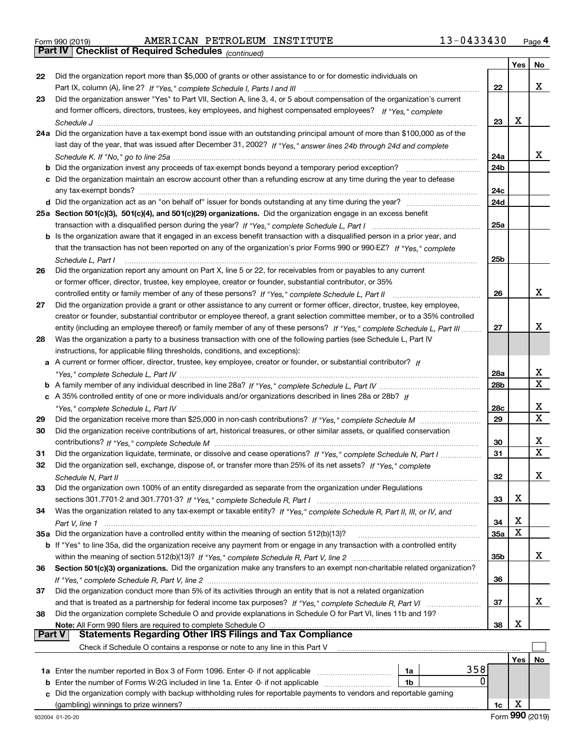Form 990 (2019) AMERICAN PETROLEUM INSTITUTE 13-0433430

## Part IV Checklist of Required Schedules *(continued)*

| | | | Yes | No |
|---|---|---|---|---|
| 22 | Did the organization report more than $5,000 of grants or other assistance to or for domestic individuals on Part IX, column (A), line 2? *If "Yes," complete Schedule I, Parts I and III* | 22 | | X |
| 23 | Did the organization answer "Yes" to Part VII, Section A, line 3, 4, or 5 about compensation of the organization's current and former officers, directors, trustees, key employees, and highest compensated employees? *If "Yes," complete Schedule J* | 23 | X | |
| 24a | Did the organization have a tax-exempt bond issue with an outstanding principal amount of more than $100,000 as of the last day of the year, that was issued after December 31, 2002? *If "Yes," answer lines 24b through 24d and complete Schedule K. If "No," go to line 25a* | 24a | | X |
| b | Did the organization invest any proceeds of tax-exempt bonds beyond a temporary period exception? | 24b | | |
| c | Did the organization maintain an escrow account other than a refunding escrow at any time during the year to defease any tax-exempt bonds? | 24c | | |
| d | Did the organization act as an "on behalf of" issuer for bonds outstanding at any time during the year? | 24d | | |
| 25a | **Section 501(c)(3), 501(c)(4), and 501(c)(29) organizations.** Did the organization engage in an excess benefit transaction with a disqualified person during the year? *If "Yes," complete Schedule L, Part I* | 25a | | |
| b | Is the organization aware that it engaged in an excess benefit transaction with a disqualified person in a prior year, and that the transaction has not been reported on any of the organization's prior Forms 990 or 990-EZ? *If "Yes," complete Schedule L, Part I* | 25b | | |
| 26 | Did the organization report any amount on Part X, line 5 or 22, for receivables from or payables to any current or former officer, director, trustee, key employee, creator or founder, substantial contributor, or 35% controlled entity or family member of any of these persons? *If "Yes," complete Schedule L, Part II* | 26 | | X |
| 27 | Did the organization provide a grant or other assistance to any current or former officer, director, trustee, key employee, creator or founder, substantial contributor or employee thereof, a grant selection committee member, or to a 35% controlled entity (including an employee thereof) or family member of any of these persons? *If "Yes," complete Schedule L, Part III* | 27 | | X |
| 28 | Was the organization a party to a business transaction with one of the following parties (see Schedule L, Part IV instructions, for applicable filing thresholds, conditions, and exceptions): | | | |
| a | A current or former officer, director, trustee, key employee, creator or founder, or substantial contributor? *If "Yes," complete Schedule L, Part IV* | 28a | | X |
| b | A family member of any individual described in line 28a? *If "Yes," complete Schedule L, Part IV* | 28b | | X |
| c | A 35% controlled entity of one or more individuals and/or organizations described in lines 28a or 28b? *If "Yes," complete Schedule L, Part IV* | 28c | | X |
| 29 | Did the organization receive more than $25,000 in non-cash contributions? *If "Yes," complete Schedule M* | 29 | | X |
| 30 | Did the organization receive contributions of art, historical treasures, or other similar assets, or qualified conservation contributions? *If "Yes," complete Schedule M* | 30 | | X |
| 31 | Did the organization liquidate, terminate, or dissolve and cease operations? *If "Yes," complete Schedule N, Part I* | 31 | | X |
| 32 | Did the organization sell, exchange, dispose of, or transfer more than 25% of its net assets? *If "Yes," complete Schedule N, Part II* | 32 | | X |
| 33 | Did the organization own 100% of an entity disregarded as separate from the organization under Regulations sections 301.7701-2 and 301.7701-3? *If "Yes," complete Schedule R, Part I* | 33 | X | |
| 34 | Was the organization related to any tax-exempt or taxable entity? *If "Yes," complete Schedule R, Part II, III, or IV, and Part V, line 1* | 34 | X | |
| 35a | Did the organization have a controlled entity within the meaning of section 512(b)(13)? | 35a | X | |
| b | If "Yes" to line 35a, did the organization receive any payment from or engage in any transaction with a controlled entity within the meaning of section 512(b)(13)? *If "Yes," complete Schedule R, Part V, line 2* | 35b | | X |
| 36 | **Section 501(c)(3) organizations.** Did the organization make any transfers to an exempt non-charitable related organization? *If "Yes," complete Schedule R, Part V, line 2* | 36 | | |
| 37 | Did the organization conduct more than 5% of its activities through an entity that is not a related organization and that is treated as a partnership for federal income tax purposes? *If "Yes," complete Schedule R, Part VI* | 37 | | X |
| 38 | Did the organization complete Schedule O and provide explanations in Schedule O for Part VI, lines 11b and 19? **Note:** All Form 990 filers are required to complete Schedule O | 38 | X | |

## Part V Statements Regarding Other IRS Filings and Tax Compliance

Check if Schedule O contains a response or note to any line in this Part V ☐

| | | | | | Yes | No |
|---|---|---|---|---|---|---|
| 1a | Enter the number reported in Box 3 of Form 1096. Enter -0- if not applicable | 1a | 358 | | | |
| b | Enter the number of Forms W-2G included in line 1a. Enter -0- if not applicable | 1b | 0 | | | |
| c | Did the organization comply with backup withholding rules for reportable payments to vendors and reportable gaming (gambling) winnings to prize winners? | | | 1c | X | |

932004 01-20-20 Form **990** (2019)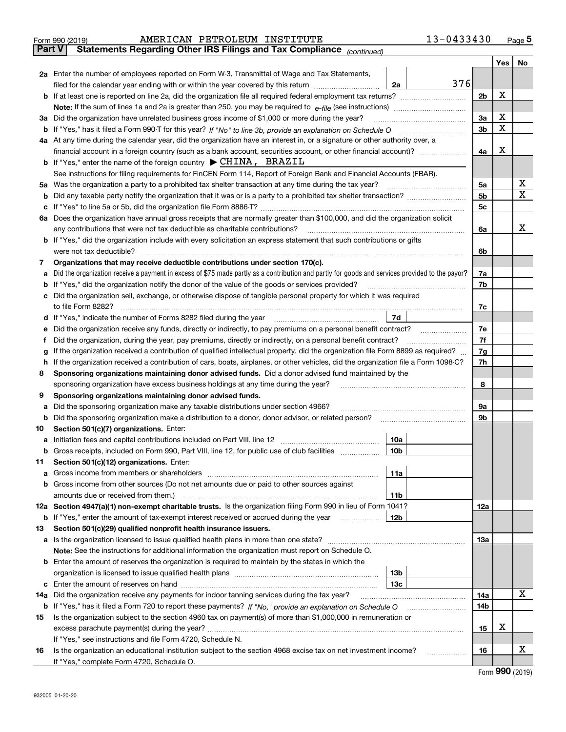Form 990 (2019) AMERICAN PETROLEUM INSTITUTE 13-0433430

## Part V Statements Regarding Other IRS Filings and Tax Compliance *(continued)*

| | | | | Yes | No |
|---|---|---|---|---|---|
| **2a** | Enter the number of employees reported on Form W-3, Transmittal of Wage and Tax Statements, filed for the calendar year ending with or within the year covered by this return | 2a: 376 | | | |
| **b** | If at least one is reported on line 2a, did the organization file all required federal employment tax returns? | | 2b | X | |
| | **Note:** If the sum of lines 1a and 2a is greater than 250, you may be required to *e-file* (see instructions) | | | | |
| **3a** | Did the organization have unrelated business gross income of $1,000 or more during the year? | | 3a | X | |
| **b** | If "Yes," has it filed a Form 990-T for this year? *If "No" to line 3b, provide an explanation on Schedule O* | | 3b | X | |
| **4a** | At any time during the calendar year, did the organization have an interest in, or a signature or other authority over, a financial account in a foreign country (such as a bank account, securities account, or other financial account)? | | 4a | X | |
| **b** | If "Yes," enter the name of the foreign country ▶ CHINA, BRAZIL | | | | |
| | See instructions for filing requirements for FinCEN Form 114, Report of Foreign Bank and Financial Accounts (FBAR). | | | | |
| **5a** | Was the organization a party to a prohibited tax shelter transaction at any time during the tax year? | | 5a | | X |
| **b** | Did any taxable party notify the organization that it was or is a party to a prohibited tax shelter transaction? | | 5b | | X |
| **c** | If "Yes" to line 5a or 5b, did the organization file Form 8886-T? | | 5c | | |
| **6a** | Does the organization have annual gross receipts that are normally greater than $100,000, and did the organization solicit any contributions that were not tax deductible as charitable contributions? | | 6a | | X |
| **b** | If "Yes," did the organization include with every solicitation an express statement that such contributions or gifts were not tax deductible? | | 6b | | |
| **7** | **Organizations that may receive deductible contributions under section 170(c).** | | | | |
| **a** | Did the organization receive a payment in excess of $75 made partly as a contribution and partly for goods and services provided to the payor? | | 7a | | |
| **b** | If "Yes," did the organization notify the donor of the value of the goods or services provided? | | 7b | | |
| **c** | Did the organization sell, exchange, or otherwise dispose of tangible personal property for which it was required to file Form 8282? | | 7c | | |
| **d** | If "Yes," indicate the number of Forms 8282 filed during the year | 7d | | | |
| **e** | Did the organization receive any funds, directly or indirectly, to pay premiums on a personal benefit contract? | | 7e | | |
| **f** | Did the organization, during the year, pay premiums, directly or indirectly, on a personal benefit contract? | | 7f | | |
| **g** | If the organization received a contribution of qualified intellectual property, did the organization file Form 8899 as required? | | 7g | | |
| **h** | If the organization received a contribution of cars, boats, airplanes, or other vehicles, did the organization file a Form 1098-C? | | 7h | | |
| **8** | **Sponsoring organizations maintaining donor advised funds.** Did a donor advised fund maintained by the sponsoring organization have excess business holdings at any time during the year? | | 8 | | |
| **9** | **Sponsoring organizations maintaining donor advised funds.** | | | | |
| **a** | Did the sponsoring organization make any taxable distributions under section 4966? | | 9a | | |
| **b** | Did the sponsoring organization make a distribution to a donor, donor advisor, or related person? | | 9b | | |
| **10** | **Section 501(c)(7) organizations.** Enter: | | | | |
| **a** | Initiation fees and capital contributions included on Part VIII, line 12 | 10a | | | |
| **b** | Gross receipts, included on Form 990, Part VIII, line 12, for public use of club facilities | 10b | | | |
| **11** | **Section 501(c)(12) organizations.** Enter: | | | | |
| **a** | Gross income from members or shareholders | 11a | | | |
| **b** | Gross income from other sources (Do not net amounts due or paid to other sources against amounts due or received from them.) | 11b | | | |
| **12a** | **Section 4947(a)(1) non-exempt charitable trusts.** Is the organization filing Form 990 in lieu of Form 1041? | | 12a | | |
| **b** | If "Yes," enter the amount of tax-exempt interest received or accrued during the year | 12b | | | |
| **13** | **Section 501(c)(29) qualified nonprofit health insurance issuers.** | | | | |
| **a** | Is the organization licensed to issue qualified health plans in more than one state? | | 13a | | |
| | **Note:** See the instructions for additional information the organization must report on Schedule O. | | | | |
| **b** | Enter the amount of reserves the organization is required to maintain by the states in which the organization is licensed to issue qualified health plans | 13b | | | |
| **c** | Enter the amount of reserves on hand | 13c | | | |
| **14a** | Did the organization receive any payments for indoor tanning services during the tax year? | | 14a | | X |
| **b** | If "Yes," has it filed a Form 720 to report these payments? *If "No," provide an explanation on Schedule O* | | 14b | | |
| **15** | Is the organization subject to the section 4960 tax on payment(s) of more than $1,000,000 in remuneration or excess parachute payment(s) during the year? | | 15 | X | |
| | If "Yes," see instructions and file Form 4720, Schedule N. | | | | |
| **16** | Is the organization an educational institution subject to the section 4968 excise tax on net investment income? | | 16 | | X |
| | If "Yes," complete Form 4720, Schedule O. | | | | |

Form **990** (2019)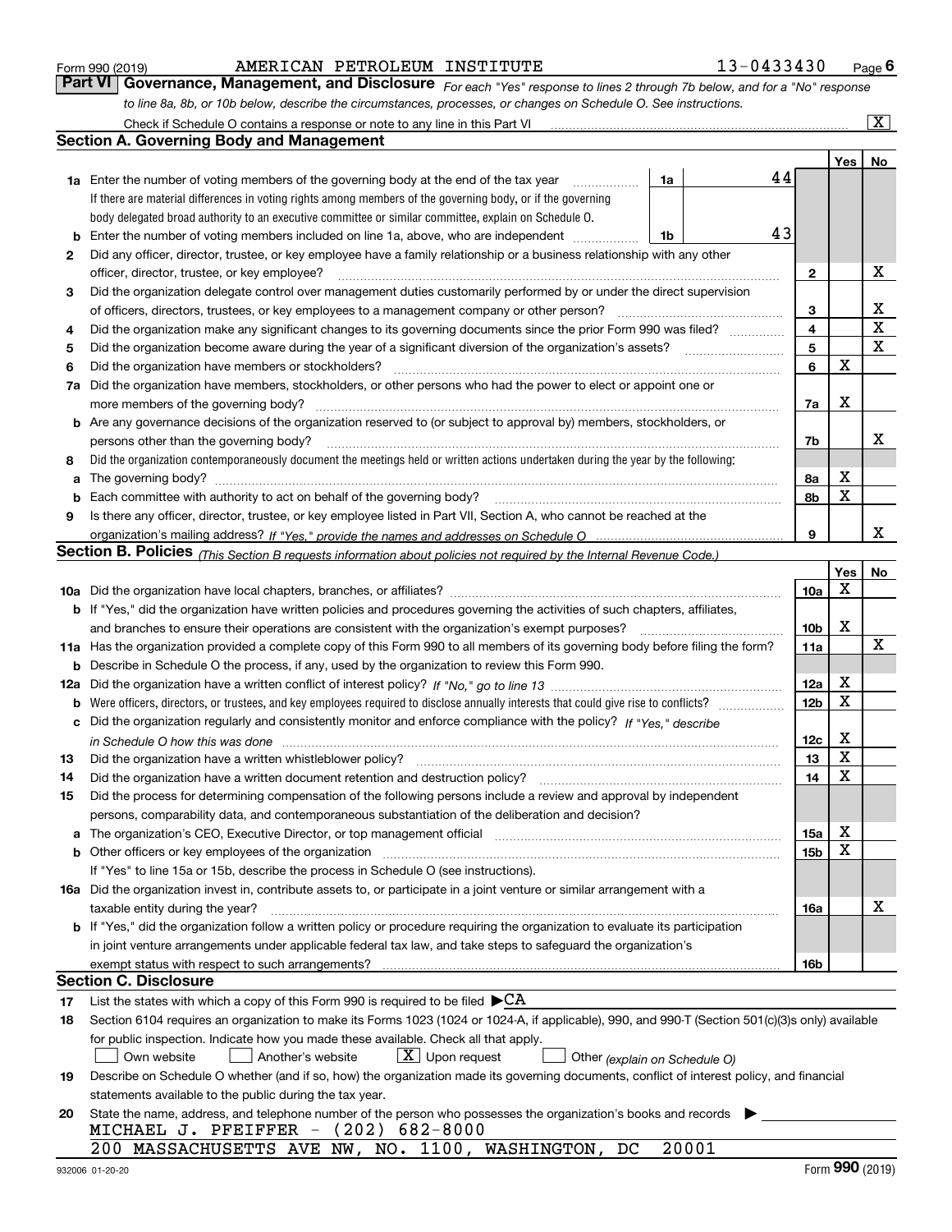Form 990 (2019) AMERICAN PETROLEUM INSTITUTE 13-0433430 Page 6

## Part VI Governance, Management, and Disclosure

*For each "Yes" response to lines 2 through 7b below, and for a "No" response to line 8a, 8b, or 10b below, describe the circumstances, processes, or changes on Schedule O. See instructions.*

Check if Schedule O contains a response or note to any line in this Part VI [X]

### Section A. Governing Body and Management

| | | | | Yes | No |
|---|---|---|---|---|---|
| **1a** | Enter the number of voting members of the governing body at the end of the tax year | 1a | 44 | | |
| | If there are material differences in voting rights among members of the governing body, or if the governing body delegated broad authority to an executive committee or similar committee, explain on Schedule O. | | | | |
| **b** | Enter the number of voting members included on line 1a, above, who are independent | 1b | 43 | | |
| **2** | Did any officer, director, trustee, or key employee have a family relationship or a business relationship with any other officer, director, trustee, or key employee? | 2 | | | X |
| **3** | Did the organization delegate control over management duties customarily performed by or under the direct supervision of officers, directors, trustees, or key employees to a management company or other person? | 3 | | | X |
| **4** | Did the organization make any significant changes to its governing documents since the prior Form 990 was filed? | 4 | | | X |
| **5** | Did the organization become aware during the year of a significant diversion of the organization's assets? | 5 | | | X |
| **6** | Did the organization have members or stockholders? | 6 | | X | |
| **7a** | Did the organization have members, stockholders, or other persons who had the power to elect or appoint one or more members of the governing body? | 7a | | X | |
| **b** | Are any governance decisions of the organization reserved to (or subject to approval by) members, stockholders, or persons other than the governing body? | 7b | | | X |
| **8** | Did the organization contemporaneously document the meetings held or written actions undertaken during the year by the following: | | | | |
| **a** | The governing body? | 8a | | X | |
| **b** | Each committee with authority to act on behalf of the governing body? | 8b | | X | |
| **9** | Is there any officer, director, trustee, or key employee listed in Part VII, Section A, who cannot be reached at the organization's mailing address? *If "Yes," provide the names and addresses on Schedule O* | 9 | | | X |

### Section B. Policies *(This Section B requests information about policies not required by the Internal Revenue Code.)*

| | | | Yes | No |
|---|---|---|---|---|
| **10a** | Did the organization have local chapters, branches, or affiliates? | 10a | X | |
| **b** | If "Yes," did the organization have written policies and procedures governing the activities of such chapters, affiliates, and branches to ensure their operations are consistent with the organization's exempt purposes? | 10b | X | |
| **11a** | Has the organization provided a complete copy of this Form 990 to all members of its governing body before filing the form? | 11a | | X |
| **b** | Describe in Schedule O the process, if any, used by the organization to review this Form 990. | | | |
| **12a** | Did the organization have a written conflict of interest policy? *If "No," go to line 13* | 12a | X | |
| **b** | Were officers, directors, or trustees, and key employees required to disclose annually interests that could give rise to conflicts? | 12b | X | |
| **c** | Did the organization regularly and consistently monitor and enforce compliance with the policy? *If "Yes," describe in Schedule O how this was done* | 12c | X | |
| **13** | Did the organization have a written whistleblower policy? | 13 | X | |
| **14** | Did the organization have a written document retention and destruction policy? | 14 | X | |
| **15** | Did the process for determining compensation of the following persons include a review and approval by independent persons, comparability data, and contemporaneous substantiation of the deliberation and decision? | | | |
| **a** | The organization's CEO, Executive Director, or top management official | 15a | X | |
| **b** | Other officers or key employees of the organization | 15b | X | |
| | If "Yes" to line 15a or 15b, describe the process in Schedule O (see instructions). | | | |
| **16a** | Did the organization invest in, contribute assets to, or participate in a joint venture or similar arrangement with a taxable entity during the year? | 16a | | X |
| **b** | If "Yes," did the organization follow a written policy or procedure requiring the organization to evaluate its participation in joint venture arrangements under applicable federal tax law, and take steps to safeguard the organization's exempt status with respect to such arrangements? | 16b | | |

### Section C. Disclosure

**17** List the states with which a copy of this Form 990 is required to be filed ▶CA

**18** Section 6104 requires an organization to make its Forms 1023 (1024 or 1024-A, if applicable), 990, and 990-T (Section 501(c)(3)s only) available for public inspection. Indicate how you made these available. Check all that apply.

[ ] Own website [ ] Another's website [X] Upon request [ ] Other *(explain on Schedule O)*

**19** Describe on Schedule O whether (and if so, how) the organization made its governing documents, conflict of interest policy, and financial statements available to the public during the tax year.

**20** State the name, address, and telephone number of the person who possesses the organization's books and records ▶

MICHAEL J. PFEIFFER - (202) 682-8000

200 MASSACHUSETTS AVE NW, NO. 1100, WASHINGTON, DC 20001

932006 01-20-20 Form 990 (2019)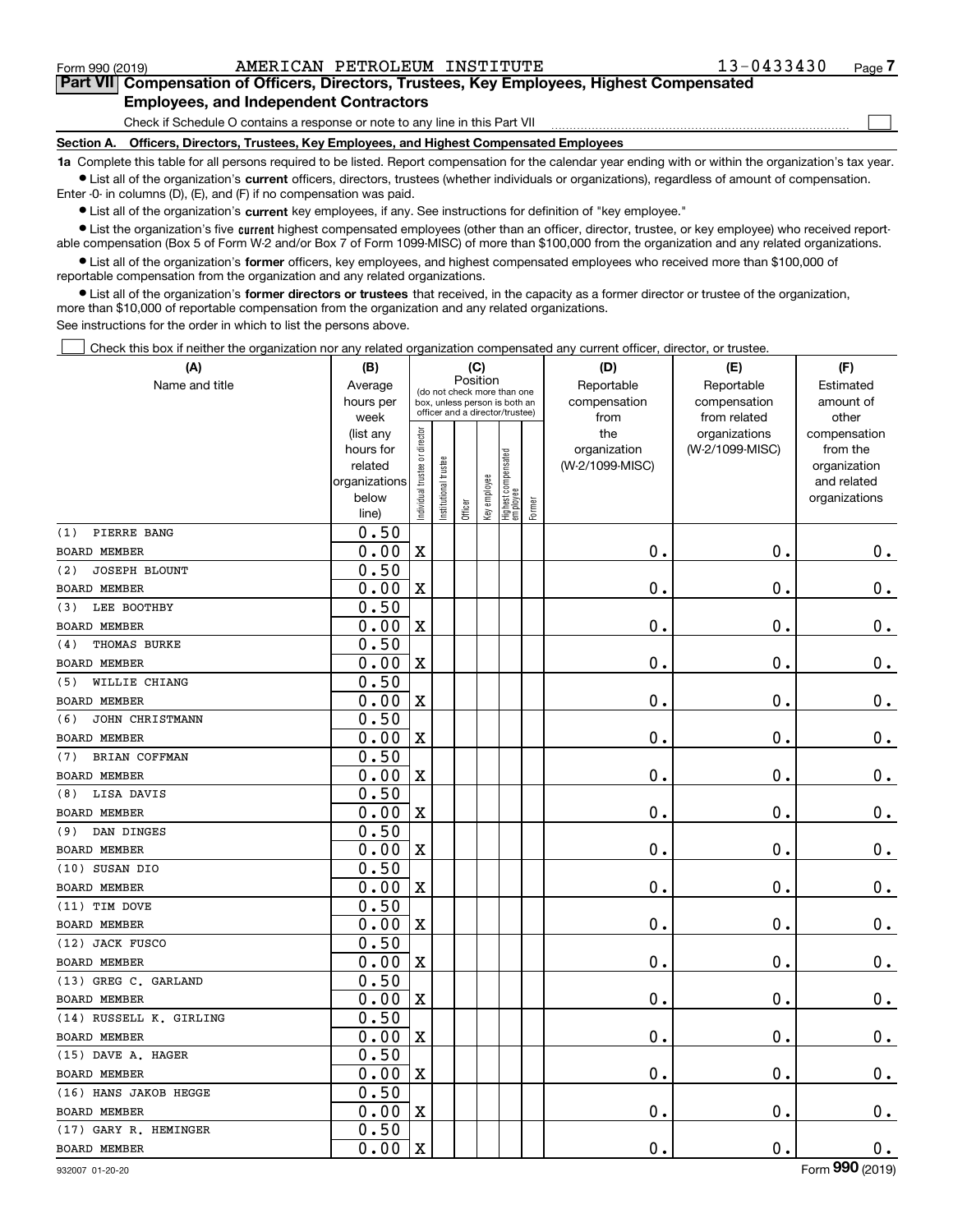Form 990 (2019) AMERICAN PETROLEUM INSTITUTE 13-0433430

## Part VII Compensation of Officers, Directors, Trustees, Key Employees, Highest Compensated Employees, and Independent Contractors

Check if Schedule O contains a response or note to any line in this Part VII ☐

**Section A. Officers, Directors, Trustees, Key Employees, and Highest Compensated Employees**

**1a** Complete this table for all persons required to be listed. Report compensation for the calendar year ending with or within the organization's tax year.

• List all of the organization's **current** officers, directors, trustees (whether individuals or organizations), regardless of amount of compensation. Enter -0- in columns (D), (E), and (F) if no compensation was paid.

• List all of the organization's **current** key employees, if any. See instructions for definition of "key employee."

• List the organization's five **current** highest compensated employees (other than an officer, director, trustee, or key employee) who received reportable compensation (Box 5 of Form W-2 and/or Box 7 of Form 1099-MISC) of more than $100,000 from the organization and any related organizations.

• List all of the organization's **former** officers, key employees, and highest compensated employees who received more than $100,000 of reportable compensation from the organization and any related organizations.

• List all of the organization's **former directors or trustees** that received, in the capacity as a former director or trustee of the organization, more than $10,000 of reportable compensation from the organization and any related organizations.

See instructions for the order in which to list the persons above.

☐ Check this box if neither the organization nor any related organization compensated any current officer, director, or trustee.

| (A) Name and title | (B) Average hours per week (list any hours for related organizations below line) | (C) Position: Individual trustee or director | Institutional trustee | Officer | Key employee | Highest compensated employee | Former | (D) Reportable compensation from the organization (W-2/1099-MISC) | (E) Reportable compensation from related organizations (W-2/1099-MISC) | (F) Estimated amount of other compensation from the organization and related organizations |
|---|---|---|---|---|---|---|---|---|---|---|
| (1) PIERRE BANG<br>BOARD MEMBER | 0.50<br>0.00 | X | | | | | | 0. | 0. | 0. |
| (2) JOSEPH BLOUNT<br>BOARD MEMBER | 0.50<br>0.00 | X | | | | | | 0. | 0. | 0. |
| (3) LEE BOOTHBY<br>BOARD MEMBER | 0.50<br>0.00 | X | | | | | | 0. | 0. | 0. |
| (4) THOMAS BURKE<br>BOARD MEMBER | 0.50<br>0.00 | X | | | | | | 0. | 0. | 0. |
| (5) WILLIE CHIANG<br>BOARD MEMBER | 0.50<br>0.00 | X | | | | | | 0. | 0. | 0. |
| (6) JOHN CHRISTMANN<br>BOARD MEMBER | 0.50<br>0.00 | X | | | | | | 0. | 0. | 0. |
| (7) BRIAN COFFMAN<br>BOARD MEMBER | 0.50<br>0.00 | X | | | | | | 0. | 0. | 0. |
| (8) LISA DAVIS<br>BOARD MEMBER | 0.50<br>0.00 | X | | | | | | 0. | 0. | 0. |
| (9) DAN DINGES<br>BOARD MEMBER | 0.50<br>0.00 | X | | | | | | 0. | 0. | 0. |
| (10) SUSAN DIO<br>BOARD MEMBER | 0.50<br>0.00 | X | | | | | | 0. | 0. | 0. |
| (11) TIM DOVE<br>BOARD MEMBER | 0.50<br>0.00 | X | | | | | | 0. | 0. | 0. |
| (12) JACK FUSCO<br>BOARD MEMBER | 0.50<br>0.00 | X | | | | | | 0. | 0. | 0. |
| (13) GREG C. GARLAND<br>BOARD MEMBER | 0.50<br>0.00 | X | | | | | | 0. | 0. | 0. |
| (14) RUSSELL K. GIRLING<br>BOARD MEMBER | 0.50<br>0.00 | X | | | | | | 0. | 0. | 0. |
| (15) DAVE A. HAGER<br>BOARD MEMBER | 0.50<br>0.00 | X | | | | | | 0. | 0. | 0. |
| (16) HANS JAKOB HEGGE<br>BOARD MEMBER | 0.50<br>0.00 | X | | | | | | 0. | 0. | 0. |
| (17) GARY R. HEMINGER<br>BOARD MEMBER | 0.50<br>0.00 | X | | | | | | 0. | 0. | 0. |

932007 01-20-20 Form **990** (2019)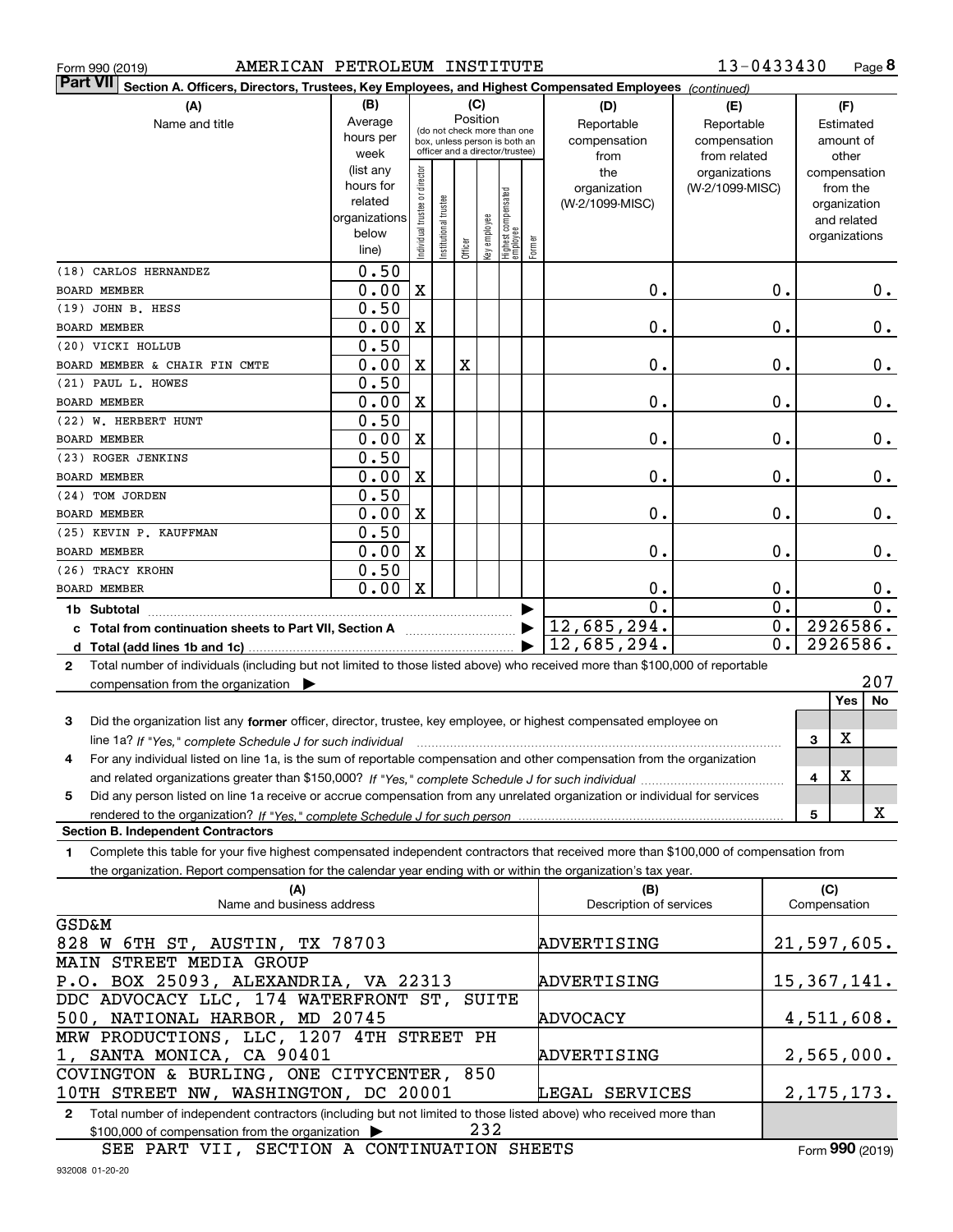Form 990 (2019) AMERICAN PETROLEUM INSTITUTE 13-0433430

**Part VII Section A. Officers, Directors, Trustees, Key Employees, and Highest Compensated Employees** *(continued)*

| (A) Name and title | (B) Average hours per week (list any hours for related organizations below line) | (C) Position: Individual trustee or director | Institutional trustee | Officer | Key employee | Highest compensated employee | Former | (D) Reportable compensation from the organization (W-2/1099-MISC) | (E) Reportable compensation from related organizations (W-2/1099-MISC) | (F) Estimated amount of other compensation from the organization and related organizations |
|---|---|---|---|---|---|---|---|---|---|---|
| (18) CARLOS HERNANDEZ<br>BOARD MEMBER | 0.50<br>0.00 | X | | | | | | 0. | 0. | 0. |
| (19) JOHN B. HESS<br>BOARD MEMBER | 0.50<br>0.00 | X | | | | | | 0. | 0. | 0. |
| (20) VICKI HOLLUB<br>BOARD MEMBER & CHAIR FIN CMTE | 0.50<br>0.00 | X | | X | | | | 0. | 0. | 0. |
| (21) PAUL L. HOWES<br>BOARD MEMBER | 0.50<br>0.00 | X | | | | | | 0. | 0. | 0. |
| (22) W. HERBERT HUNT<br>BOARD MEMBER | 0.50<br>0.00 | X | | | | | | 0. | 0. | 0. |
| (23) ROGER JENKINS<br>BOARD MEMBER | 0.50<br>0.00 | X | | | | | | 0. | 0. | 0. |
| (24) TOM JORDEN<br>BOARD MEMBER | 0.50<br>0.00 | X | | | | | | 0. | 0. | 0. |
| (25) KEVIN P. KAUFFMAN<br>BOARD MEMBER | 0.50<br>0.00 | X | | | | | | 0. | 0. | 0. |
| (26) TRACY KROHN<br>BOARD MEMBER | 0.50<br>0.00 | X | | | | | | 0. | 0. | 0. |
| **1b Subtotal** | | | | | | | | 0. | 0. | 0. |
| **c Total from continuation sheets to Part VII, Section A** | | | | | | | | 12,685,294. | 0. | 2926586. |
| **d Total (add lines 1b and 1c)** | | | | | | | | 12,685,294. | 0. | 2926586. |

**2** Total number of individuals (including but not limited to those listed above) who received more than $100,000 of reportable compensation from the organization ▶ 207

| | | Yes | No |
|---|---|---|---|
| **3** Did the organization list any **former** officer, director, trustee, key employee, or highest compensated employee on line 1a? *If "Yes," complete Schedule J for such individual* | 3 | X | |
| **4** For any individual listed on line 1a, is the sum of reportable compensation and other compensation from the organization and related organizations greater than $150,000? *If "Yes," complete Schedule J for such individual* | 4 | X | |
| **5** Did any person listed on line 1a receive or accrue compensation from any unrelated organization or individual for services rendered to the organization? *If "Yes," complete Schedule J for such person* | 5 | | X |

**Section B. Independent Contractors**

**1** Complete this table for your five highest compensated independent contractors that received more than $100,000 of compensation from the organization. Report compensation for the calendar year ending with or within the organization's tax year.

| (A) Name and business address | (B) Description of services | (C) Compensation |
|---|---|---|
| GSD&M<br>828 W 6TH ST, AUSTIN, TX 78703 | ADVERTISING | 21,597,605. |
| MAIN STREET MEDIA GROUP<br>P.O. BOX 25093, ALEXANDRIA, VA 22313 | ADVERTISING | 15,367,141. |
| DDC ADVOCACY LLC, 174 WATERFRONT ST, SUITE 500, NATIONAL HARBOR, MD 20745 | ADVOCACY | 4,511,608. |
| MRW PRODUCTIONS, LLC, 1207 4TH STREET PH 1, SANTA MONICA, CA 90401 | ADVERTISING | 2,565,000. |
| COVINGTON & BURLING, ONE CITYCENTER, 850 10TH STREET NW, WASHINGTON, DC 20001 | LEGAL SERVICES | 2,175,173. |

**2** Total number of independent contractors (including but not limited to those listed above) who received more than $100,000 of compensation from the organization ▶ 232

SEE PART VII, SECTION A CONTINUATION SHEETS

Form 990 (2019)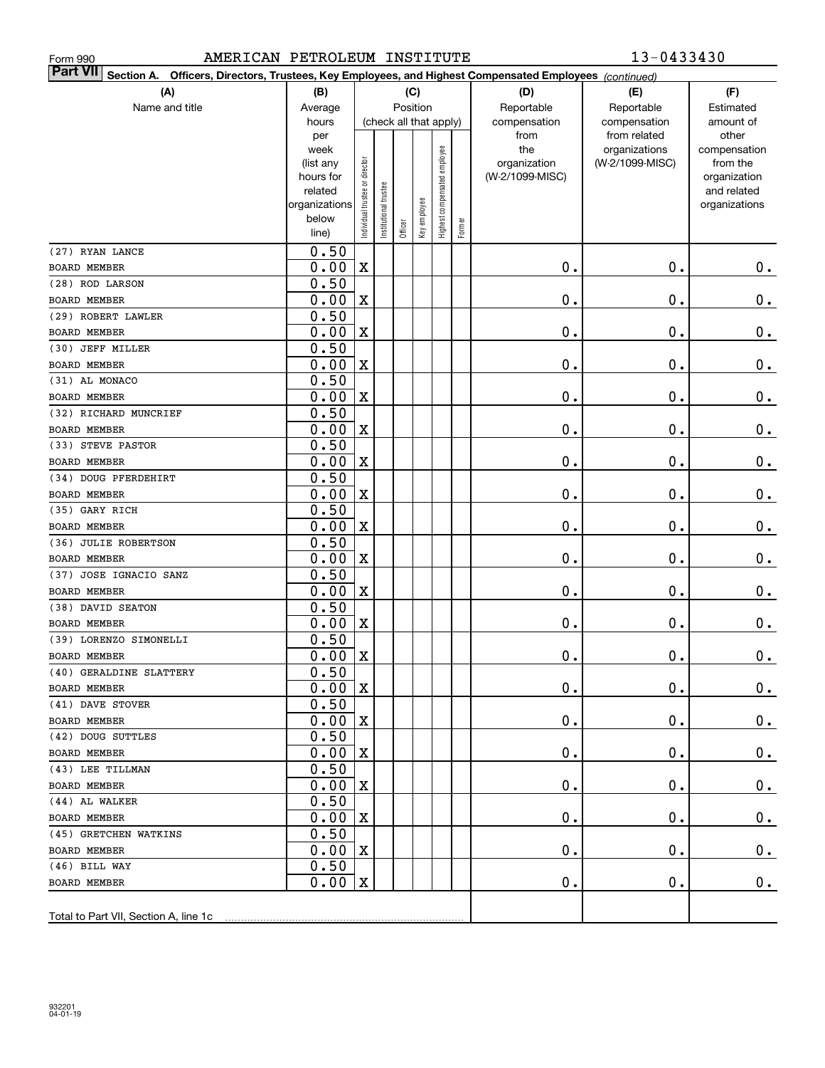Form 990 AMERICAN PETROLEUM INSTITUTE 13-0433430

**Part VII** Section A. Officers, Directors, Trustees, Key Employees, and Highest Compensated Employees *(continued)*

| (A) Name and title | (B) Average hours per week (list any hours for related organizations below line) | (C) Position (check all that apply): Individual trustee or director | Institutional trustee | Officer | Key employee | Highest compensated employee | Former | (D) Reportable compensation from the organization (W-2/1099-MISC) | (E) Reportable compensation from related organizations (W-2/1099-MISC) | (F) Estimated amount of other compensation from the organization and related organizations |
|---|---|---|---|---|---|---|---|---|---|---|
| (27) RYAN LANCE<br>BOARD MEMBER | 0.50<br>0.00 | X | | | | | | 0. | 0. | 0. |
| (28) ROD LARSON<br>BOARD MEMBER | 0.50<br>0.00 | X | | | | | | 0. | 0. | 0. |
| (29) ROBERT LAWLER<br>BOARD MEMBER | 0.50<br>0.00 | X | | | | | | 0. | 0. | 0. |
| (30) JEFF MILLER<br>BOARD MEMBER | 0.50<br>0.00 | X | | | | | | 0. | 0. | 0. |
| (31) AL MONACO<br>BOARD MEMBER | 0.50<br>0.00 | X | | | | | | 0. | 0. | 0. |
| (32) RICHARD MUNCRIEF<br>BOARD MEMBER | 0.50<br>0.00 | X | | | | | | 0. | 0. | 0. |
| (33) STEVE PASTOR<br>BOARD MEMBER | 0.50<br>0.00 | X | | | | | | 0. | 0. | 0. |
| (34) DOUG PFERDEHIRT<br>BOARD MEMBER | 0.50<br>0.00 | X | | | | | | 0. | 0. | 0. |
| (35) GARY RICH<br>BOARD MEMBER | 0.50<br>0.00 | X | | | | | | 0. | 0. | 0. |
| (36) JULIE ROBERTSON<br>BOARD MEMBER | 0.50<br>0.00 | X | | | | | | 0. | 0. | 0. |
| (37) JOSE IGNACIO SANZ<br>BOARD MEMBER | 0.50<br>0.00 | X | | | | | | 0. | 0. | 0. |
| (38) DAVID SEATON<br>BOARD MEMBER | 0.50<br>0.00 | X | | | | | | 0. | 0. | 0. |
| (39) LORENZO SIMONELLI<br>BOARD MEMBER | 0.50<br>0.00 | X | | | | | | 0. | 0. | 0. |
| (40) GERALDINE SLATTERY<br>BOARD MEMBER | 0.50<br>0.00 | X | | | | | | 0. | 0. | 0. |
| (41) DAVE STOVER<br>BOARD MEMBER | 0.50<br>0.00 | X | | | | | | 0. | 0. | 0. |
| (42) DOUG SUTTLES<br>BOARD MEMBER | 0.50<br>0.00 | X | | | | | | 0. | 0. | 0. |
| (43) LEE TILLMAN<br>BOARD MEMBER | 0.50<br>0.00 | X | | | | | | 0. | 0. | 0. |
| (44) AL WALKER<br>BOARD MEMBER | 0.50<br>0.00 | X | | | | | | 0. | 0. | 0. |
| (45) GRETCHEN WATKINS<br>BOARD MEMBER | 0.50<br>0.00 | X | | | | | | 0. | 0. | 0. |
| (46) BILL WAY<br>BOARD MEMBER | 0.50<br>0.00 | X | | | | | | 0. | 0. | 0. |
| Total to Part VII, Section A, line 1c | | | | | | | | | | |

932201
04-01-19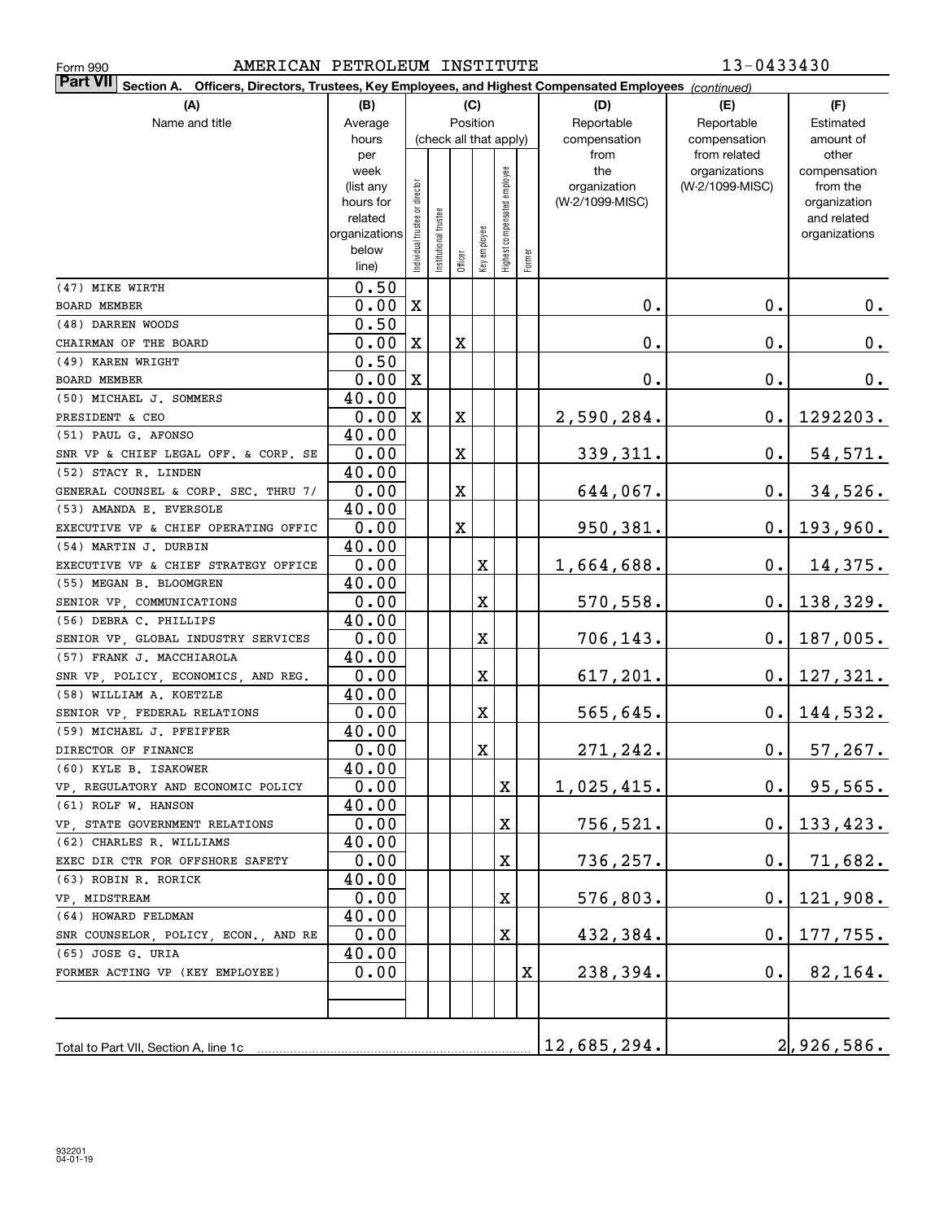Form 990 AMERICAN PETROLEUM INSTITUTE 13-0433430

**Part VII** Section A. Officers, Directors, Trustees, Key Employees, and Highest Compensated Employees *(continued)*

| (A) Name and title | (B) Average hours per week (list any hours for related organizations below line) | (C) Position: Individual trustee or director | Institutional trustee | Officer | Key employee | Highest compensated employee | Former | (D) Reportable compensation from the organization (W-2/1099-MISC) | (E) Reportable compensation from related organizations (W-2/1099-MISC) | (F) Estimated amount of other compensation from the organization and related organizations |
|---|---|---|---|---|---|---|---|---|---|---|
| (47) MIKE WIRTH<br>BOARD MEMBER | 0.50<br>0.00 | X | | | | | | 0. | 0. | 0. |
| (48) DARREN WOODS<br>CHAIRMAN OF THE BOARD | 0.50<br>0.00 | X | | X | | | | 0. | 0. | 0. |
| (49) KAREN WRIGHT<br>BOARD MEMBER | 0.50<br>0.00 | X | | | | | | 0. | 0. | 0. |
| (50) MICHAEL J. SOMMERS<br>PRESIDENT & CEO | 40.00<br>0.00 | X | | X | | | | 2,590,284. | 0. | 1292203. |
| (51) PAUL G. AFONSO<br>SNR VP & CHIEF LEGAL OFF. & CORP. SE | 40.00<br>0.00 | | | X | | | | 339,311. | 0. | 54,571. |
| (52) STACY R. LINDEN<br>GENERAL COUNSEL & CORP. SEC. THRU 7/ | 40.00<br>0.00 | | | X | | | | 644,067. | 0. | 34,526. |
| (53) AMANDA E. EVERSOLE<br>EXECUTIVE VP & CHIEF OPERATING OFFIC | 40.00<br>0.00 | | | X | | | | 950,381. | 0. | 193,960. |
| (54) MARTIN J. DURBIN<br>EXECUTIVE VP & CHIEF STRATEGY OFFICE | 40.00<br>0.00 | | | | X | | | 1,664,688. | 0. | 14,375. |
| (55) MEGAN B. BLOOMGREN<br>SENIOR VP, COMMUNICATIONS | 40.00<br>0.00 | | | | X | | | 570,558. | 0. | 138,329. |
| (56) DEBRA C. PHILLIPS<br>SENIOR VP, GLOBAL INDUSTRY SERVICES | 40.00<br>0.00 | | | | X | | | 706,143. | 0. | 187,005. |
| (57) FRANK J. MACCHIAROLA<br>SNR VP, POLICY, ECONOMICS, AND REG. | 40.00<br>0.00 | | | | X | | | 617,201. | 0. | 127,321. |
| (58) WILLIAM A. KOETZLE<br>SENIOR VP, FEDERAL RELATIONS | 40.00<br>0.00 | | | | X | | | 565,645. | 0. | 144,532. |
| (59) MICHAEL J. PFEIFFER<br>DIRECTOR OF FINANCE | 40.00<br>0.00 | | | | X | | | 271,242. | 0. | 57,267. |
| (60) KYLE B. ISAKOWER<br>VP, REGULATORY AND ECONOMIC POLICY | 40.00<br>0.00 | | | | | X | | 1,025,415. | 0. | 95,565. |
| (61) ROLF W. HANSON<br>VP, STATE GOVERNMENT RELATIONS | 40.00<br>0.00 | | | | | X | | 756,521. | 0. | 133,423. |
| (62) CHARLES R. WILLIAMS<br>EXEC DIR CTR FOR OFFSHORE SAFETY | 40.00<br>0.00 | | | | | X | | 736,257. | 0. | 71,682. |
| (63) ROBIN R. RORICK<br>VP, MIDSTREAM | 40.00<br>0.00 | | | | | X | | 576,803. | 0. | 121,908. |
| (64) HOWARD FELDMAN<br>SNR COUNSELOR, POLICY, ECON., AND RE | 40.00<br>0.00 | | | | | X | | 432,384. | 0. | 177,755. |
| (65) JOSE G. URIA<br>FORMER ACTING VP (KEY EMPLOYEE) | 40.00<br>0.00 | | | | | | X | 238,394. | 0. | 82,164. |
| Total to Part VII, Section A, line 1c | | | | | | | | 12,685,294. | | 2,926,586. |

932201
04-01-19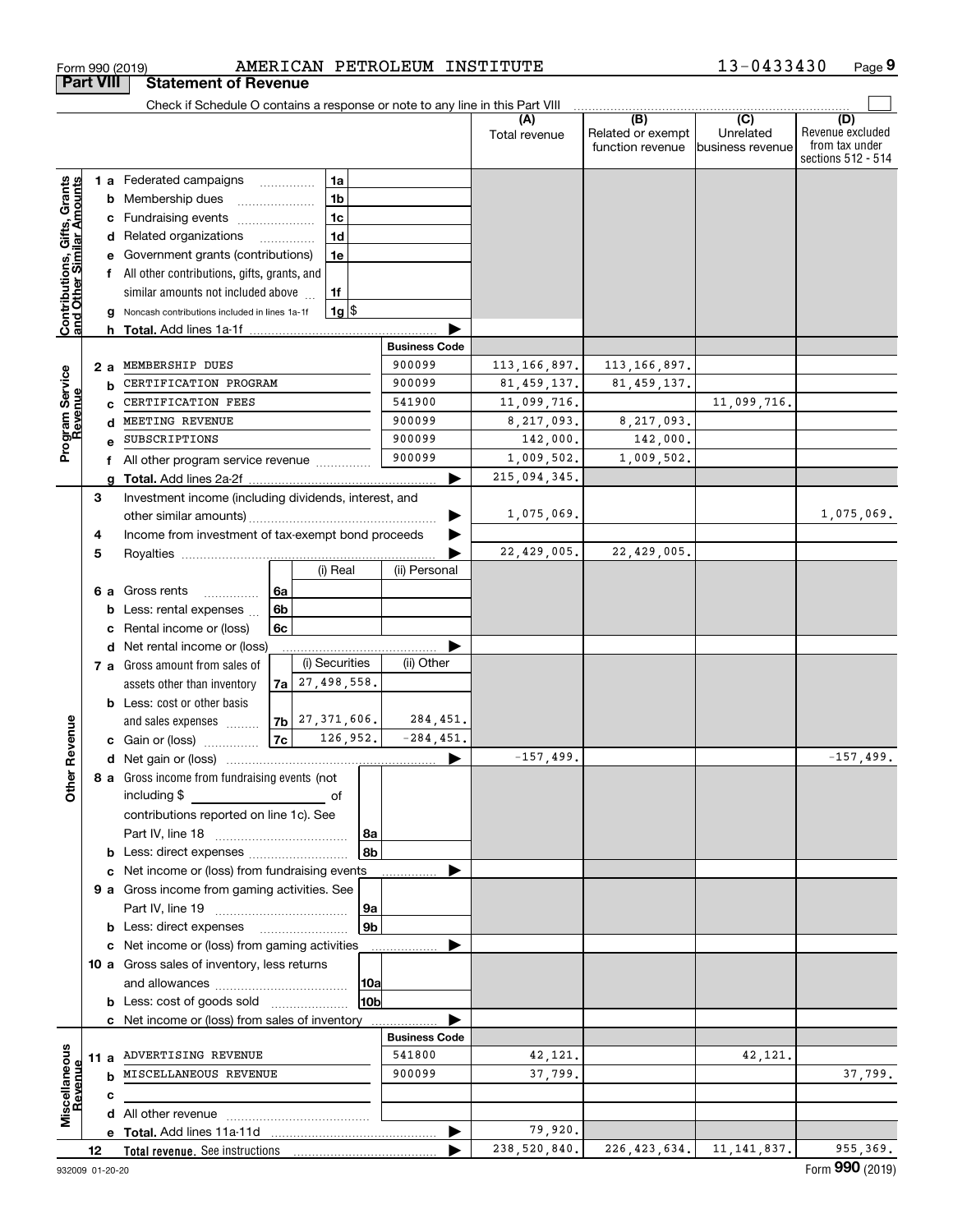Form 990 (2019) AMERICAN PETROLEUM INSTITUTE 13-0433430

## Part VIII Statement of Revenue

Check if Schedule O contains a response or note to any line in this Part VIII

| | | | | (A) Total revenue | (B) Related or exempt function revenue | (C) Unrelated business revenue | (D) Revenue excluded from tax under sections 512 - 514 |
|---|---|---|---|---|---|---|---|
| **Contributions, Gifts, Grants and Other Similar Amounts** | 1 a | Federated campaigns | 1a | | | | |
| | b | Membership dues | 1b | | | | |
| | c | Fundraising events | 1c | | | | |
| | d | Related organizations | 1d | | | | |
| | e | Government grants (contributions) | 1e | | | | |
| | f | All other contributions, gifts, grants, and similar amounts not included above | 1f | | | | |
| | g | Noncash contributions included in lines 1a-1f | 1g $ | | | | |
| | h | **Total.** Add lines 1a-1f | | | | | |
| | | | **Business Code** | | | | |
| **Program Service Revenue** | 2 a | MEMBERSHIP DUES | 900099 | 113,166,897. | 113,166,897. | | |
| | b | CERTIFICATION PROGRAM | 900099 | 81,459,137. | 81,459,137. | | |
| | c | CERTIFICATION FEES | 541900 | 11,099,716. | | 11,099,716. | |
| | d | MEETING REVENUE | 900099 | 8,217,093. | 8,217,093. | | |
| | e | SUBSCRIPTIONS | 900099 | 142,000. | 142,000. | | |
| | f | All other program service revenue | 900099 | 1,009,502. | 1,009,502. | | |
| | g | **Total.** Add lines 2a-2f | | 215,094,345. | | | |
| **Other Revenue** | 3 | Investment income (including dividends, interest, and other similar amounts) | | 1,075,069. | | | 1,075,069. |
| | 4 | Income from investment of tax-exempt bond proceeds | | | | | |
| | 5 | Royalties | | 22,429,005. | 22,429,005. | | |
| | | | (i) Real / (ii) Personal | | | | |
| | 6 a | Gross rents | 6a | | | | |
| | b | Less: rental expenses | 6b | | | | |
| | c | Rental income or (loss) | 6c | | | | |
| | d | Net rental income or (loss) | | | | | |
| | | | (i) Securities / (ii) Other | | | | |
| | 7 a | Gross amount from sales of assets other than inventory | 7a (i) 27,498,558. | | | | |
| | b | Less: cost or other basis and sales expenses | 7b (i) 27,371,606. (ii) 284,451. | | | | |
| | c | Gain or (loss) | 7c (i) 126,952. (ii) -284,451. | | | | |
| | d | Net gain or (loss) | | -157,499. | | | -157,499. |
| | 8 a | Gross income from fundraising events (not including $ ______ of contributions reported on line 1c). See Part IV, line 18 | 8a | | | | |
| | b | Less: direct expenses | 8b | | | | |
| | c | Net income or (loss) from fundraising events | | | | | |
| | 9 a | Gross income from gaming activities. See Part IV, line 19 | 9a | | | | |
| | b | Less: direct expenses | 9b | | | | |
| | c | Net income or (loss) from gaming activities | | | | | |
| | 10 a | Gross sales of inventory, less returns and allowances | 10a | | | | |
| | b | Less: cost of goods sold | 10b | | | | |
| | c | Net income or (loss) from sales of inventory | | | | | |
| | | | **Business Code** | | | | |
| **Miscellaneous Revenue** | 11 a | ADVERTISING REVENUE | 541800 | 42,121. | | 42,121. | |
| | b | MISCELLANEOUS REVENUE | 900099 | 37,799. | | | 37,799. |
| | c | | | | | | |
| | d | All other revenue | | | | | |
| | e | **Total.** Add lines 11a-11d | | 79,920. | | | |
| | 12 | **Total revenue.** See instructions | | 238,520,840. | 226,423,634. | 11,141,837. | 955,369. |

932009 01-20-20 Form **990** (2019)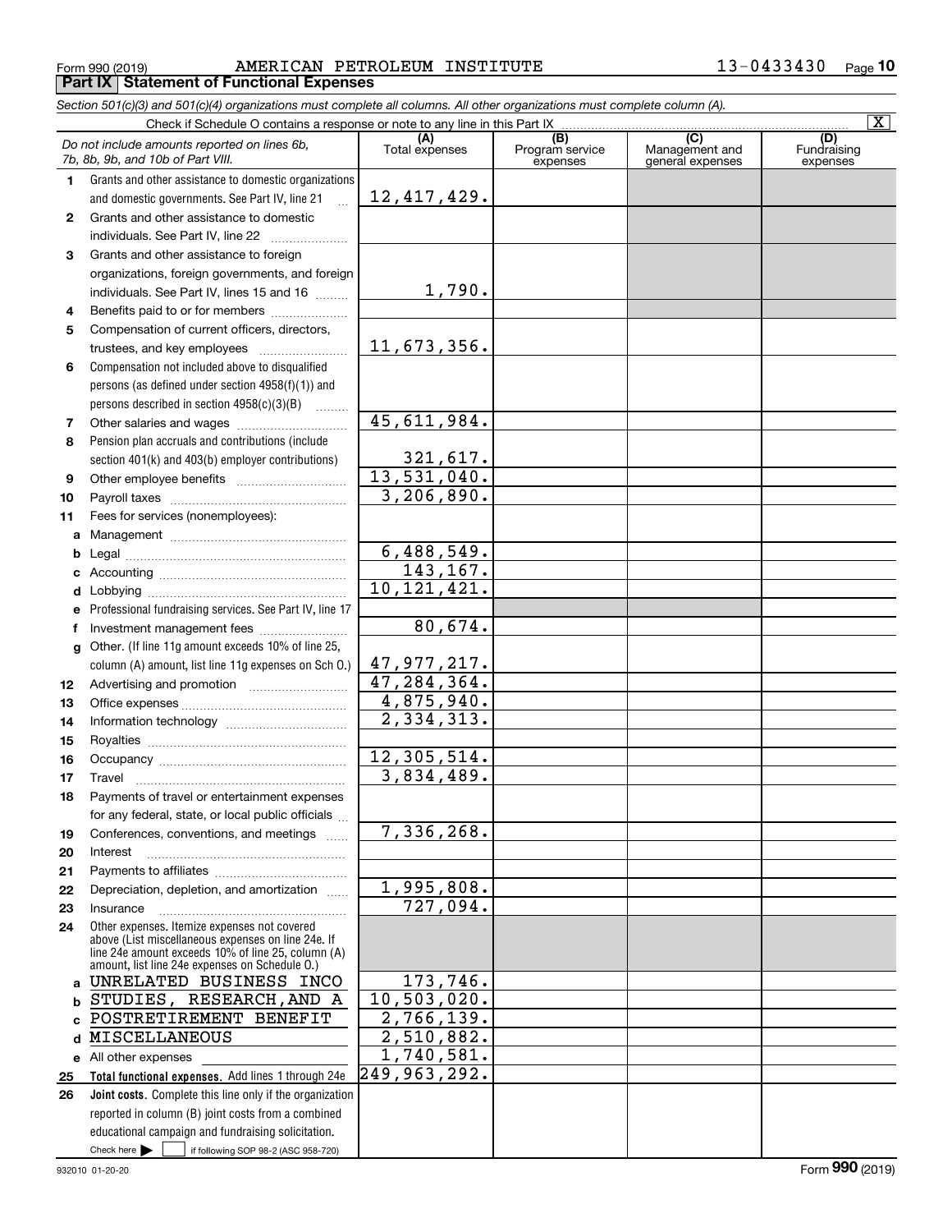Form 990 (2019) AMERICAN PETROLEUM INSTITUTE 13-0433430 Page 10

**Part IX Statement of Functional Expenses**

*Section 501(c)(3) and 501(c)(4) organizations must complete all columns. All other organizations must complete column (A).*

Check if Schedule O contains a response or note to any line in this Part IX [X]

| | *Do not include amounts reported on lines 6b, 7b, 8b, 9b, and 10b of Part VIII.* | (A) Total expenses | (B) Program service expenses | (C) Management and general expenses | (D) Fundraising expenses |
|---|---|---|---|---|---|
| 1 | Grants and other assistance to domestic organizations and domestic governments. See Part IV, line 21 | 12,417,429. | | | |
| 2 | Grants and other assistance to domestic individuals. See Part IV, line 22 | | | | |
| 3 | Grants and other assistance to foreign organizations, foreign governments, and foreign individuals. See Part IV, lines 15 and 16 | 1,790. | | | |
| 4 | Benefits paid to or for members | | | | |
| 5 | Compensation of current officers, directors, trustees, and key employees | 11,673,356. | | | |
| 6 | Compensation not included above to disqualified persons (as defined under section 4958(f)(1)) and persons described in section 4958(c)(3)(B) | | | | |
| 7 | Other salaries and wages | 45,611,984. | | | |
| 8 | Pension plan accruals and contributions (include section 401(k) and 403(b) employer contributions) | 321,617. | | | |
| 9 | Other employee benefits | 13,531,040. | | | |
| 10 | Payroll taxes | 3,206,890. | | | |
| 11 | Fees for services (nonemployees): | | | | |
| a | Management | | | | |
| b | Legal | 6,488,549. | | | |
| c | Accounting | 143,167. | | | |
| d | Lobbying | 10,121,421. | | | |
| e | Professional fundraising services. See Part IV, line 17 | | | | |
| f | Investment management fees | 80,674. | | | |
| g | Other. (If line 11g amount exceeds 10% of line 25, column (A) amount, list line 11g expenses on Sch O.) | 47,977,217. | | | |
| 12 | Advertising and promotion | 47,284,364. | | | |
| 13 | Office expenses | 4,875,940. | | | |
| 14 | Information technology | 2,334,313. | | | |
| 15 | Royalties | | | | |
| 16 | Occupancy | 12,305,514. | | | |
| 17 | Travel | 3,834,489. | | | |
| 18 | Payments of travel or entertainment expenses for any federal, state, or local public officials | | | | |
| 19 | Conferences, conventions, and meetings | 7,336,268. | | | |
| 20 | Interest | | | | |
| 21 | Payments to affiliates | | | | |
| 22 | Depreciation, depletion, and amortization | 1,995,808. | | | |
| 23 | Insurance | 727,094. | | | |
| 24 | Other expenses. Itemize expenses not covered above (List miscellaneous expenses on line 24e. If line 24e amount exceeds 10% of line 25, column (A) amount, list line 24e expenses on Schedule O.) | | | | |
| a | UNRELATED BUSINESS INCO | 173,746. | | | |
| b | STUDIES, RESEARCH,AND A | 10,503,020. | | | |
| c | POSTRETIREMENT BENEFIT | 2,766,139. | | | |
| d | MISCELLANEOUS | 2,510,882. | | | |
| e | All other expenses | 1,740,581. | | | |
| 25 | **Total functional expenses.** Add lines 1 through 24e | 249,963,292. | | | |
| 26 | **Joint costs.** Complete this line only if the organization reported in column (B) joint costs from a combined educational campaign and fundraising solicitation. Check here [ ] if following SOP 98-2 (ASC 958-720) | | | | |

932010 01-20-20 Form **990** (2019)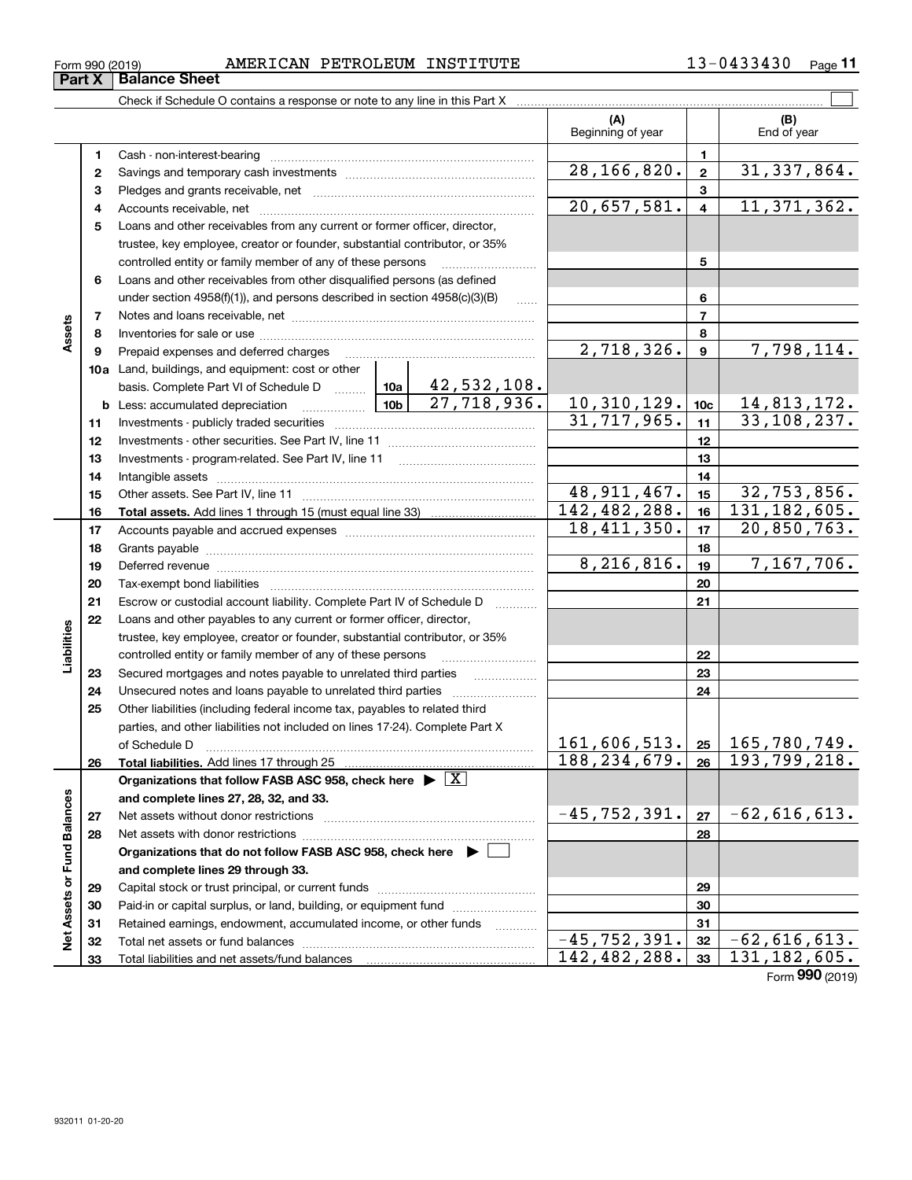Form 990 (2019) AMERICAN PETROLEUM INSTITUTE 13-0433430

## Part X Balance Sheet

Check if Schedule O contains a response or note to any line in this Part X

| | | | | (A) Beginning of year | | (B) End of year |
|---|---|---|---|---|---|---|
| **Assets** | 1 | Cash - non-interest-bearing | | | 1 | |
| | 2 | Savings and temporary cash investments | | 28,166,820. | 2 | 31,337,864. |
| | 3 | Pledges and grants receivable, net | | | 3 | |
| | 4 | Accounts receivable, net | | 20,657,581. | 4 | 11,371,362. |
| | 5 | Loans and other receivables from any current or former officer, director, trustee, key employee, creator or founder, substantial contributor, or 35% controlled entity or family member of any of these persons | | | 5 | |
| | 6 | Loans and other receivables from other disqualified persons (as defined under section 4958(f)(1)), and persons described in section 4958(c)(3)(B) | | | 6 | |
| | 7 | Notes and loans receivable, net | | | 7 | |
| | 8 | Inventories for sale or use | | | 8 | |
| | 9 | Prepaid expenses and deferred charges | | 2,718,326. | 9 | 7,798,114. |
| | 10a | Land, buildings, and equipment: cost or other basis. Complete Part VI of Schedule D | 10a 42,532,108. | | | |
| | b | Less: accumulated depreciation | 10b 27,718,936. | 10,310,129. | 10c | 14,813,172. |
| | 11 | Investments - publicly traded securities | | 31,717,965. | 11 | 33,108,237. |
| | 12 | Investments - other securities. See Part IV, line 11 | | | 12 | |
| | 13 | Investments - program-related. See Part IV, line 11 | | | 13 | |
| | 14 | Intangible assets | | | 14 | |
| | 15 | Other assets. See Part IV, line 11 | | 48,911,467. | 15 | 32,753,856. |
| | 16 | **Total assets.** Add lines 1 through 15 (must equal line 33) | | 142,482,288. | 16 | 131,182,605. |
| **Liabilities** | 17 | Accounts payable and accrued expenses | | 18,411,350. | 17 | 20,850,763. |
| | 18 | Grants payable | | | 18 | |
| | 19 | Deferred revenue | | 8,216,816. | 19 | 7,167,706. |
| | 20 | Tax-exempt bond liabilities | | | 20 | |
| | 21 | Escrow or custodial account liability. Complete Part IV of Schedule D | | | 21 | |
| | 22 | Loans and other payables to any current or former officer, director, trustee, key employee, creator or founder, substantial contributor, or 35% controlled entity or family member of any of these persons | | | 22 | |
| | 23 | Secured mortgages and notes payable to unrelated third parties | | | 23 | |
| | 24 | Unsecured notes and loans payable to unrelated third parties | | | 24 | |
| | 25 | Other liabilities (including federal income tax, payables to related third parties, and other liabilities not included on lines 17-24). Complete Part X of Schedule D | | 161,606,513. | 25 | 165,780,749. |
| | 26 | **Total liabilities.** Add lines 17 through 25 | | 188,234,679. | 26 | 193,799,218. |
| **Net Assets or Fund Balances** | | **Organizations that follow FASB ASC 958, check here ▶ [X] and complete lines 27, 28, 32, and 33.** | | | | |
| | 27 | Net assets without donor restrictions | | -45,752,391. | 27 | -62,616,613. |
| | 28 | Net assets with donor restrictions | | | 28 | |
| | | **Organizations that do not follow FASB ASC 958, check here ▶ [ ] and complete lines 29 through 33.** | | | | |
| | 29 | Capital stock or trust principal, or current funds | | | 29 | |
| | 30 | Paid-in or capital surplus, or land, building, or equipment fund | | | 30 | |
| | 31 | Retained earnings, endowment, accumulated income, or other funds | | | 31 | |
| | 32 | Total net assets or fund balances | | -45,752,391. | 32 | -62,616,613. |
| | 33 | Total liabilities and net assets/fund balances | | 142,482,288. | 33 | 131,182,605. |

Form **990** (2019)

932011 01-20-20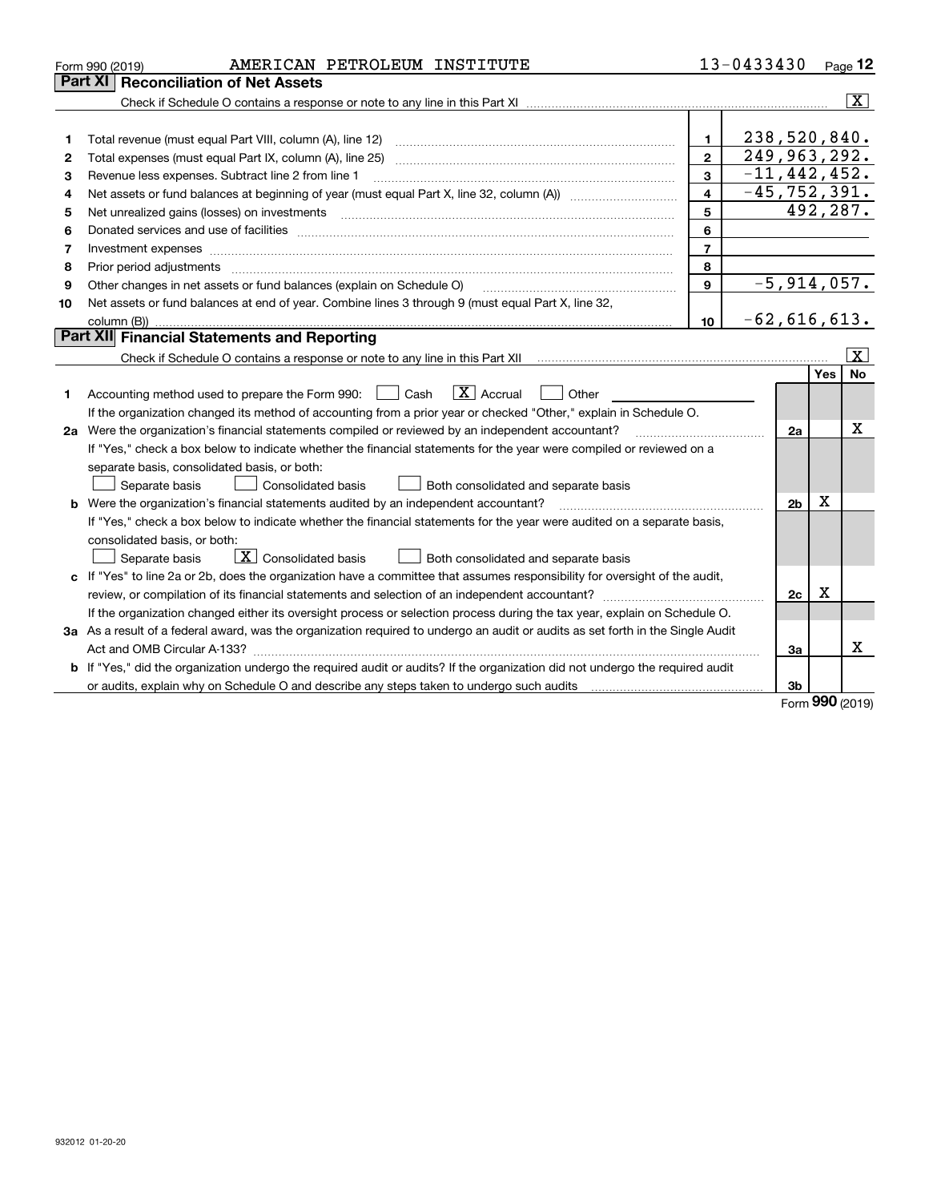Form 990 (2019) AMERICAN PETROLEUM INSTITUTE 13-0433430 Page **12**

## Part XI Reconciliation of Net Assets

Check if Schedule O contains a response or note to any line in this Part XI .......... [X]

| | | | |
|---|---|---|---|
| 1 | Total revenue (must equal Part VIII, column (A), line 12) | 1 | 238,520,840. |
| 2 | Total expenses (must equal Part IX, column (A), line 25) | 2 | 249,963,292. |
| 3 | Revenue less expenses. Subtract line 2 from line 1 | 3 | -11,442,452. |
| 4 | Net assets or fund balances at beginning of year (must equal Part X, line 32, column (A)) | 4 | -45,752,391. |
| 5 | Net unrealized gains (losses) on investments | 5 | 492,287. |
| 6 | Donated services and use of facilities | 6 | |
| 7 | Investment expenses | 7 | |
| 8 | Prior period adjustments | 8 | |
| 9 | Other changes in net assets or fund balances (explain on Schedule O) | 9 | -5,914,057. |
| 10 | Net assets or fund balances at end of year. Combine lines 3 through 9 (must equal Part X, line 32, column (B)) | 10 | -62,616,613. |

## Part XII Financial Statements and Reporting

Check if Schedule O contains a response or note to any line in this Part XII .......... [X]

| | | | Yes | No |
|---|---|---|---|---|
| 1 | Accounting method used to prepare the Form 990: [ ] Cash [X] Accrual [ ] Other | | | |
| | If the organization changed its method of accounting from a prior year or checked "Other," explain in Schedule O. | | | |
| 2a | Were the organization's financial statements compiled or reviewed by an independent accountant? | 2a | | X |
| | If "Yes," check a box below to indicate whether the financial statements for the year were compiled or reviewed on a separate basis, consolidated basis, or both: [ ] Separate basis [ ] Consolidated basis [ ] Both consolidated and separate basis | | | |
| b | Were the organization's financial statements audited by an independent accountant? | 2b | X | |
| | If "Yes," check a box below to indicate whether the financial statements for the year were audited on a separate basis, consolidated basis, or both: [ ] Separate basis [X] Consolidated basis [ ] Both consolidated and separate basis | | | |
| c | If "Yes" to line 2a or 2b, does the organization have a committee that assumes responsibility for oversight of the audit, review, or compilation of its financial statements and selection of an independent accountant? | 2c | X | |
| | If the organization changed either its oversight process or selection process during the tax year, explain on Schedule O. | | | |
| 3a | As a result of a federal award, was the organization required to undergo an audit or audits as set forth in the Single Audit Act and OMB Circular A-133? | 3a | | X |
| b | If "Yes," did the organization undergo the required audit or audits? If the organization did not undergo the required audit or audits, explain why on Schedule O and describe any steps taken to undergo such audits | 3b | | |

Form **990** (2019)

932012 01-20-20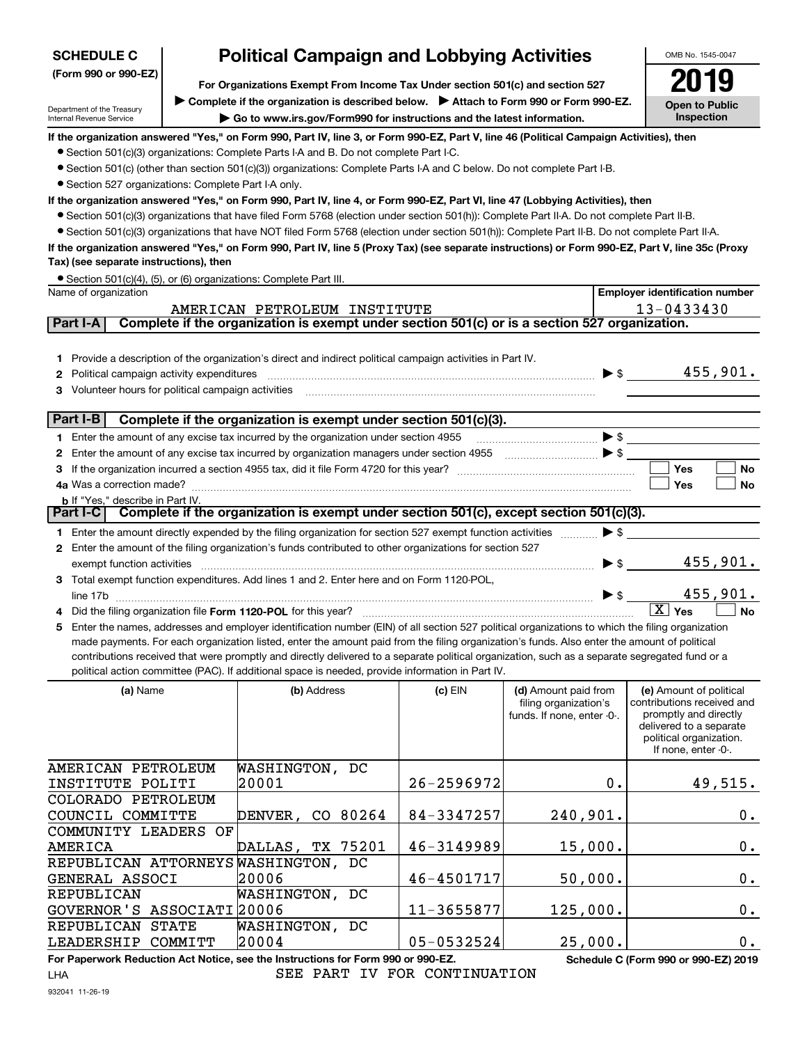**SCHEDULE C (Form 990 or 990-EZ)**

Department of the Treasury
Internal Revenue Service

# Political Campaign and Lobbying Activities

**For Organizations Exempt From Income Tax Under section 501(c) and section 527**

▶ Complete if the organization is described below. ▶ Attach to Form 990 or Form 990-EZ.

▶ Go to www.irs.gov/Form990 for instructions and the latest information.

OMB No. 1545-0047

**2019**

**Open to Public Inspection**

**If the organization answered "Yes," on Form 990, Part IV, line 3, or Form 990-EZ, Part V, line 46 (Political Campaign Activities), then**

- Section 501(c)(3) organizations: Complete Parts I-A and B. Do not complete Part I-C.
- Section 501(c) (other than section 501(c)(3)) organizations: Complete Parts I-A and C below. Do not complete Part I-B.
- Section 527 organizations: Complete Part I-A only.

**If the organization answered "Yes," on Form 990, Part IV, line 4, or Form 990-EZ, Part VI, line 47 (Lobbying Activities), then**

- Section 501(c)(3) organizations that have filed Form 5768 (election under section 501(h)): Complete Part II-A. Do not complete Part II-B.
- Section 501(c)(3) organizations that have NOT filed Form 5768 (election under section 501(h)): Complete Part II-B. Do not complete Part II-A.

**If the organization answered "Yes," on Form 990, Part IV, line 5 (Proxy Tax) (see separate instructions) or Form 990-EZ, Part V, line 35c (Proxy Tax) (see separate instructions), then**

- Section 501(c)(4), (5), or (6) organizations: Complete Part III.

| Name of organization | Employer identification number |
|---|---|
| AMERICAN PETROLEUM INSTITUTE | 13-0433430 |

## Part I-A Complete if the organization is exempt under section 501(c) or is a section 527 organization.

1. Provide a description of the organization's direct and indirect political campaign activities in Part IV.
2. Political campaign activity expenditures ▶ $ 455,901.
3. Volunteer hours for political campaign activities

## Part I-B Complete if the organization is exempt under section 501(c)(3).

1. Enter the amount of any excise tax incurred by the organization under section 4955 ▶ $
2. Enter the amount of any excise tax incurred by organization managers under section 4955 ▶ $
3. If the organization incurred a section 4955 tax, did it file Form 4720 for this year? ☐ Yes ☐ No
4. a Was a correction made? ☐ Yes ☐ No
   b If "Yes," describe in Part IV.

## Part I-C Complete if the organization is exempt under section 501(c), except section 501(c)(3).

1. Enter the amount directly expended by the filing organization for section 527 exempt function activities ▶ $
2. Enter the amount of the filing organization's funds contributed to other organizations for section 527 exempt function activities ▶ $ 455,901.
3. Total exempt function expenditures. Add lines 1 and 2. Enter here and on Form 1120-POL, line 17b ▶ $ 455,901.
4. Did the filing organization file **Form 1120-POL** for this year? ☒ Yes ☐ No
5. Enter the names, addresses and employer identification number (EIN) of all section 527 political organizations to which the filing organization made payments. For each organization listed, enter the amount paid from the filing organization's funds. Also enter the amount of political contributions received that were promptly and directly delivered to a separate political organization, such as a separate segregated fund or a political action committee (PAC). If additional space is needed, provide information in Part IV.

| (a) Name | (b) Address | (c) EIN | (d) Amount paid from filing organization's funds. If none, enter -0-. | (e) Amount of political contributions received and promptly and directly delivered to a separate political organization. If none, enter -0-. |
|---|---|---|---|---|
| AMERICAN PETROLEUM INSTITUTE POLITI | WASHINGTON, DC 20001 | 26-2596972 | 0. | 49,515. |
| COLORADO PETROLEUM COUNCIL COMMITTE | DENVER, CO 80264 | 84-3347257 | 240,901. | 0. |
| COMMUNITY LEADERS OF AMERICA | DALLAS, TX 75201 | 46-3149989 | 15,000. | 0. |
| REPUBLICAN ATTORNEYS GENERAL ASSOCI | WASHINGTON, DC 20006 | 46-4501717 | 50,000. | 0. |
| REPUBLICAN GOVERNOR'S ASSOCIATI | WASHINGTON, DC 20006 | 11-3655877 | 125,000. | 0. |
| REPUBLICAN STATE LEADERSHIP COMMITT | WASHINGTON, DC 20004 | 05-0532524 | 25,000. | 0. |

**For Paperwork Reduction Act Notice, see the Instructions for Form 990 or 990-EZ.** **Schedule C (Form 990 or 990-EZ) 2019**

LHA

SEE PART IV FOR CONTINUATION

932041 11-26-19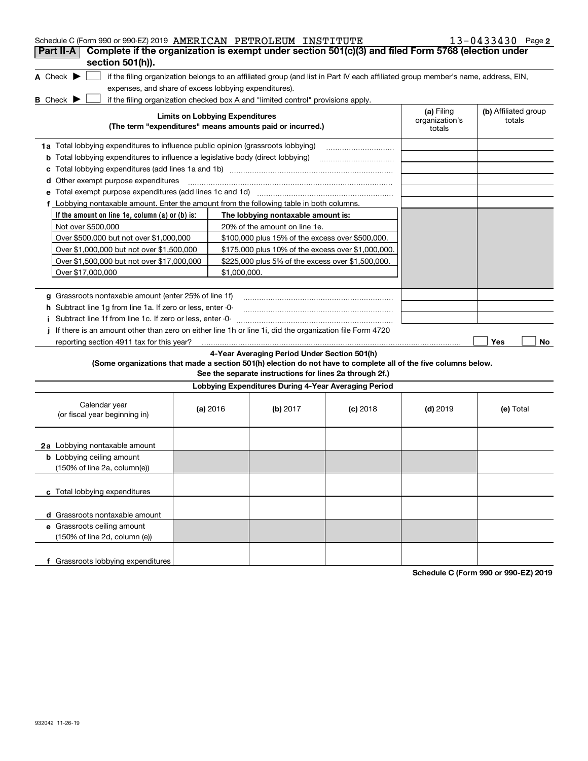Schedule C (Form 990 or 990-EZ) 2019 AMERICAN PETROLEUM INSTITUTE 13-0433430 Page 2

## Part II-A Complete if the organization is exempt under section 501(c)(3) and filed Form 5768 (election under section 501(h)).

**A** Check ▶ ☐ if the filing organization belongs to an affiliated group (and list in Part IV each affiliated group member's name, address, EIN, expenses, and share of excess lobbying expenditures).

**B** Check ▶ ☐ if the filing organization checked box A and "limited control" provisions apply.

| Limits on Lobbying Expenditures (The term "expenditures" means amounts paid or incurred.) | (a) Filing organization's totals | (b) Affiliated group totals |
|---|---|---|
| **1a** Total lobbying expenditures to influence public opinion (grassroots lobbying) | | |
| **b** Total lobbying expenditures to influence a legislative body (direct lobbying) | | |
| **c** Total lobbying expenditures (add lines 1a and 1b) | | |
| **d** Other exempt purpose expenditures | | |
| **e** Total exempt purpose expenditures (add lines 1c and 1d) | | |
| **f** Lobbying nontaxable amount. Enter the amount from the following table in both columns. | | |

| If the amount on line 1e, column (a) or (b) is: | The lobbying nontaxable amount is: |
|---|---|
| Not over $500,000 | 20% of the amount on line 1e. |
| Over $500,000 but not over $1,000,000 | $100,000 plus 15% of the excess over $500,000. |
| Over $1,000,000 but not over $1,500,000 | $175,000 plus 10% of the excess over $1,000,000. |
| Over $1,500,000 but not over $17,000,000 | $225,000 plus 5% of the excess over $1,500,000. |
| Over $17,000,000 | $1,000,000. |

| | (a) | (b) |
|---|---|---|
| **g** Grassroots nontaxable amount (enter 25% of line 1f) | | |
| **h** Subtract line 1g from line 1a. If zero or less, enter -0- | | |
| **i** Subtract line 1f from line 1c. If zero or less, enter -0- | | |

**j** If there is an amount other than zero on either line 1h or line 1i, did the organization file Form 4720 reporting section 4911 tax for this year? ☐ Yes ☐ No

### 4-Year Averaging Period Under Section 501(h)

**(Some organizations that made a section 501(h) election do not have to complete all of the five columns below. See the separate instructions for lines 2a through 2f.)**

| Lobbying Expenditures During 4-Year Averaging Period | | | | | |
|---|---|---|---|---|---|
| Calendar year (or fiscal year beginning in) | (a) 2016 | (b) 2017 | (c) 2018 | (d) 2019 | (e) Total |
| **2a** Lobbying nontaxable amount | | | | | |
| **b** Lobbying ceiling amount (150% of line 2a, column(e)) | | | | | |
| **c** Total lobbying expenditures | | | | | |
| **d** Grassroots nontaxable amount | | | | | |
| **e** Grassroots ceiling amount (150% of line 2d, column (e)) | | | | | |
| **f** Grassroots lobbying expenditures | | | | | |

**Schedule C (Form 990 or 990-EZ) 2019**

932042 11-26-19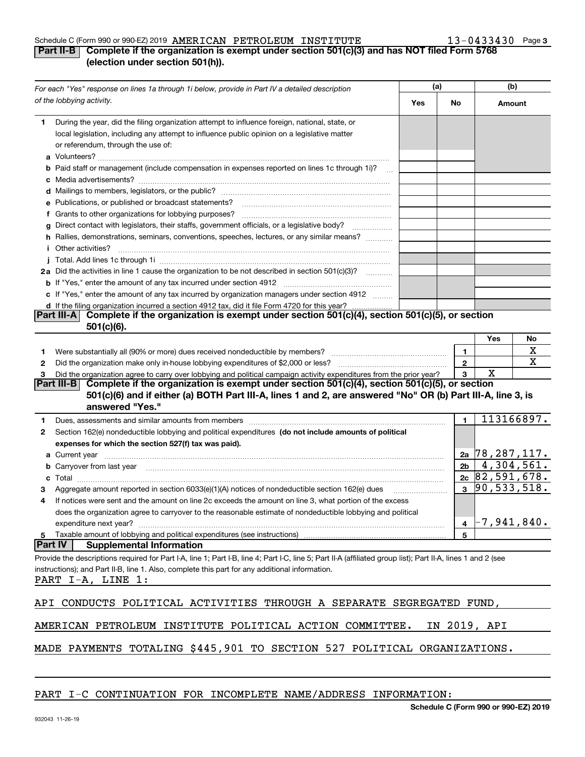Schedule C (Form 990 or 990-EZ) 2019 AMERICAN PETROLEUM INSTITUTE 13-0433430

## Part II-B Complete if the organization is exempt under section 501(c)(3) and has NOT filed Form 5768 (election under section 501(h)).

| For each "Yes" response on lines 1a through 1i below, provide in Part IV a detailed description of the lobbying activity. | (a) Yes | (a) No | (b) Amount |
|---|---|---|---|
| **1** During the year, did the filing organization attempt to influence foreign, national, state, or local legislation, including any attempt to influence public opinion on a legislative matter or referendum, through the use of: | | | |
| **a** Volunteers? | | | |
| **b** Paid staff or management (include compensation in expenses reported on lines 1c through 1i)? | | | |
| **c** Media advertisements? | | | |
| **d** Mailings to members, legislators, or the public? | | | |
| **e** Publications, or published or broadcast statements? | | | |
| **f** Grants to other organizations for lobbying purposes? | | | |
| **g** Direct contact with legislators, their staffs, government officials, or a legislative body? | | | |
| **h** Rallies, demonstrations, seminars, conventions, speeches, lectures, or any similar means? | | | |
| **i** Other activities? | | | |
| **j** Total. Add lines 1c through 1i | | | |
| **2a** Did the activities in line 1 cause the organization to be not described in section 501(c)(3)? | | | |
| **b** If "Yes," enter the amount of any tax incurred under section 4912 | | | |
| **c** If "Yes," enter the amount of any tax incurred by organization managers under section 4912 | | | |
| **d** If the filing organization incurred a section 4912 tax, did it file Form 4720 for this year? | | | |

## Part III-A Complete if the organization is exempt under section 501(c)(4), section 501(c)(5), or section 501(c)(6).

| | | | Yes | No |
|---|---|---|---|---|
| **1** | Were substantially all (90% or more) dues received nondeductible by members? | 1 | | X |
| **2** | Did the organization make only in-house lobbying expenditures of $2,000 or less? | 2 | | X |
| **3** | Did the organization agree to carry over lobbying and political campaign activity expenditures from the prior year? | 3 | X | |

## Part III-B Complete if the organization is exempt under section 501(c)(4), section 501(c)(5), or section 501(c)(6) and if either (a) BOTH Part III-A, lines 1 and 2, are answered "No" OR (b) Part III-A, line 3, is answered "Yes."

| | | | |
|---|---|---|---|
| **1** | Dues, assessments and similar amounts from members | 1 | 113166897. |
| **2** | Section 162(e) nondeductible lobbying and political expenditures **(do not include amounts of political expenses for which the section 527(f) tax was paid).** | | |
| **a** | Current year | 2a | 78,287,117. |
| **b** | Carryover from last year | 2b | 4,304,561. |
| **c** | Total | 2c | 82,591,678. |
| **3** | Aggregate amount reported in section 6033(e)(1)(A) notices of nondeductible section 162(e) dues | 3 | 90,533,518. |
| **4** | If notices were sent and the amount on line 2c exceeds the amount on line 3, what portion of the excess does the organization agree to carryover to the reasonable estimate of nondeductible lobbying and political expenditure next year? | 4 | -7,941,840. |
| **5** | Taxable amount of lobbying and political expenditures (see instructions) | 5 | |

## Part IV Supplemental Information

Provide the descriptions required for Part I-A, line 1; Part I-B, line 4; Part I-C, line 5; Part II-A (affiliated group list); Part II-A, lines 1 and 2 (see instructions); and Part II-B, line 1. Also, complete this part for any additional information.

PART I-A, LINE 1:

API CONDUCTS POLITICAL ACTIVITIES THROUGH A SEPARATE SEGREGATED FUND, AMERICAN PETROLEUM INSTITUTE POLITICAL ACTION COMMITTEE. IN 2019, API MADE PAYMENTS TOTALING $445,901 TO SECTION 527 POLITICAL ORGANIZATIONS.

PART I-C CONTINUATION FOR INCOMPLETE NAME/ADDRESS INFORMATION:

Schedule C (Form 990 or 990-EZ) 2019

932043 11-26-19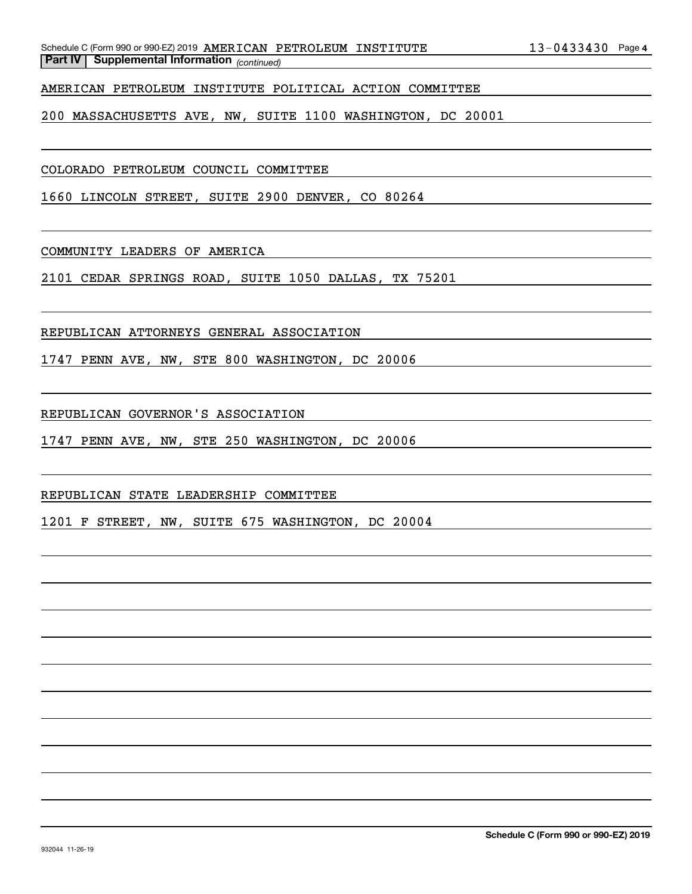**Part IV | Supplemental Information** *(continued)*

AMERICAN PETROLEUM INSTITUTE POLITICAL ACTION COMMITTEE

200 MASSACHUSETTS AVE, NW, SUITE 1100 WASHINGTON, DC 20001

COLORADO PETROLEUM COUNCIL COMMITTEE

1660 LINCOLN STREET, SUITE 2900 DENVER, CO 80264

COMMUNITY LEADERS OF AMERICA

2101 CEDAR SPRINGS ROAD, SUITE 1050 DALLAS, TX 75201

REPUBLICAN ATTORNEYS GENERAL ASSOCIATION

1747 PENN AVE, NW, STE 800 WASHINGTON, DC 20006

REPUBLICAN GOVERNOR'S ASSOCIATION

1747 PENN AVE, NW, STE 250 WASHINGTON, DC 20006

REPUBLICAN STATE LEADERSHIP COMMITTEE

1201 F STREET, NW, SUITE 675 WASHINGTON, DC 20004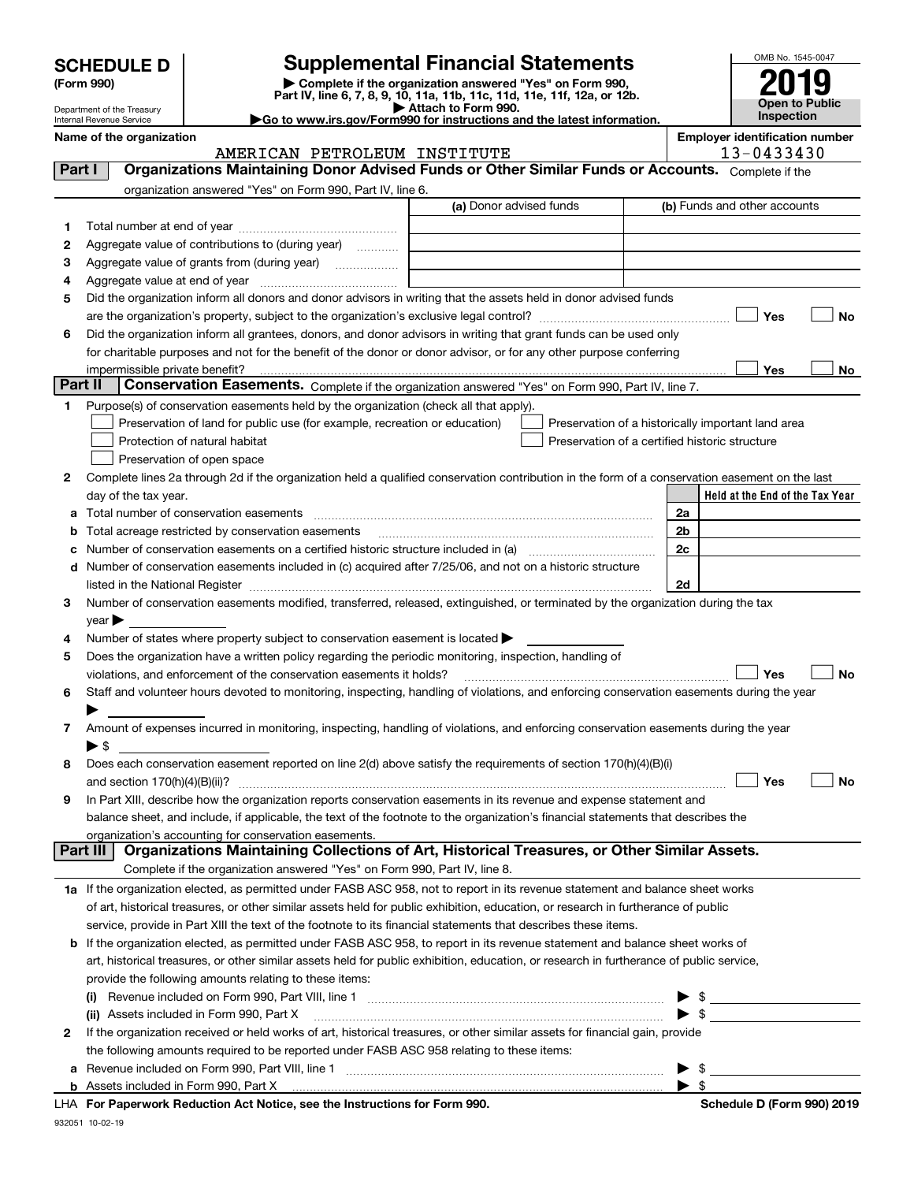# SCHEDULE D (Form 990)

Department of the Treasury
Internal Revenue Service

## Supplemental Financial Statements

▶ Complete if the organization answered "Yes" on Form 990, Part IV, line 6, 7, 8, 9, 10, 11a, 11b, 11c, 11d, 11e, 11f, 12a, or 12b.
▶ Attach to Form 990.
▶Go to www.irs.gov/Form990 for instructions and the latest information.

OMB No. 1545-0047

**2019**

**Open to Public Inspection**

Name of the organization: AMERICAN PETROLEUM INSTITUTE

Employer identification number: 13-0433430

### Part I — Organizations Maintaining Donor Advised Funds or Other Similar Funds or Accounts.

Complete if the organization answered "Yes" on Form 990, Part IV, line 6.

| | | (a) Donor advised funds | (b) Funds and other accounts |
|---|---|---|---|
| 1 | Total number at end of year | | |
| 2 | Aggregate value of contributions to (during year) | | |
| 3 | Aggregate value of grants from (during year) | | |
| 4 | Aggregate value at end of year | | |

5 Did the organization inform all donors and donor advisors in writing that the assets held in donor advised funds are the organization's property, subject to the organization's exclusive legal control? ☐ Yes ☐ No

6 Did the organization inform all grantees, donors, and donor advisors in writing that grant funds can be used only for charitable purposes and not for the benefit of the donor or donor advisor, or for any other purpose conferring impermissible private benefit? ☐ Yes ☐ No

### Part II — Conservation Easements.

Complete if the organization answered "Yes" on Form 990, Part IV, line 7.

1 Purpose(s) of conservation easements held by the organization (check all that apply).

- ☐ Preservation of land for public use (for example, recreation or education)
- ☐ Protection of natural habitat
- ☐ Preservation of open space
- ☐ Preservation of a historically important land area
- ☐ Preservation of a certified historic structure

2 Complete lines 2a through 2d if the organization held a qualified conservation contribution in the form of a conservation easement on the last day of the tax year.

| | | | Held at the End of the Tax Year |
|---|---|---|---|
| a | Total number of conservation easements | 2a | |
| b | Total acreage restricted by conservation easements | 2b | |
| c | Number of conservation easements on a certified historic structure included in (a) | 2c | |
| d | Number of conservation easements included in (c) acquired after 7/25/06, and not on a historic structure listed in the National Register | 2d | |

3 Number of conservation easements modified, transferred, released, extinguished, or terminated by the organization during the tax year ▶

4 Number of states where property subject to conservation easement is located ▶

5 Does the organization have a written policy regarding the periodic monitoring, inspection, handling of violations, and enforcement of the conservation easements it holds? ☐ Yes ☐ No

6 Staff and volunteer hours devoted to monitoring, inspecting, handling of violations, and enforcing conservation easements during the year ▶

7 Amount of expenses incurred in monitoring, inspecting, handling of violations, and enforcing conservation easements during the year ▶ $

8 Does each conservation easement reported on line 2(d) above satisfy the requirements of section 170(h)(4)(B)(i) and section 170(h)(4)(B)(ii)? ☐ Yes ☐ No

9 In Part XIII, describe how the organization reports conservation easements in its revenue and expense statement and balance sheet, and include, if applicable, the text of the footnote to the organization's financial statements that describes the organization's accounting for conservation easements.

### Part III — Organizations Maintaining Collections of Art, Historical Treasures, or Other Similar Assets.

Complete if the organization answered "Yes" on Form 990, Part IV, line 8.

1a If the organization elected, as permitted under FASB ASC 958, not to report in its revenue statement and balance sheet works of art, historical treasures, or other similar assets held for public exhibition, education, or research in furtherance of public service, provide in Part XIII the text of the footnote to its financial statements that describes these items.

b If the organization elected, as permitted under FASB ASC 958, to report in its revenue statement and balance sheet works of art, historical treasures, or other similar assets held for public exhibition, education, or research in furtherance of public service, provide the following amounts relating to these items:

(i) Revenue included on Form 990, Part VIII, line 1 ▶ $

(ii) Assets included in Form 990, Part X ▶ $

2 If the organization received or held works of art, historical treasures, or other similar assets for financial gain, provide the following amounts required to be reported under FASB ASC 958 relating to these items:

a Revenue included on Form 990, Part VIII, line 1 ▶ $

b Assets included in Form 990, Part X ▶ $

LHA For Paperwork Reduction Act Notice, see the Instructions for Form 990. Schedule D (Form 990) 2019

932051 10-02-19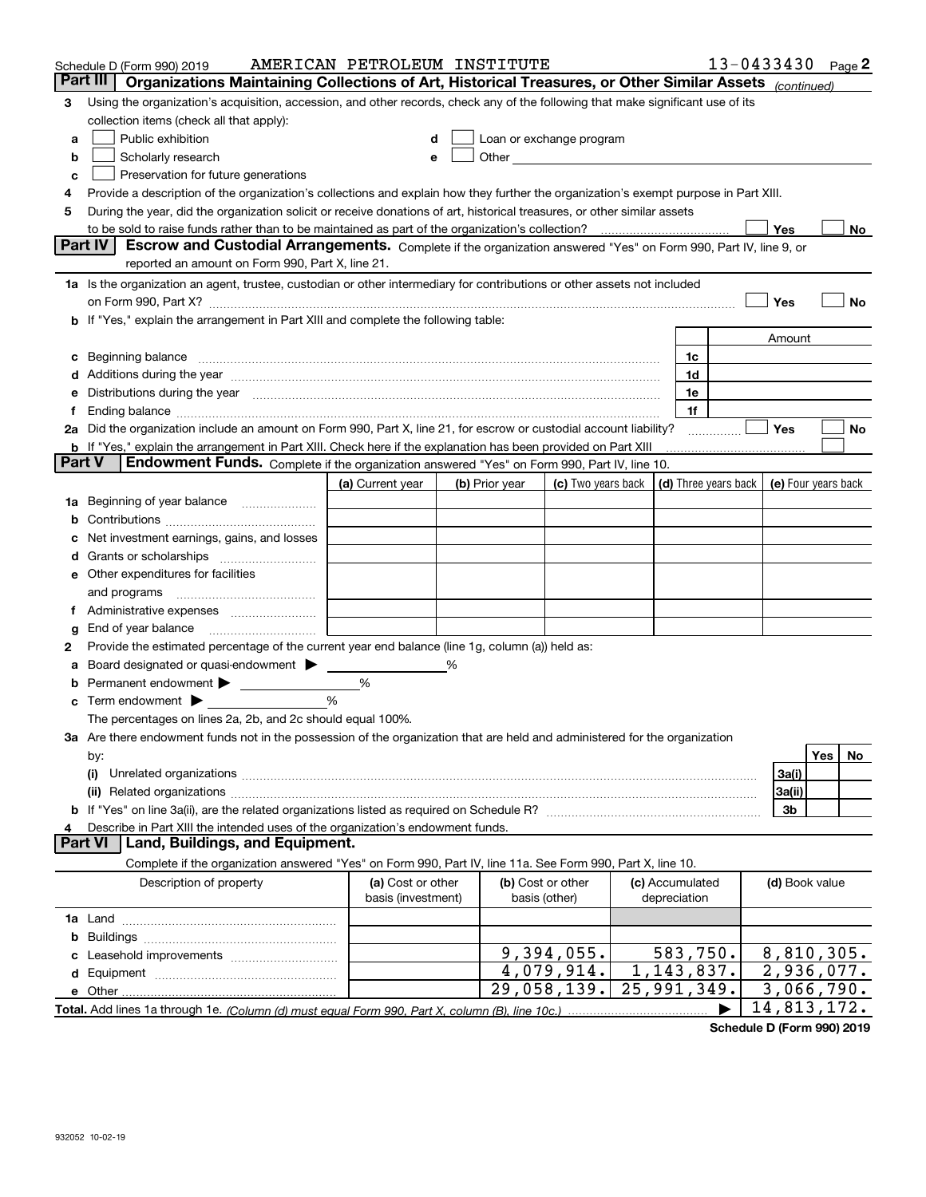Schedule D (Form 990) 2019 AMERICAN PETROLEUM INSTITUTE 13-0433430 Page 2

## Part III Organizations Maintaining Collections of Art, Historical Treasures, or Other Similar Assets *(continued)*

3 Using the organization's acquisition, accession, and other records, check any of the following that make significant use of its collection items (check all that apply):

a ☐ Public exhibition
b ☐ Scholarly research
c ☐ Preservation for future generations
d ☐ Loan or exchange program
e ☐ Other

4 Provide a description of the organization's collections and explain how they further the organization's exempt purpose in Part XIII.

5 During the year, did the organization solicit or receive donations of art, historical treasures, or other similar assets to be sold to raise funds rather than to be maintained as part of the organization's collection? ☐ Yes ☐ No

## Part IV Escrow and Custodial Arrangements.

Complete if the organization answered "Yes" on Form 990, Part IV, line 9, or reported an amount on Form 990, Part X, line 21.

1a Is the organization an agent, trustee, custodian or other intermediary for contributions or other assets not included on Form 990, Part X? ☐ Yes ☐ No

b If "Yes," explain the arrangement in Part XIII and complete the following table:

| | | Amount |
|---|---|---|
| c Beginning balance | 1c | |
| d Additions during the year | 1d | |
| e Distributions during the year | 1e | |
| f Ending balance | 1f | |

2a Did the organization include an amount on Form 990, Part X, line 21, for escrow or custodial account liability? ☐ Yes ☐ No

b If "Yes," explain the arrangement in Part XIII. Check here if the explanation has been provided on Part XIII ☐

## Part V Endowment Funds.

Complete if the organization answered "Yes" on Form 990, Part IV, line 10.

| | (a) Current year | (b) Prior year | (c) Two years back | (d) Three years back | (e) Four years back |
|---|---|---|---|---|---|
| 1a Beginning of year balance | | | | | |
| b Contributions | | | | | |
| c Net investment earnings, gains, and losses | | | | | |
| d Grants or scholarships | | | | | |
| e Other expenditures for facilities and programs | | | | | |
| f Administrative expenses | | | | | |
| g End of year balance | | | | | |

2 Provide the estimated percentage of the current year end balance (line 1g, column (a)) held as:

a Board designated or quasi-endowment ▶ %
b Permanent endowment ▶ %
c Term endowment ▶ %

The percentages on lines 2a, 2b, and 2c should equal 100%.

3a Are there endowment funds not in the possession of the organization that are held and administered for the organization by:

| | | Yes | No |
|---|---|---|---|
| (i) Unrelated organizations | 3a(i) | | |
| (ii) Related organizations | 3a(ii) | | |
| b If "Yes" on line 3a(ii), are the related organizations listed as required on Schedule R? | 3b | | |

4 Describe in Part XIII the intended uses of the organization's endowment funds.

## Part VI Land, Buildings, and Equipment.

Complete if the organization answered "Yes" on Form 990, Part IV, line 11a. See Form 990, Part X, line 10.

| Description of property | (a) Cost or other basis (investment) | (b) Cost or other basis (other) | (c) Accumulated depreciation | (d) Book value |
|---|---|---|---|---|
| 1a Land | | | | |
| b Buildings | | | | |
| c Leasehold improvements | | 9,394,055. | 583,750. | 8,810,305. |
| d Equipment | | 4,079,914. | 1,143,837. | 2,936,077. |
| e Other | | 29,058,139. | 25,991,349. | 3,066,790. |
| **Total.** Add lines 1a through 1e. *(Column (d) must equal Form 990, Part X, column (B), line 10c.)* ▶ | | | | 14,813,172. |

Schedule D (Form 990) 2019

932052 10-02-19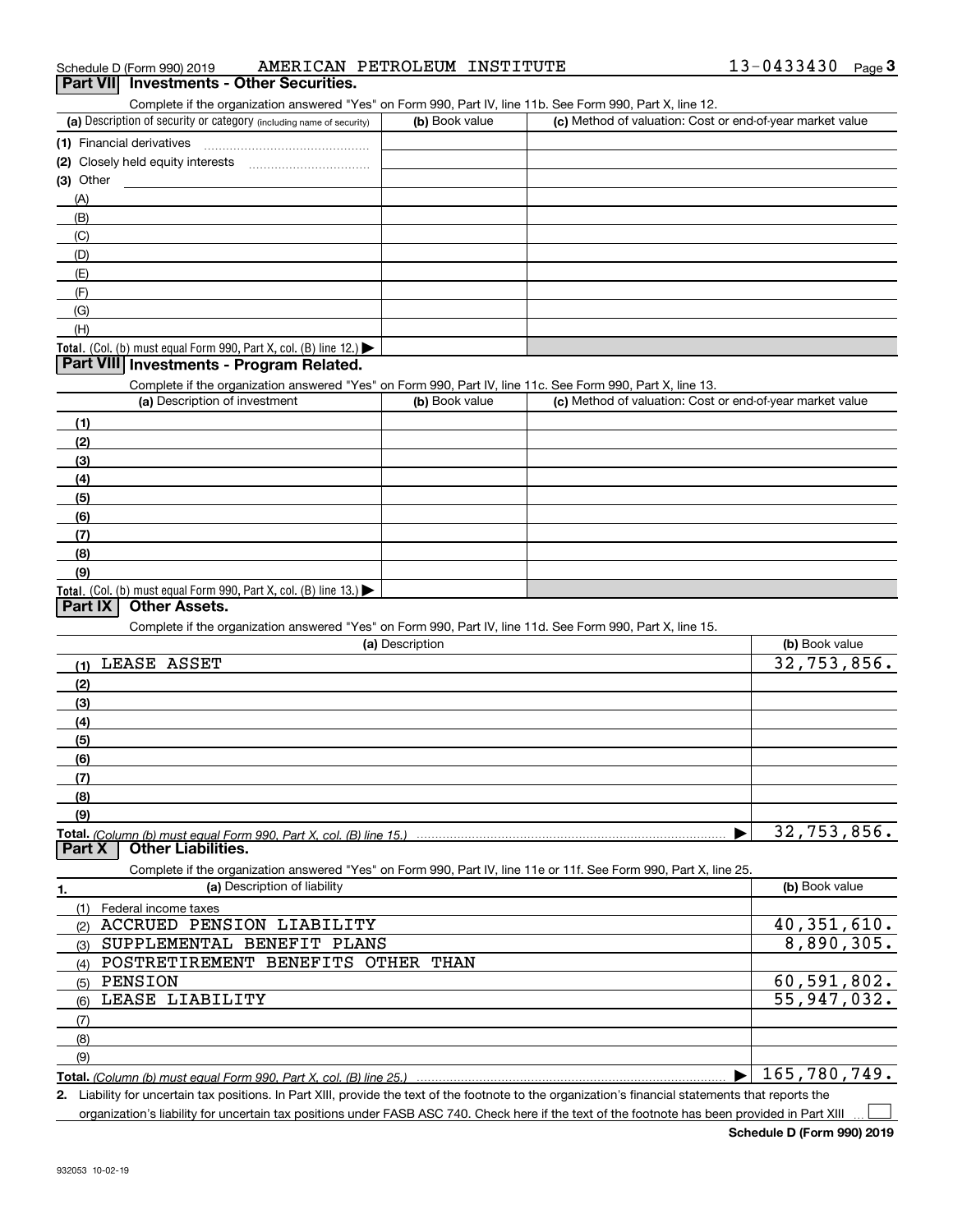Schedule D (Form 990) 2019 AMERICAN PETROLEUM INSTITUTE 13-0433430 Page 3

## Part VII Investments - Other Securities.

Complete if the organization answered "Yes" on Form 990, Part IV, line 11b. See Form 990, Part X, line 12.

| (a) Description of security or category (including name of security) | (b) Book value | (c) Method of valuation: Cost or end-of-year market value |
|---|---|---|
| (1) Financial derivatives | | |
| (2) Closely held equity interests | | |
| (3) Other | | |
| (A) | | |
| (B) | | |
| (C) | | |
| (D) | | |
| (E) | | |
| (F) | | |
| (G) | | |
| (H) | | |
| **Total.** (Col. (b) must equal Form 990, Part X, col. (B) line 12.) | | |

## Part VIII Investments - Program Related.

Complete if the organization answered "Yes" on Form 990, Part IV, line 11c. See Form 990, Part X, line 13.

| (a) Description of investment | (b) Book value | (c) Method of valuation: Cost or end-of-year market value |
|---|---|---|
| (1) | | |
| (2) | | |
| (3) | | |
| (4) | | |
| (5) | | |
| (6) | | |
| (7) | | |
| (8) | | |
| (9) | | |
| **Total.** (Col. (b) must equal Form 990, Part X, col. (B) line 13.) | | |

## Part IX Other Assets.

Complete if the organization answered "Yes" on Form 990, Part IV, line 11d. See Form 990, Part X, line 15.

| (a) Description | (b) Book value |
|---|---|
| (1) LEASE ASSET | 32,753,856. |
| (2) | |
| (3) | |
| (4) | |
| (5) | |
| (6) | |
| (7) | |
| (8) | |
| (9) | |
| **Total.** *(Column (b) must equal Form 990, Part X, col. (B) line 15.)* | 32,753,856. |

## Part X Other Liabilities.

Complete if the organization answered "Yes" on Form 990, Part IV, line 11e or 11f. See Form 990, Part X, line 25.

| 1. (a) Description of liability | (b) Book value |
|---|---|
| (1) Federal income taxes | |
| (2) ACCRUED PENSION LIABILITY | 40,351,610. |
| (3) SUPPLEMENTAL BENEFIT PLANS | 8,890,305. |
| (4) POSTRETIREMENT BENEFITS OTHER THAN | |
| (5) PENSION | 60,591,802. |
| (6) LEASE LIABILITY | 55,947,032. |
| (7) | |
| (8) | |
| (9) | |
| **Total.** *(Column (b) must equal Form 990, Part X, col. (B) line 25.)* | 165,780,749. |

2. Liability for uncertain tax positions. In Part XIII, provide the text of the footnote to the organization's financial statements that reports the organization's liability for uncertain tax positions under FASB ASC 740. Check here if the text of the footnote has been provided in Part XIII ☐

Schedule D (Form 990) 2019

932053 10-02-19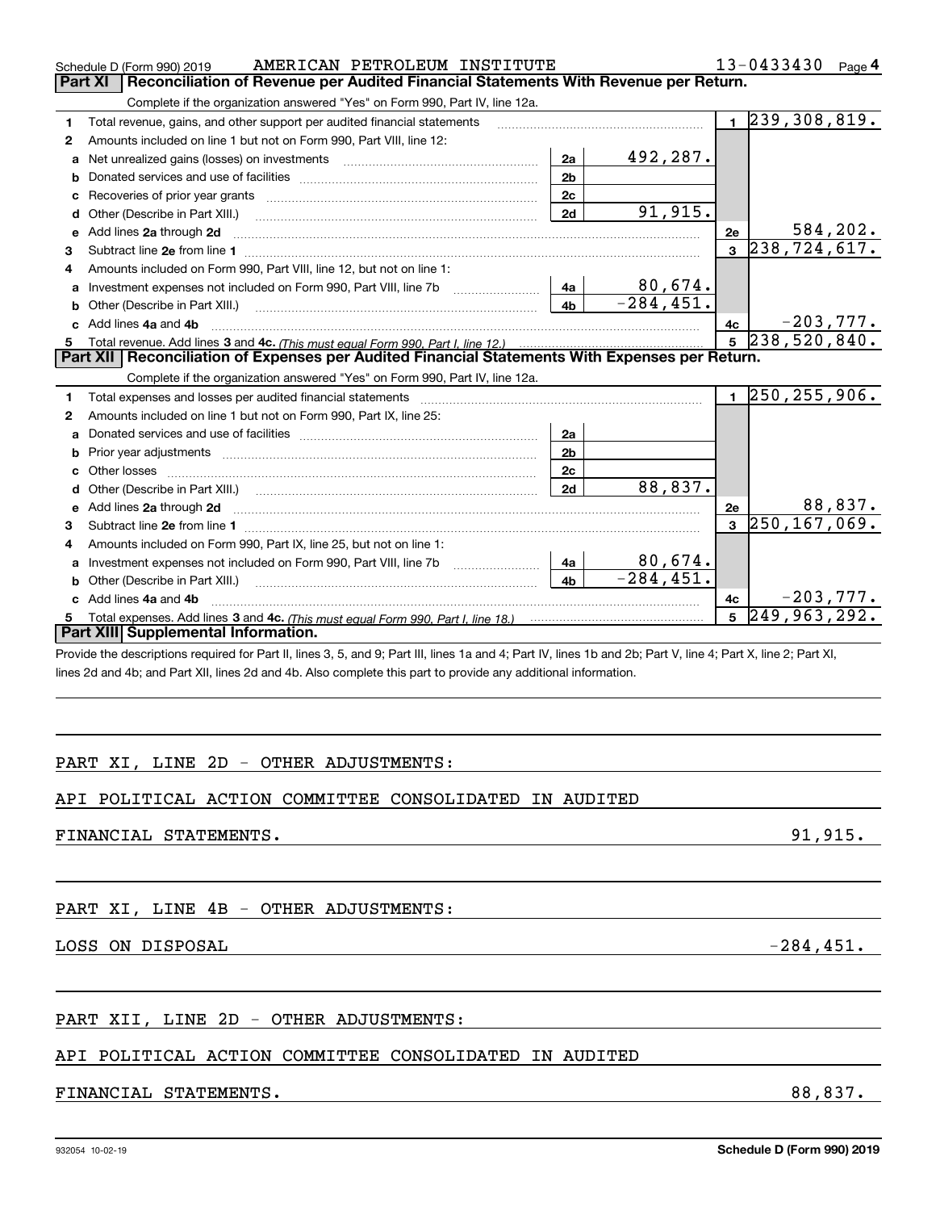Schedule D (Form 990) 2019 AMERICAN PETROLEUM INSTITUTE 13-0433430

## Part XI Reconciliation of Revenue per Audited Financial Statements With Revenue per Return.

Complete if the organization answered "Yes" on Form 990, Part IV, line 12a.

| | | | | | |
|---|---|---|---|---|---|
| 1 | Total revenue, gains, and other support per audited financial statements | | | 1 | 239,308,819. |
| 2 | Amounts included on line 1 but not on Form 990, Part VIII, line 12: | | | | |
| a | Net unrealized gains (losses) on investments | 2a | 492,287. | | |
| b | Donated services and use of facilities | 2b | | | |
| c | Recoveries of prior year grants | 2c | | | |
| d | Other (Describe in Part XIII.) | 2d | 91,915. | | |
| e | Add lines 2a through 2d | | | 2e | 584,202. |
| 3 | Subtract line 2e from line 1 | | | 3 | 238,724,617. |
| 4 | Amounts included on Form 990, Part VIII, line 12, but not on line 1: | | | | |
| a | Investment expenses not included on Form 990, Part VIII, line 7b | 4a | 80,674. | | |
| b | Other (Describe in Part XIII.) | 4b | -284,451. | | |
| c | Add lines 4a and 4b | | | 4c | -203,777. |
| 5 | Total revenue. Add lines 3 and 4c. *(This must equal Form 990, Part I, line 12.)* | | | 5 | 238,520,840. |

## Part XII Reconciliation of Expenses per Audited Financial Statements With Expenses per Return.

Complete if the organization answered "Yes" on Form 990, Part IV, line 12a.

| | | | | | |
|---|---|---|---|---|---|
| 1 | Total expenses and losses per audited financial statements | | | 1 | 250,255,906. |
| 2 | Amounts included on line 1 but not on Form 990, Part IX, line 25: | | | | |
| a | Donated services and use of facilities | 2a | | | |
| b | Prior year adjustments | 2b | | | |
| c | Other losses | 2c | | | |
| d | Other (Describe in Part XIII.) | 2d | 88,837. | | |
| e | Add lines 2a through 2d | | | 2e | 88,837. |
| 3 | Subtract line 2e from line 1 | | | 3 | 250,167,069. |
| 4 | Amounts included on Form 990, Part IX, line 25, but not on line 1: | | | | |
| a | Investment expenses not included on Form 990, Part VIII, line 7b | 4a | 80,674. | | |
| b | Other (Describe in Part XIII.) | 4b | -284,451. | | |
| c | Add lines 4a and 4b | | | 4c | -203,777. |
| 5 | Total expenses. Add lines 3 and 4c. *(This must equal Form 990, Part I, line 18.)* | | | 5 | 249,963,292. |

## Part XIII Supplemental Information.

Provide the descriptions required for Part II, lines 3, 5, and 9; Part III, lines 1a and 4; Part IV, lines 1b and 2b; Part V, line 4; Part X, line 2; Part XI, lines 2d and 4b; and Part XII, lines 2d and 4b. Also complete this part to provide any additional information.

PART XI, LINE 2D - OTHER ADJUSTMENTS:

API POLITICAL ACTION COMMITTEE CONSOLIDATED IN AUDITED FINANCIAL STATEMENTS. 91,915.

PART XI, LINE 4B - OTHER ADJUSTMENTS:

LOSS ON DISPOSAL -284,451.

PART XII, LINE 2D - OTHER ADJUSTMENTS:

API POLITICAL ACTION COMMITTEE CONSOLIDATED IN AUDITED FINANCIAL STATEMENTS. 88,837.

932054 10-02-19 Schedule D (Form 990) 2019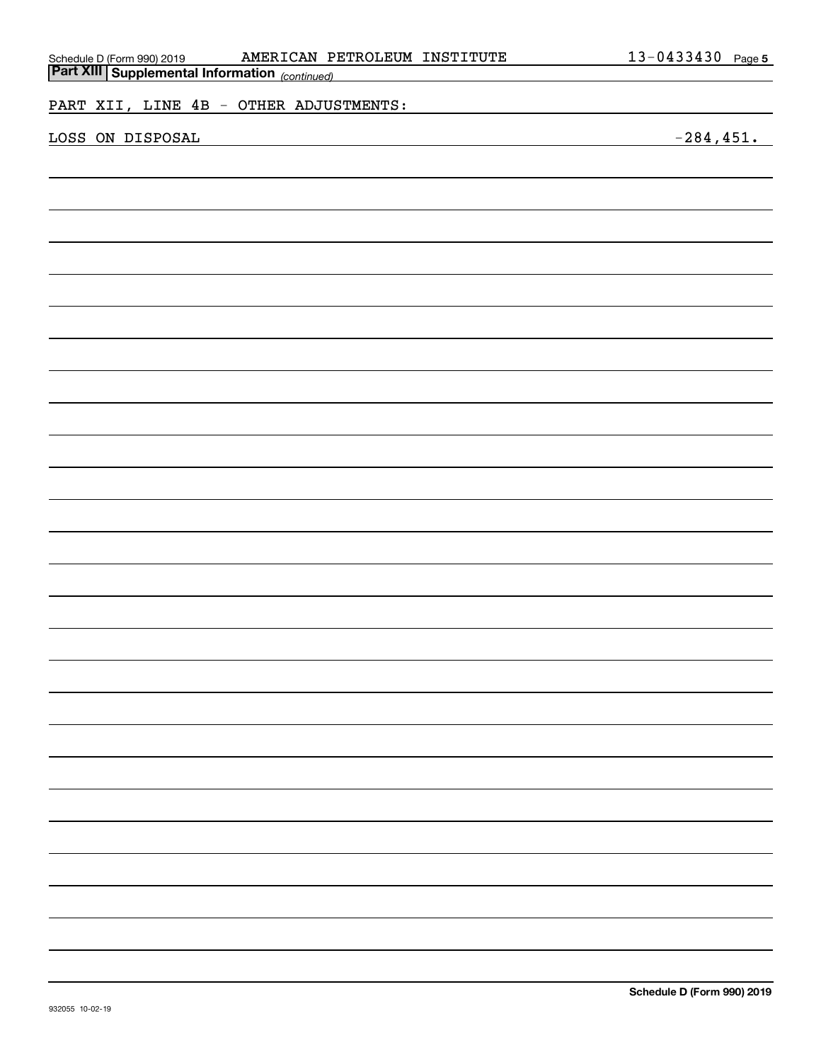## Part XIII | Supplemental Information *(continued)*

PART XII, LINE 4B - OTHER ADJUSTMENTS:

| | |
|---|---|
| LOSS ON DISPOSAL | -284,451. |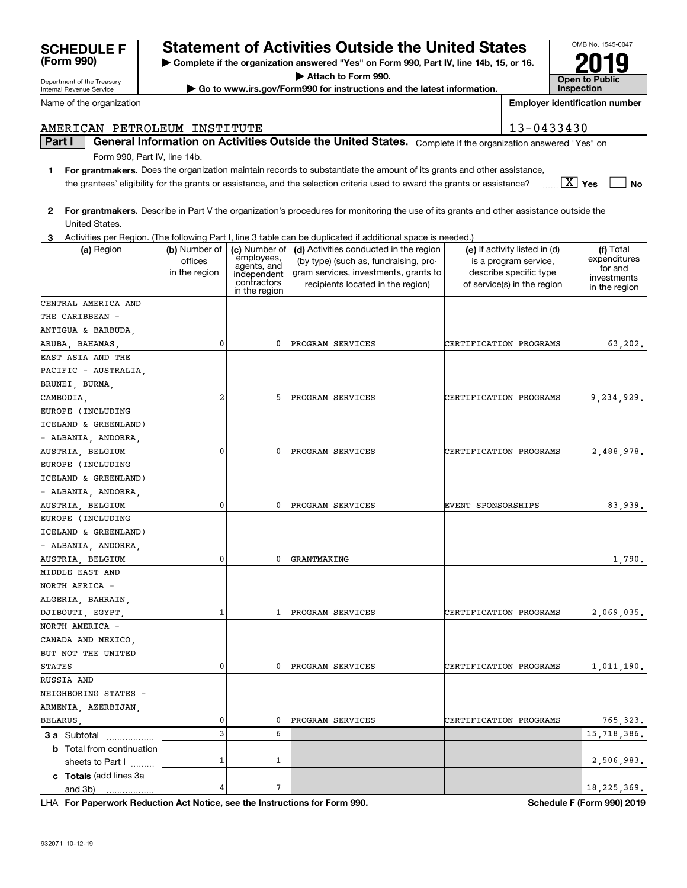# SCHEDULE F (Form 990)

Department of the Treasury
Internal Revenue Service

## Statement of Activities Outside the United States

▶ **Complete if the organization answered "Yes" on Form 990, Part IV, line 14b, 15, or 16.**

▶ **Attach to Form 990.**

▶ **Go to www.irs.gov/Form990 for instructions and the latest information.**

OMB No. 1545-0047

**2019**

**Open to Public Inspection**

Name of the organization: AMERICAN PETROLEUM INSTITUTE

**Employer identification number:** 13-0433430

**Part I** **General Information on Activities Outside the United States.** Complete if the organization answered "Yes" on Form 990, Part IV, line 14b.

**1** **For grantmakers.** Does the organization maintain records to substantiate the amount of its grants and other assistance, the grantees' eligibility for the grants or assistance, and the selection criteria used to award the grants or assistance? [X] Yes [ ] No

**2** **For grantmakers.** Describe in Part V the organization's procedures for monitoring the use of its grants and other assistance outside the United States.

**3** Activities per Region. (The following Part I, line 3 table can be duplicated if additional space is needed.)

| (a) Region | (b) Number of offices in the region | (c) Number of employees, agents, and independent contractors in the region | (d) Activities conducted in the region (by type) (such as, fundraising, program services, investments, grants to recipients located in the region) | (e) If activity listed in (d) is a program service, describe specific type of service(s) in the region | (f) Total expenditures for and investments in the region |
|---|---|---|---|---|---|
| CENTRAL AMERICA AND THE CARIBBEAN - ANTIGUA & BARBUDA, ARUBA, BAHAMAS, | 0 | 0 | PROGRAM SERVICES | CERTIFICATION PROGRAMS | 63,202. |
| EAST ASIA AND THE PACIFIC - AUSTRALIA, BRUNEI, BURMA, CAMBODIA, | 2 | 5 | PROGRAM SERVICES | CERTIFICATION PROGRAMS | 9,234,929. |
| EUROPE (INCLUDING ICELAND & GREENLAND) - ALBANIA, ANDORRA, AUSTRIA, BELGIUM | 0 | 0 | PROGRAM SERVICES | CERTIFICATION PROGRAMS | 2,488,978. |
| EUROPE (INCLUDING ICELAND & GREENLAND) - ALBANIA, ANDORRA, AUSTRIA, BELGIUM | 0 | 0 | PROGRAM SERVICES | EVENT SPONSORSHIPS | 83,939. |
| EUROPE (INCLUDING ICELAND & GREENLAND) - ALBANIA, ANDORRA, AUSTRIA, BELGIUM | 0 | 0 | GRANTMAKING | | 1,790. |
| MIDDLE EAST AND NORTH AFRICA - ALGERIA, BAHRAIN, DJIBOUTI, EGYPT, | 1 | 1 | PROGRAM SERVICES | CERTIFICATION PROGRAMS | 2,069,035. |
| NORTH AMERICA - CANADA AND MEXICO, BUT NOT THE UNITED STATES | 0 | 0 | PROGRAM SERVICES | CERTIFICATION PROGRAMS | 1,011,190. |
| RUSSIA AND NEIGHBORING STATES - ARMENIA, AZERBIJAN, BELARUS, | 0 | 0 | PROGRAM SERVICES | CERTIFICATION PROGRAMS | 765,323. |
| **3 a** Subtotal | 3 | 6 | | | 15,718,386. |
| **b** Total from continuation sheets to Part I | 1 | 1 | | | 2,506,983. |
| **c Totals** (add lines 3a and 3b) | 4 | 7 | | | 18,225,369. |

LHA **For Paperwork Reduction Act Notice, see the Instructions for Form 990.** **Schedule F (Form 990) 2019**

932071 10-12-19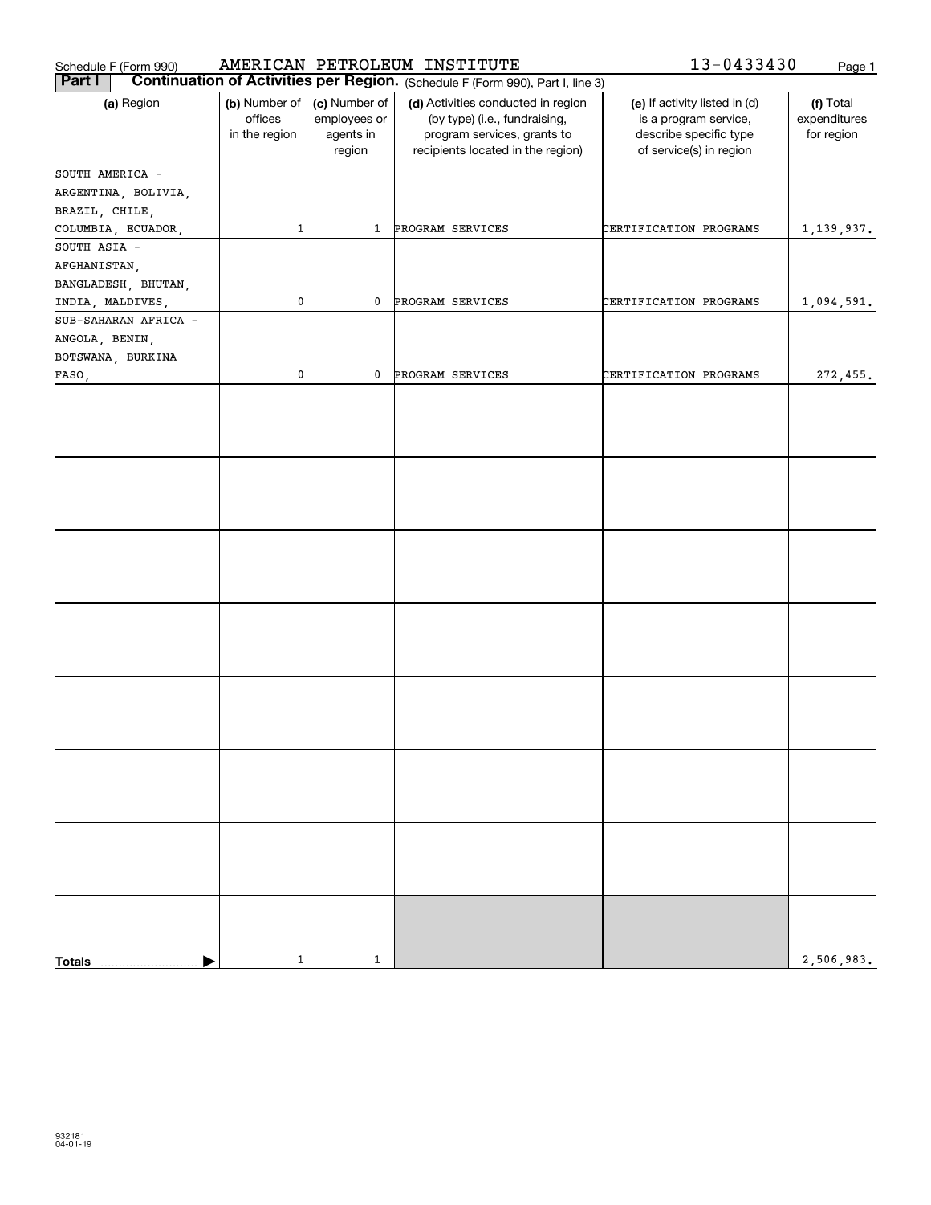Schedule F (Form 990) AMERICAN PETROLEUM INSTITUTE 13-0433430

## Part I Continuation of Activities per Region. (Schedule F (Form 990), Part I, line 3)

| (a) Region | (b) Number of offices in the region | (c) Number of employees or agents in region | (d) Activities conducted in region (by type) (i.e., fundraising, program services, grants to recipients located in the region) | (e) If activity listed in (d) is a program service, describe specific type of service(s) in region | (f) Total expenditures for region |
|---|---|---|---|---|---|
| SOUTH AMERICA - ARGENTINA, BOLIVIA, BRAZIL, CHILE, COLUMBIA, ECUADOR, | 1 | 1 | PROGRAM SERVICES | CERTIFICATION PROGRAMS | 1,139,937. |
| SOUTH ASIA - AFGHANISTAN, BANGLADESH, BHUTAN, INDIA, MALDIVES, | 0 | 0 | PROGRAM SERVICES | CERTIFICATION PROGRAMS | 1,094,591. |
| SUB-SAHARAN AFRICA - ANGOLA, BENIN, BOTSWANA, BURKINA FASO, | 0 | 0 | PROGRAM SERVICES | CERTIFICATION PROGRAMS | 272,455. |
| | | | | | |
| | | | | | |
| | | | | | |
| | | | | | |
| | | | | | |
| | | | | | |
| | | | | | |
| **Totals** | 1 | 1 | | | 2,506,983. |

932181
04-01-19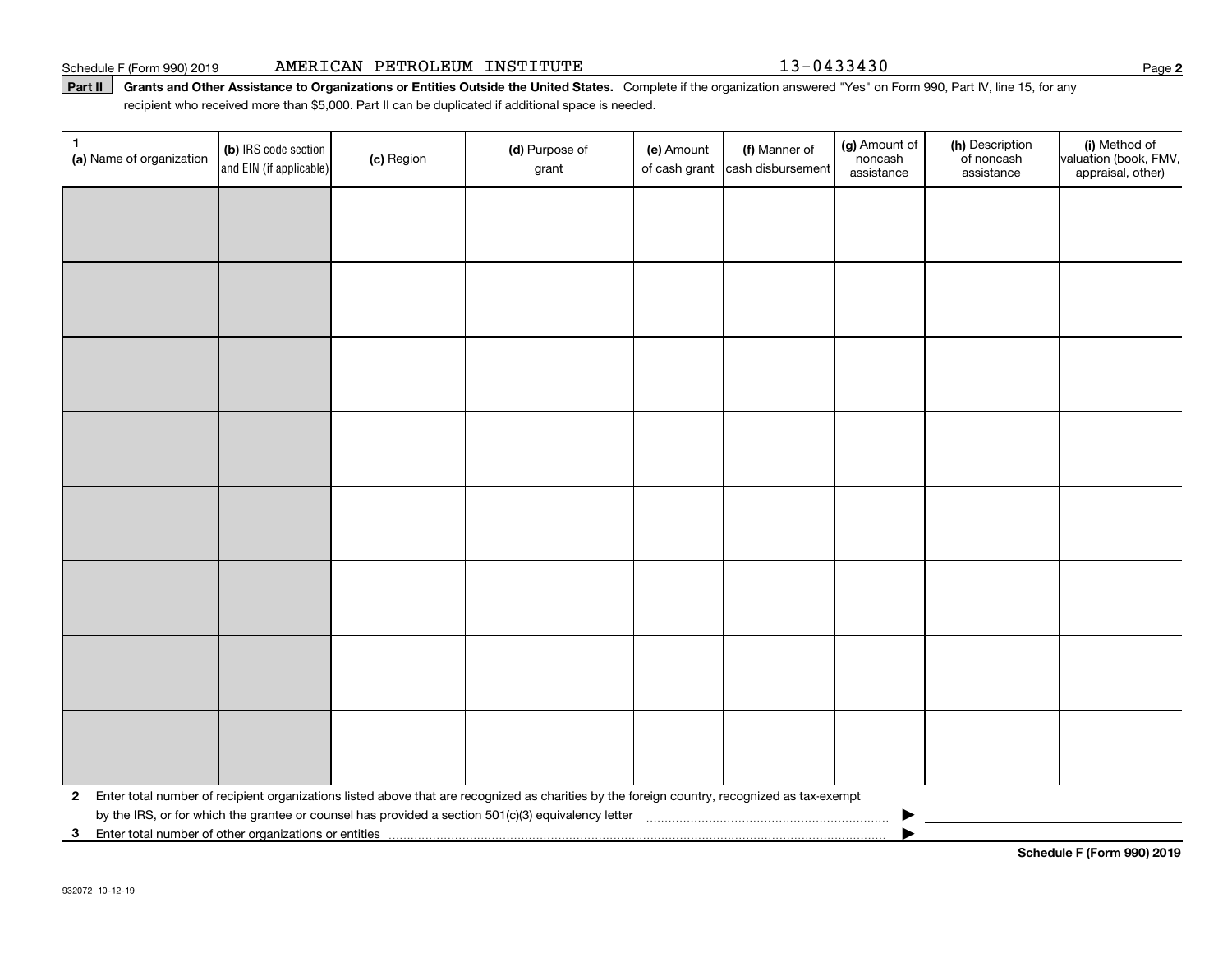Schedule F (Form 990) 2019 AMERICAN PETROLEUM INSTITUTE 13-0433430

**Part II** **Grants and Other Assistance to Organizations or Entities Outside the United States.** Complete if the organization answered "Yes" on Form 990, Part IV, line 15, for any recipient who received more than $5,000. Part II can be duplicated if additional space is needed.

| 1 (a) Name of organization | (b) IRS code section and EIN (if applicable) | (c) Region | (d) Purpose of grant | (e) Amount of cash grant | (f) Manner of cash disbursement | (g) Amount of noncash assistance | (h) Description of noncash assistance | (i) Method of valuation (book, FMV, appraisal, other) |
|---|---|---|---|---|---|---|---|---|
| | | | | | | | | |
| | | | | | | | | |
| | | | | | | | | |
| | | | | | | | | |
| | | | | | | | | |
| | | | | | | | | |
| | | | | | | | | |
| | | | | | | | | |

**2** Enter total number of recipient organizations listed above that are recognized as charities by the foreign country, recognized as tax-exempt by the IRS, or for which the grantee or counsel has provided a section 501(c)(3) equivalency letter ▶

**3** Enter total number of other organizations or entities ▶

**Schedule F (Form 990) 2019**

932072 10-12-19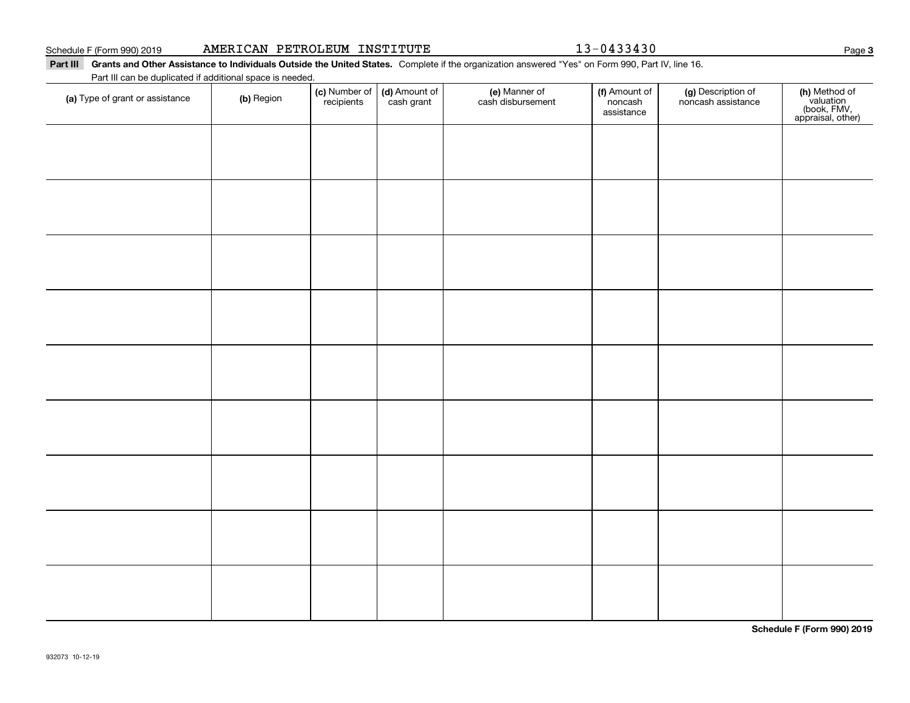Schedule F (Form 990) 2019 AMERICAN PETROLEUM INSTITUTE 13-0433430

**Part III Grants and Other Assistance to Individuals Outside the United States.** Complete if the organization answered "Yes" on Form 990, Part IV, line 16.

Part III can be duplicated if additional space is needed.

| (a) Type of grant or assistance | (b) Region | (c) Number of recipients | (d) Amount of cash grant | (e) Manner of cash disbursement | (f) Amount of noncash assistance | (g) Description of noncash assistance | (h) Method of valuation (book, FMV, appraisal, other) |
|---|---|---|---|---|---|---|---|
| | | | | | | | |
| | | | | | | | |
| | | | | | | | |
| | | | | | | | |
| | | | | | | | |
| | | | | | | | |
| | | | | | | | |
| | | | | | | | |
| | | | | | | | |

**Schedule F (Form 990) 2019**

932073 10-12-19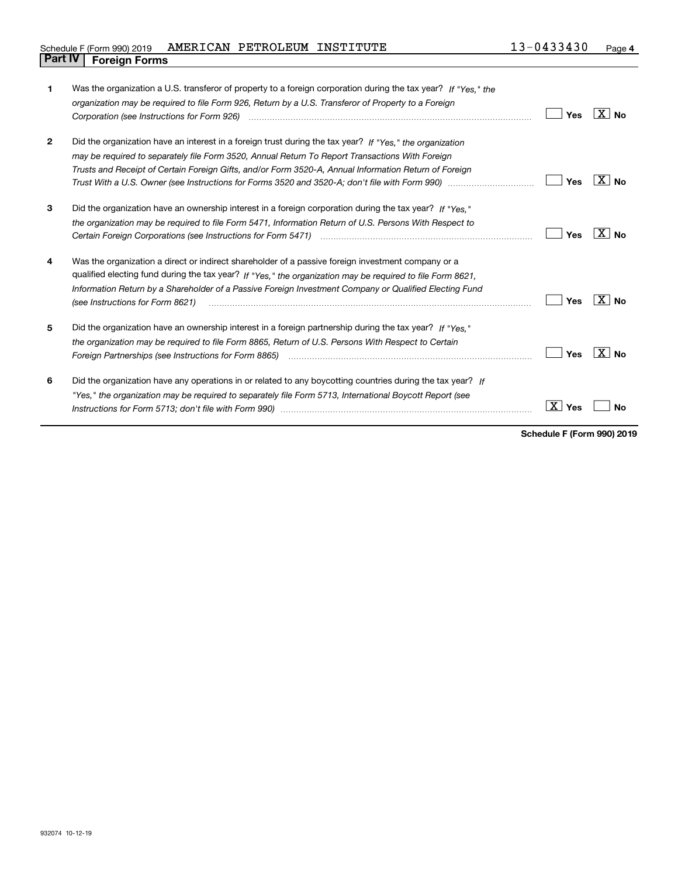Schedule F (Form 990) 2019 AMERICAN PETROLEUM INSTITUTE 13-0433430

## Part IV Foreign Forms

1 Was the organization a U.S. transferor of property to a foreign corporation during the tax year? *If "Yes," the organization may be required to file Form 926, Return by a U.S. Transferor of Property to a Foreign Corporation (see Instructions for Form 926)* ☐ Yes ☒ No

2 Did the organization have an interest in a foreign trust during the tax year? *If "Yes," the organization may be required to separately file Form 3520, Annual Return To Report Transactions With Foreign Trusts and Receipt of Certain Foreign Gifts, and/or Form 3520-A, Annual Information Return of Foreign Trust With a U.S. Owner (see Instructions for Forms 3520 and 3520-A; don't file with Form 990)* ☐ Yes ☒ No

3 Did the organization have an ownership interest in a foreign corporation during the tax year? *If "Yes," the organization may be required to file Form 5471, Information Return of U.S. Persons With Respect to Certain Foreign Corporations (see Instructions for Form 5471)* ☐ Yes ☒ No

4 Was the organization a direct or indirect shareholder of a passive foreign investment company or a qualified electing fund during the tax year? *If "Yes," the organization may be required to file Form 8621, Information Return by a Shareholder of a Passive Foreign Investment Company or Qualified Electing Fund (see Instructions for Form 8621)* ☐ Yes ☒ No

5 Did the organization have an ownership interest in a foreign partnership during the tax year? *If "Yes," the organization may be required to file Form 8865, Return of U.S. Persons With Respect to Certain Foreign Partnerships (see Instructions for Form 8865)* ☐ Yes ☒ No

6 Did the organization have any operations in or related to any boycotting countries during the tax year? *If "Yes," the organization may be required to separately file Form 5713, International Boycott Report (see Instructions for Form 5713; don't file with Form 990)* ☒ Yes ☐ No

**Schedule F (Form 990) 2019**

932074 10-12-19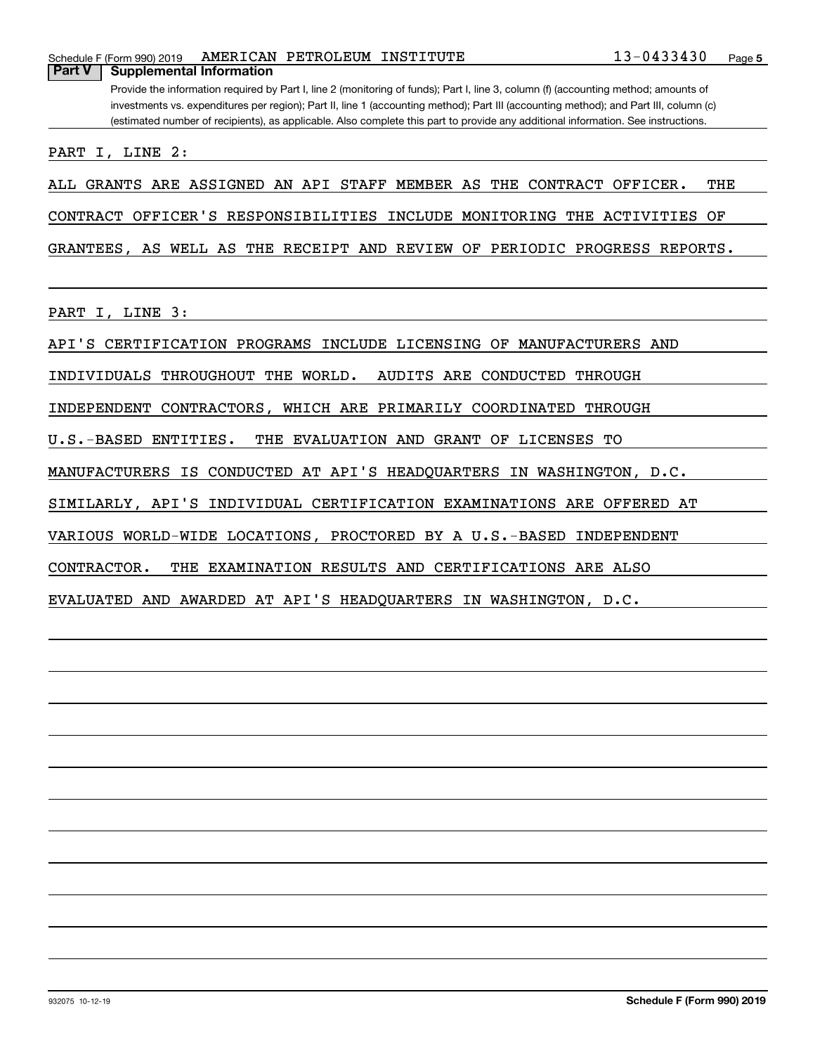Schedule F (Form 990) 2019 AMERICAN PETROLEUM INSTITUTE 13-0433430

## Part V Supplemental Information

Provide the information required by Part I, line 2 (monitoring of funds); Part I, line 3, column (f) (accounting method; amounts of investments vs. expenditures per region); Part II, line 1 (accounting method); Part III (accounting method); and Part III, column (c) (estimated number of recipients), as applicable. Also complete this part to provide any additional information. See instructions.

PART I, LINE 2:

ALL GRANTS ARE ASSIGNED AN API STAFF MEMBER AS THE CONTRACT OFFICER. THE CONTRACT OFFICER'S RESPONSIBILITIES INCLUDE MONITORING THE ACTIVITIES OF GRANTEES, AS WELL AS THE RECEIPT AND REVIEW OF PERIODIC PROGRESS REPORTS.

PART I, LINE 3:

API'S CERTIFICATION PROGRAMS INCLUDE LICENSING OF MANUFACTURERS AND INDIVIDUALS THROUGHOUT THE WORLD. AUDITS ARE CONDUCTED THROUGH INDEPENDENT CONTRACTORS, WHICH ARE PRIMARILY COORDINATED THROUGH U.S.-BASED ENTITIES. THE EVALUATION AND GRANT OF LICENSES TO MANUFACTURERS IS CONDUCTED AT API'S HEADQUARTERS IN WASHINGTON, D.C. SIMILARLY, API'S INDIVIDUAL CERTIFICATION EXAMINATIONS ARE OFFERED AT VARIOUS WORLD-WIDE LOCATIONS, PROCTORED BY A U.S.-BASED INDEPENDENT CONTRACTOR. THE EXAMINATION RESULTS AND CERTIFICATIONS ARE ALSO EVALUATED AND AWARDED AT API'S HEADQUARTERS IN WASHINGTON, D.C.

932075 10-12-19 Schedule F (Form 990) 2019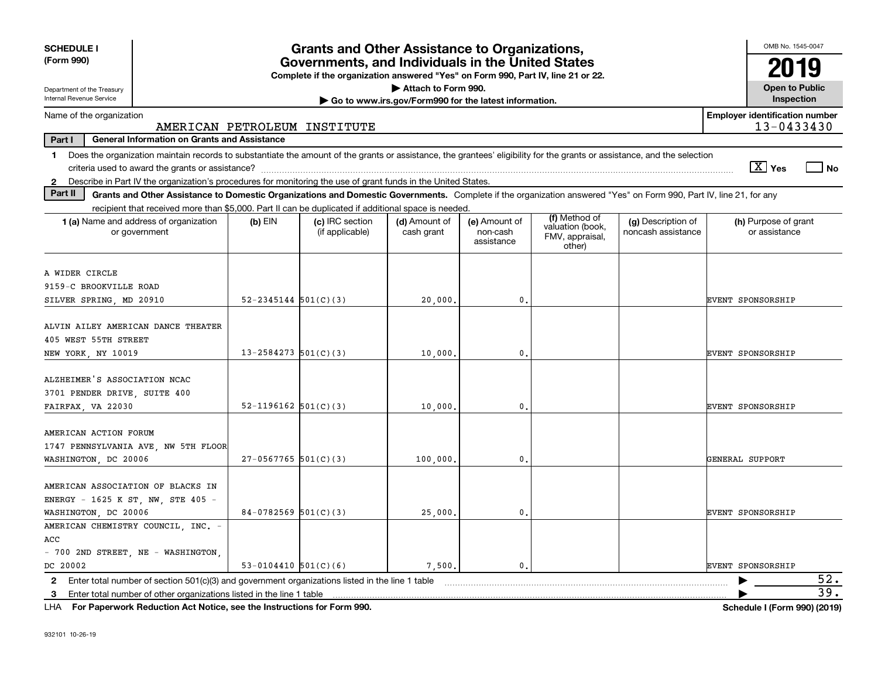**SCHEDULE I**
**(Form 990)**

Department of the Treasury
Internal Revenue Service

# Grants and Other Assistance to Organizations, Governments, and Individuals in the United States

**Complete if the organization answered "Yes" on Form 990, Part IV, line 21 or 22.**
**▶ Attach to Form 990.**
**▶ Go to www.irs.gov/Form990 for the latest information.**

OMB No. 1545-0047
**2019**
**Open to Public Inspection**

Name of the organization: AMERICAN PETROLEUM INSTITUTE
Employer identification number: 13-0433430

**Part I — General Information on Grants and Assistance**

1 Does the organization maintain records to substantiate the amount of the grants or assistance, the grantees' eligibility for the grants or assistance, and the selection criteria used to award the grants or assistance? [X] Yes [ ] No

2 Describe in Part IV the organization's procedures for monitoring the use of grant funds in the United States.

**Part II — Grants and Other Assistance to Domestic Organizations and Domestic Governments.** Complete if the organization answered "Yes" on Form 990, Part IV, line 21, for any recipient that received more than $5,000. Part II can be duplicated if additional space is needed.

| 1 (a) Name and address of organization or government | (b) EIN | (c) IRC section (if applicable) | (d) Amount of cash grant | (e) Amount of non-cash assistance | (f) Method of valuation (book, FMV, appraisal, other) | (g) Description of noncash assistance | (h) Purpose of grant or assistance |
|---|---|---|---|---|---|---|---|
| A WIDER CIRCLE<br>9159-C BROOKVILLE ROAD<br>SILVER SPRING, MD 20910 | 52-2345144 | 501(C)(3) | 20,000. | 0. | | | EVENT SPONSORSHIP |
| ALVIN AILEY AMERICAN DANCE THEATER<br>405 WEST 55TH STREET<br>NEW YORK, NY 10019 | 13-2584273 | 501(C)(3) | 10,000. | 0. | | | EVENT SPONSORSHIP |
| ALZHEIMER'S ASSOCIATION NCAC<br>3701 PENDER DRIVE, SUITE 400<br>FAIRFAX, VA 22030 | 52-1196162 | 501(C)(3) | 10,000. | 0. | | | EVENT SPONSORSHIP |
| AMERICAN ACTION FORUM<br>1747 PENNSYLVANIA AVE, NW 5TH FLOOR<br>WASHINGTON, DC 20006 | 27-0567765 | 501(C)(3) | 100,000. | 0. | | | GENERAL SUPPORT |
| AMERICAN ASSOCIATION OF BLACKS IN ENERGY - 1625 K ST, NW, STE 405 - WASHINGTON, DC 20006 | 84-0782569 | 501(C)(3) | 25,000. | 0. | | | EVENT SPONSORSHIP |
| AMERICAN CHEMISTRY COUNCIL, INC. - ACC<br>- 700 2ND STREET, NE - WASHINGTON, DC 20002 | 53-0104410 | 501(C)(6) | 7,500. | 0. | | | EVENT SPONSORSHIP |

2 Enter total number of section 501(c)(3) and government organizations listed in the line 1 table ▶ 52.

3 Enter total number of other organizations listed in the line 1 table ▶ 39.

LHA For Paperwork Reduction Act Notice, see the Instructions for Form 990. Schedule I (Form 990) (2019)

932101 10-26-19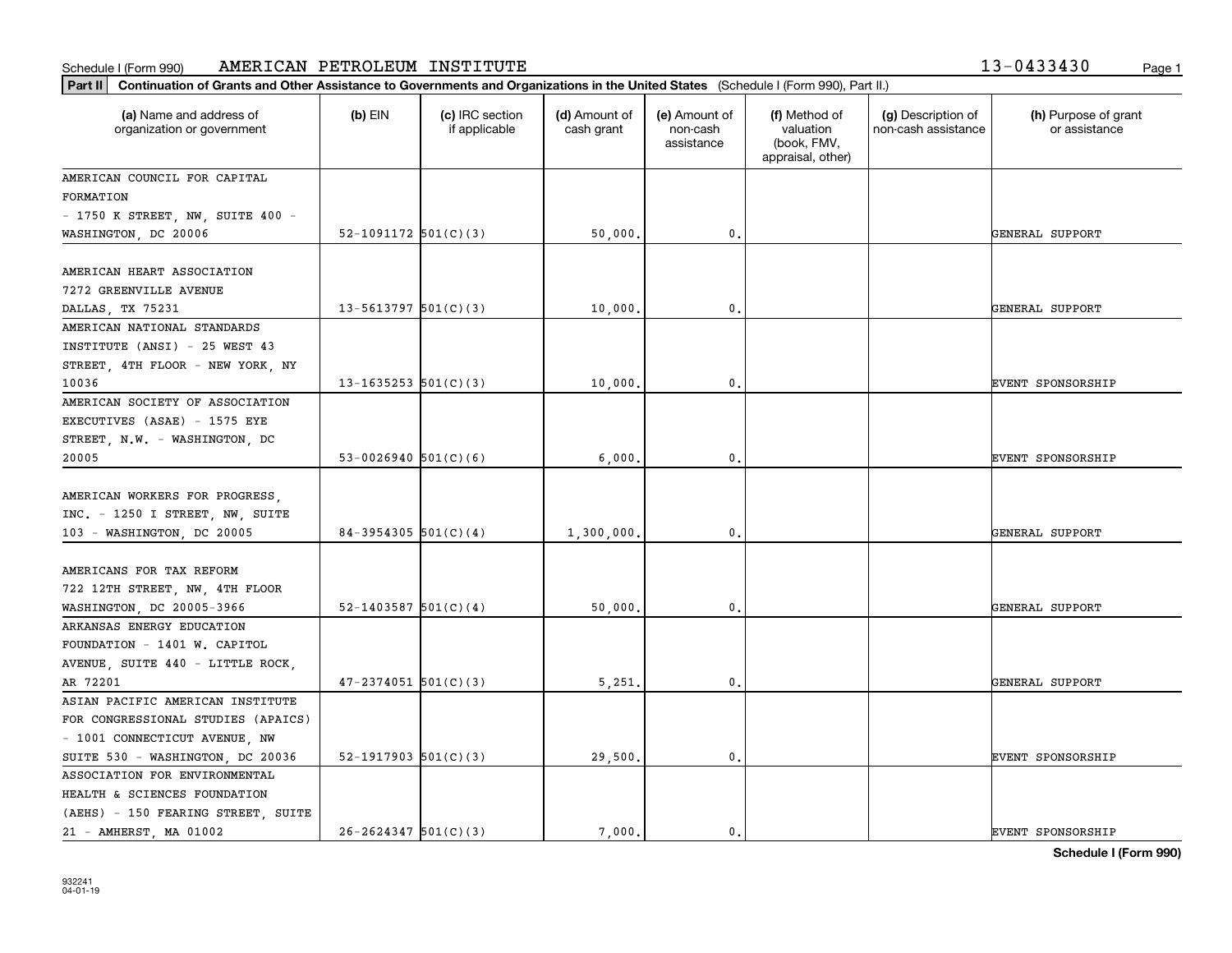Schedule I (Form 990) AMERICAN PETROLEUM INSTITUTE 13-0433430

**Part II** **Continuation of Grants and Other Assistance to Governments and Organizations in the United States** (Schedule I (Form 990), Part II.)

| (a) Name and address of organization or government | (b) EIN | (c) IRC section if applicable | (d) Amount of cash grant | (e) Amount of non-cash assistance | (f) Method of valuation (book, FMV, appraisal, other) | (g) Description of non-cash assistance | (h) Purpose of grant or assistance |
|---|---|---|---|---|---|---|---|
| AMERICAN COUNCIL FOR CAPITAL FORMATION - 1750 K STREET, NW, SUITE 400 - WASHINGTON, DC 20006 | 52-1091172 | 501(C)(3) | 50,000. | 0. | | | GENERAL SUPPORT |
| AMERICAN HEART ASSOCIATION 7272 GREENVILLE AVENUE DALLAS, TX 75231 | 13-5613797 | 501(C)(3) | 10,000. | 0. | | | GENERAL SUPPORT |
| AMERICAN NATIONAL STANDARDS INSTITUTE (ANSI) - 25 WEST 43 STREET, 4TH FLOOR - NEW YORK, NY 10036 | 13-1635253 | 501(C)(3) | 10,000. | 0. | | | EVENT SPONSORSHIP |
| AMERICAN SOCIETY OF ASSOCIATION EXECUTIVES (ASAE) - 1575 EYE STREET, N.W. - WASHINGTON, DC 20005 | 53-0026940 | 501(C)(6) | 6,000. | 0. | | | EVENT SPONSORSHIP |
| AMERICAN WORKERS FOR PROGRESS, INC. - 1250 I STREET, NW, SUITE 103 - WASHINGTON, DC 20005 | 84-3954305 | 501(C)(4) | 1,300,000. | 0. | | | GENERAL SUPPORT |
| AMERICANS FOR TAX REFORM 722 12TH STREET, NW, 4TH FLOOR WASHINGTON, DC 20005-3966 | 52-1403587 | 501(C)(4) | 50,000. | 0. | | | GENERAL SUPPORT |
| ARKANSAS ENERGY EDUCATION FOUNDATION - 1401 W. CAPITOL AVENUE, SUITE 440 - LITTLE ROCK, AR 72201 | 47-2374051 | 501(C)(3) | 5,251. | 0. | | | GENERAL SUPPORT |
| ASIAN PACIFIC AMERICAN INSTITUTE FOR CONGRESSIONAL STUDIES (APAICS) - 1001 CONNECTICUT AVENUE, NW SUITE 530 - WASHINGTON, DC 20036 | 52-1917903 | 501(C)(3) | 29,500. | 0. | | | EVENT SPONSORSHIP |
| ASSOCIATION FOR ENVIRONMENTAL HEALTH & SCIENCES FOUNDATION (AEHS) - 150 FEARING STREET, SUITE 21 - AMHERST, MA 01002 | 26-2624347 | 501(C)(3) | 7,000. | 0. | | | EVENT SPONSORSHIP |

932241 04-01-19

**Schedule I (Form 990)**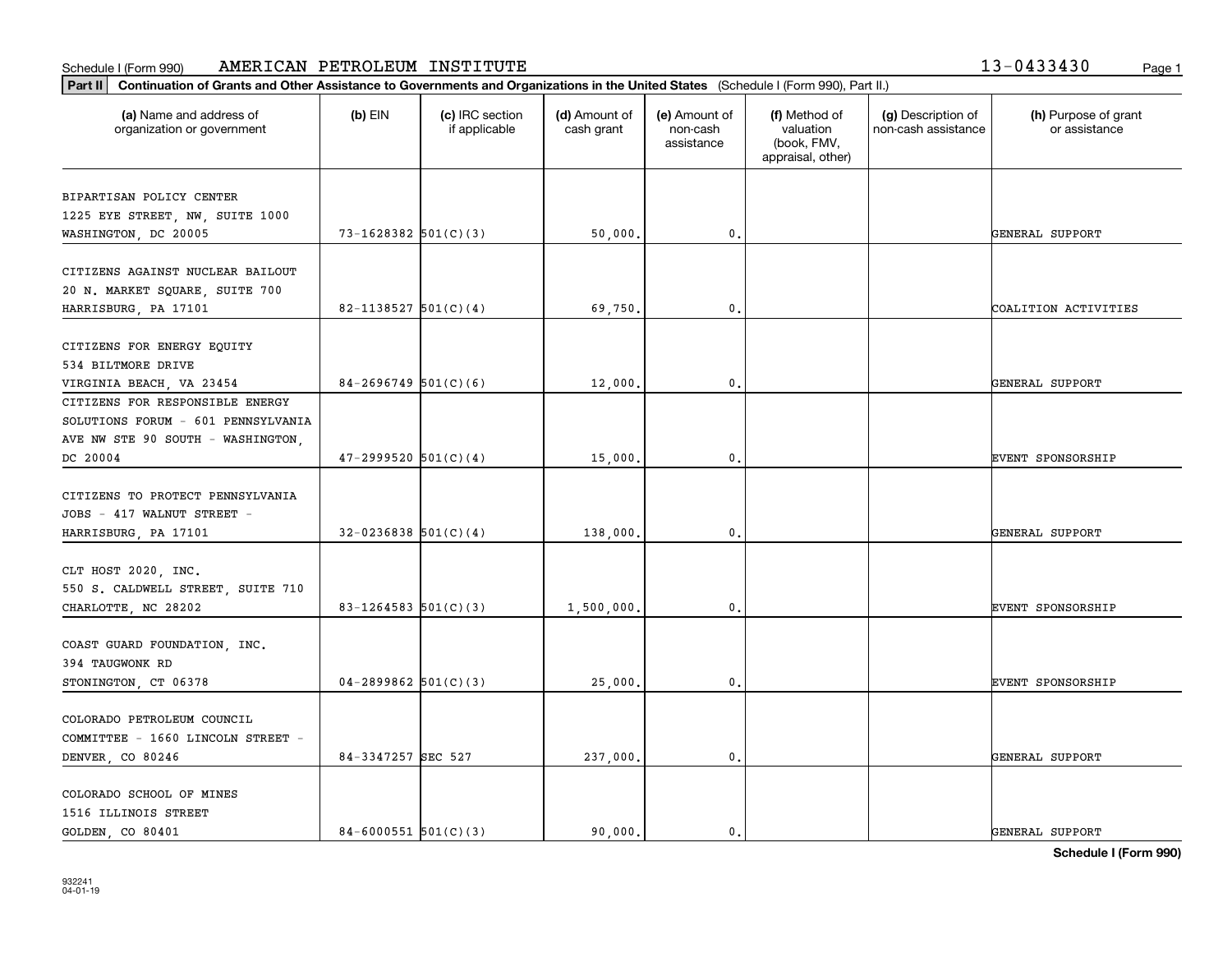Schedule I (Form 990) AMERICAN PETROLEUM INSTITUTE 13-0433430

**Part II** **Continuation of Grants and Other Assistance to Governments and Organizations in the United States** (Schedule I (Form 990), Part II.)

| (a) Name and address of organization or government | (b) EIN | (c) IRC section if applicable | (d) Amount of cash grant | (e) Amount of non-cash assistance | (f) Method of valuation (book, FMV, appraisal, other) | (g) Description of non-cash assistance | (h) Purpose of grant or assistance |
|---|---|---|---|---|---|---|---|
| BIPARTISAN POLICY CENTER 1225 EYE STREET, NW, SUITE 1000 WASHINGTON, DC 20005 | 73-1628382 | 501(C)(3) | 50,000. | 0. | | | GENERAL SUPPORT |
| CITIZENS AGAINST NUCLEAR BAILOUT 20 N. MARKET SQUARE, SUITE 700 HARRISBURG, PA 17101 | 82-1138527 | 501(C)(4) | 69,750. | 0. | | | COALITION ACTIVITIES |
| CITIZENS FOR ENERGY EQUITY 534 BILTMORE DRIVE VIRGINIA BEACH, VA 23454 | 84-2696749 | 501(C)(6) | 12,000. | 0. | | | GENERAL SUPPORT |
| CITIZENS FOR RESPONSIBLE ENERGY SOLUTIONS FORUM - 601 PENNSYLVANIA AVE NW STE 90 SOUTH - WASHINGTON, DC 20004 | 47-2999520 | 501(C)(4) | 15,000. | 0. | | | EVENT SPONSORSHIP |
| CITIZENS TO PROTECT PENNSYLVANIA JOBS - 417 WALNUT STREET - HARRISBURG, PA 17101 | 32-0236838 | 501(C)(4) | 138,000. | 0. | | | GENERAL SUPPORT |
| CLT HOST 2020, INC. 550 S. CALDWELL STREET, SUITE 710 CHARLOTTE, NC 28202 | 83-1264583 | 501(C)(3) | 1,500,000. | 0. | | | EVENT SPONSORSHIP |
| COAST GUARD FOUNDATION, INC. 394 TAUGWONK RD STONINGTON, CT 06378 | 04-2899862 | 501(C)(3) | 25,000. | 0. | | | EVENT SPONSORSHIP |
| COLORADO PETROLEUM COUNCIL COMMITTEE - 1660 LINCOLN STREET - DENVER, CO 80246 | 84-3347257 | SEC 527 | 237,000. | 0. | | | GENERAL SUPPORT |
| COLORADO SCHOOL OF MINES 1516 ILLINOIS STREET GOLDEN, CO 80401 | 84-6000551 | 501(C)(3) | 90,000. | 0. | | | GENERAL SUPPORT |

**Schedule I (Form 990)**

932241 04-01-19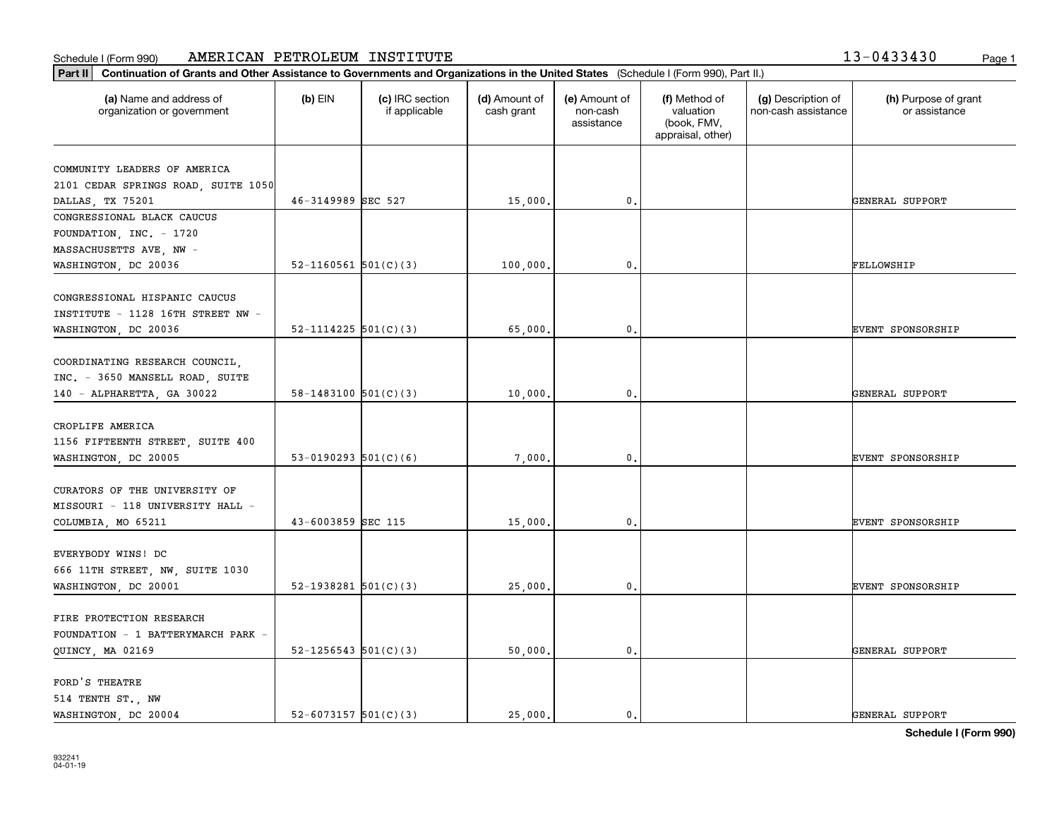Schedule I (Form 990) AMERICAN PETROLEUM INSTITUTE 13-0433430

**Part II** **Continuation of Grants and Other Assistance to Governments and Organizations in the United States** (Schedule I (Form 990), Part II.)

| (a) Name and address of organization or government | (b) EIN | (c) IRC section if applicable | (d) Amount of cash grant | (e) Amount of non-cash assistance | (f) Method of valuation (book, FMV, appraisal, other) | (g) Description of non-cash assistance | (h) Purpose of grant or assistance |
|---|---|---|---|---|---|---|---|
| COMMUNITY LEADERS OF AMERICA 2101 CEDAR SPRINGS ROAD, SUITE 1050 DALLAS, TX 75201 | 46-3149989 | SEC 527 | 15,000. | 0. | | | GENERAL SUPPORT |
| CONGRESSIONAL BLACK CAUCUS FOUNDATION, INC. - 1720 MASSACHUSETTS AVE, NW - WASHINGTON, DC 20036 | 52-1160561 | 501(C)(3) | 100,000. | 0. | | | FELLOWSHIP |
| CONGRESSIONAL HISPANIC CAUCUS INSTITUTE - 1128 16TH STREET NW - WASHINGTON, DC 20036 | 52-1114225 | 501(C)(3) | 65,000. | 0. | | | EVENT SPONSORSHIP |
| COORDINATING RESEARCH COUNCIL, INC. - 3650 MANSELL ROAD, SUITE 140 - ALPHARETTA, GA 30022 | 58-1483100 | 501(C)(3) | 10,000. | 0. | | | GENERAL SUPPORT |
| CROPLIFE AMERICA 1156 FIFTEENTH STREET, SUITE 400 WASHINGTON, DC 20005 | 53-0190293 | 501(C)(6) | 7,000. | 0. | | | EVENT SPONSORSHIP |
| CURATORS OF THE UNIVERSITY OF MISSOURI - 118 UNIVERSITY HALL - COLUMBIA, MO 65211 | 43-6003859 | SEC 115 | 15,000. | 0. | | | EVENT SPONSORSHIP |
| EVERYBODY WINS! DC 666 11TH STREET, NW, SUITE 1030 WASHINGTON, DC 20001 | 52-1938281 | 501(C)(3) | 25,000. | 0. | | | EVENT SPONSORSHIP |
| FIRE PROTECTION RESEARCH FOUNDATION - 1 BATTERYMARCH PARK - QUINCY, MA 02169 | 52-1256543 | 501(C)(3) | 50,000. | 0. | | | GENERAL SUPPORT |
| FORD'S THEATRE 514 TENTH ST., NW WASHINGTON, DC 20004 | 52-6073157 | 501(C)(3) | 25,000. | 0. | | | GENERAL SUPPORT |

**Schedule I (Form 990)**

932241 04-01-19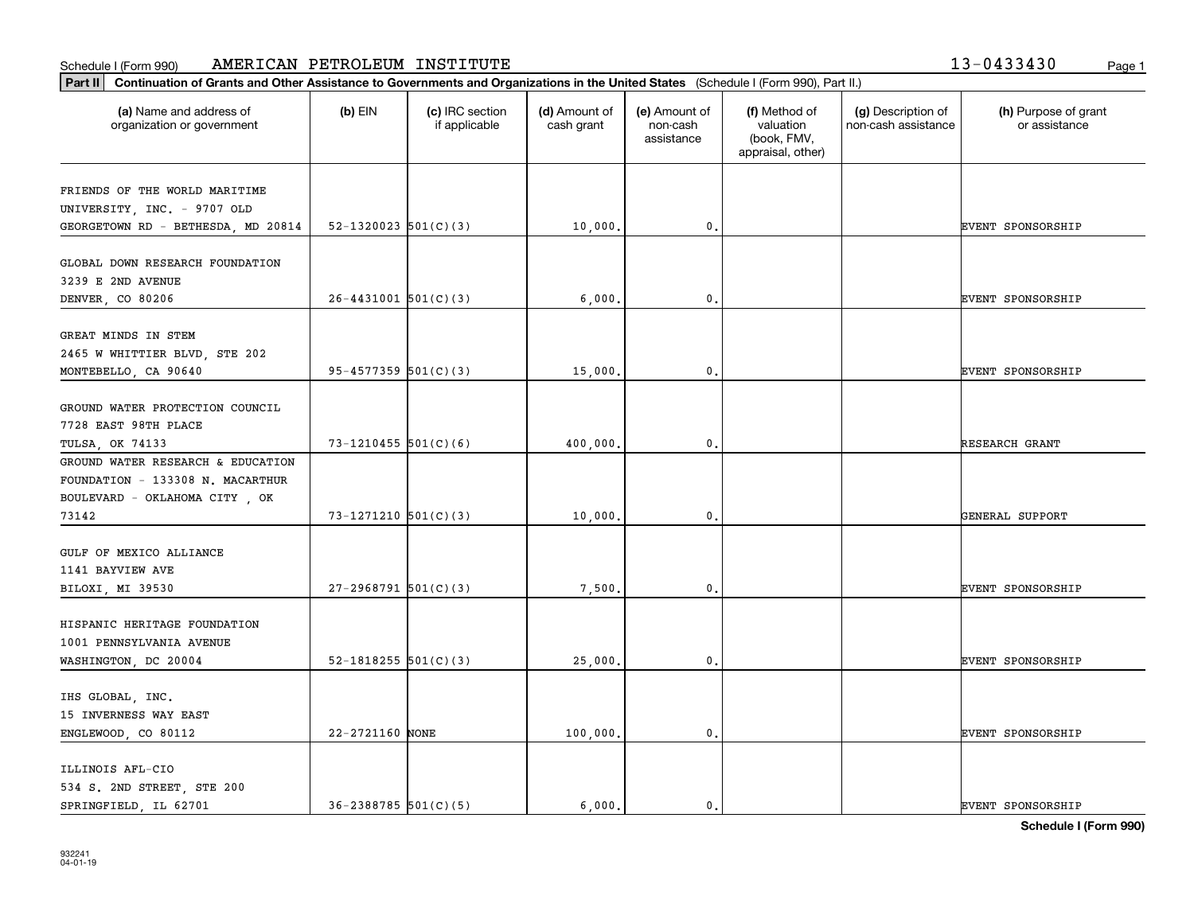Schedule I (Form 990) AMERICAN PETROLEUM INSTITUTE 13-0433430

**Part II** **Continuation of Grants and Other Assistance to Governments and Organizations in the United States** (Schedule I (Form 990), Part II.)

| (a) Name and address of organization or government | (b) EIN | (c) IRC section if applicable | (d) Amount of cash grant | (e) Amount of non-cash assistance | (f) Method of valuation (book, FMV, appraisal, other) | (g) Description of non-cash assistance | (h) Purpose of grant or assistance |
|---|---|---|---|---|---|---|---|
| FRIENDS OF THE WORLD MARITIME UNIVERSITY, INC. - 9707 OLD GEORGETOWN RD - BETHESDA, MD 20814 | 52-1320023 | 501(C)(3) | 10,000. | 0. | | | EVENT SPONSORSHIP |
| GLOBAL DOWN RESEARCH FOUNDATION 3239 E 2ND AVENUE DENVER, CO 80206 | 26-4431001 | 501(C)(3) | 6,000. | 0. | | | EVENT SPONSORSHIP |
| GREAT MINDS IN STEM 2465 W WHITTIER BLVD, STE 202 MONTEBELLO, CA 90640 | 95-4577359 | 501(C)(3) | 15,000. | 0. | | | EVENT SPONSORSHIP |
| GROUND WATER PROTECTION COUNCIL 7728 EAST 98TH PLACE TULSA, OK 74133 | 73-1210455 | 501(C)(6) | 400,000. | 0. | | | RESEARCH GRANT |
| GROUND WATER RESEARCH & EDUCATION FOUNDATION - 133308 N. MACARTHUR BOULEVARD - OKLAHOMA CITY , OK 73142 | 73-1271210 | 501(C)(3) | 10,000. | 0. | | | GENERAL SUPPORT |
| GULF OF MEXICO ALLIANCE 1141 BAYVIEW AVE BILOXI, MI 39530 | 27-2968791 | 501(C)(3) | 7,500. | 0. | | | EVENT SPONSORSHIP |
| HISPANIC HERITAGE FOUNDATION 1001 PENNSYLVANIA AVENUE WASHINGTON, DC 20004 | 52-1818255 | 501(C)(3) | 25,000. | 0. | | | EVENT SPONSORSHIP |
| IHS GLOBAL, INC. 15 INVERNESS WAY EAST ENGLEWOOD, CO 80112 | 22-2721160 | NONE | 100,000. | 0. | | | EVENT SPONSORSHIP |
| ILLINOIS AFL-CIO 534 S. 2ND STREET, STE 200 SPRINGFIELD, IL 62701 | 36-2388785 | 501(C)(5) | 6,000. | 0. | | | EVENT SPONSORSHIP |

**Schedule I (Form 990)**

932241
04-01-19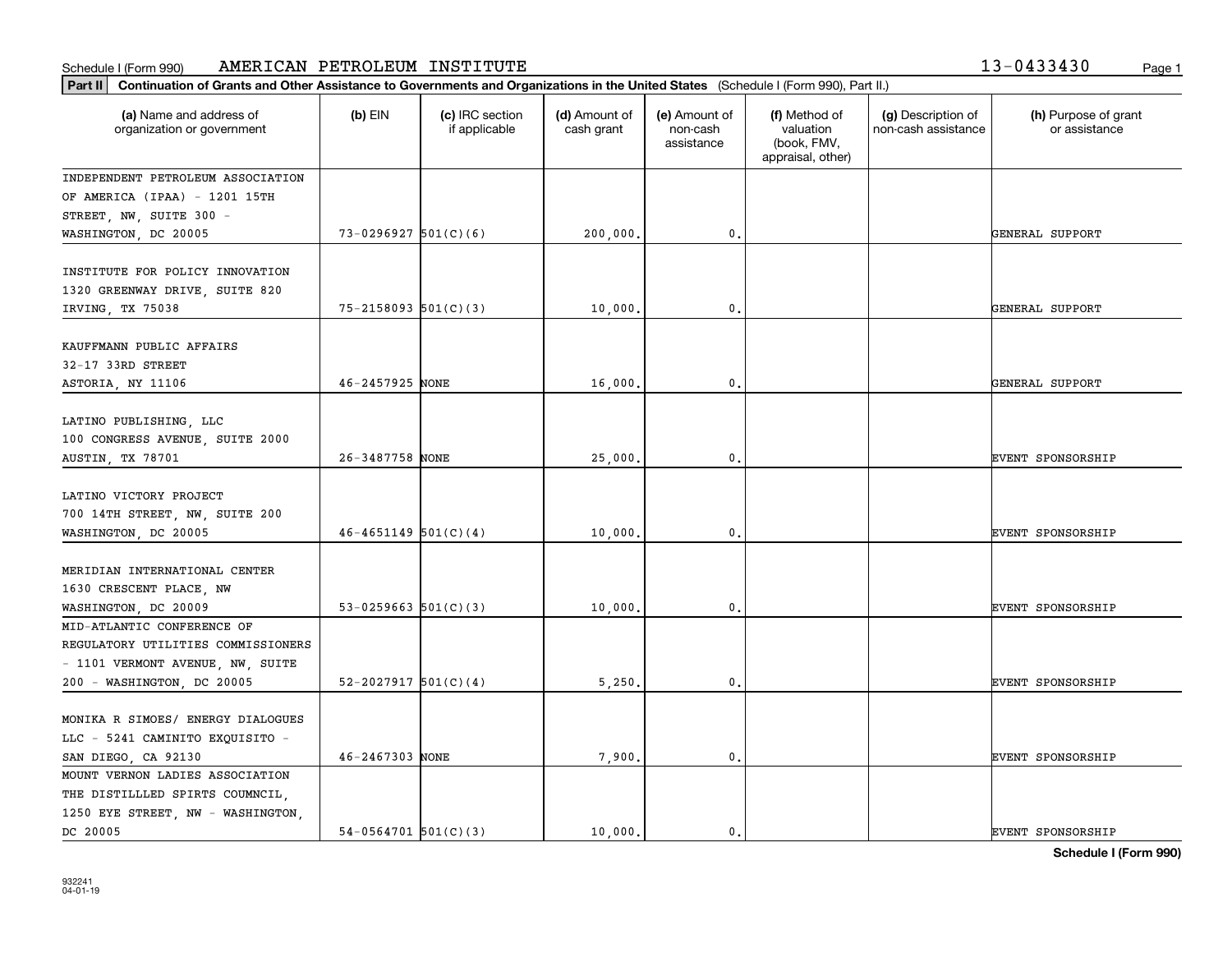Schedule I (Form 990) AMERICAN PETROLEUM INSTITUTE 13-0433430

**Part II** **Continuation of Grants and Other Assistance to Governments and Organizations in the United States** (Schedule I (Form 990), Part II.)

| (a) Name and address of organization or government | (b) EIN | (c) IRC section if applicable | (d) Amount of cash grant | (e) Amount of non-cash assistance | (f) Method of valuation (book, FMV, appraisal, other) | (g) Description of non-cash assistance | (h) Purpose of grant or assistance |
|---|---|---|---|---|---|---|---|
| INDEPENDENT PETROLEUM ASSOCIATION OF AMERICA (IPAA) - 1201 15TH STREET, NW, SUITE 300 - WASHINGTON, DC 20005 | 73-0296927 | 501(C)(6) | 200,000. | 0. | | | GENERAL SUPPORT |
| INSTITUTE FOR POLICY INNOVATION 1320 GREENWAY DRIVE, SUITE 820 IRVING, TX 75038 | 75-2158093 | 501(C)(3) | 10,000. | 0. | | | GENERAL SUPPORT |
| KAUFFMANN PUBLIC AFFAIRS 32-17 33RD STREET ASTORIA, NY 11106 | 46-2457925 | NONE | 16,000. | 0. | | | GENERAL SUPPORT |
| LATINO PUBLISHING, LLC 100 CONGRESS AVENUE, SUITE 2000 AUSTIN, TX 78701 | 26-3487758 | NONE | 25,000. | 0. | | | EVENT SPONSORSHIP |
| LATINO VICTORY PROJECT 700 14TH STREET, NW, SUITE 200 WASHINGTON, DC 20005 | 46-4651149 | 501(C)(4) | 10,000. | 0. | | | EVENT SPONSORSHIP |
| MERIDIAN INTERNATIONAL CENTER 1630 CRESCENT PLACE, NW WASHINGTON, DC 20009 | 53-0259663 | 501(C)(3) | 10,000. | 0. | | | EVENT SPONSORSHIP |
| MID-ATLANTIC CONFERENCE OF REGULATORY UTILITIES COMMISSIONERS - 1101 VERMONT AVENUE, NW, SUITE 200 - WASHINGTON, DC 20005 | 52-2027917 | 501(C)(4) | 5,250. | 0. | | | EVENT SPONSORSHIP |
| MONIKA R SIMOES/ ENERGY DIALOGUES LLC - 5241 CAMINITO EXQUISITO - SAN DIEGO, CA 92130 | 46-2467303 | NONE | 7,900. | 0. | | | EVENT SPONSORSHIP |
| MOUNT VERNON LADIES ASSOCIATION THE DISTILLLED SPIRTS COUMNCIL, 1250 EYE STREET, NW - WASHINGTON, DC 20005 | 54-0564701 | 501(C)(3) | 10,000. | 0. | | | EVENT SPONSORSHIP |

**Schedule I (Form 990)**

932241
04-01-19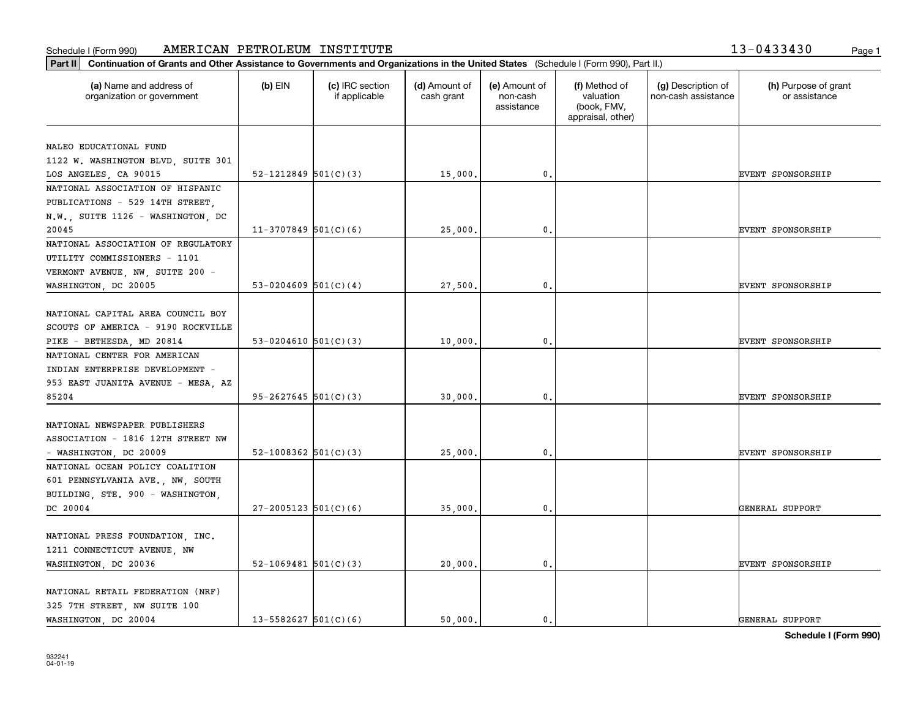Schedule I (Form 990) AMERICAN PETROLEUM INSTITUTE 13-0433430

**Part II Continuation of Grants and Other Assistance to Governments and Organizations in the United States** (Schedule I (Form 990), Part II.)

| (a) Name and address of organization or government | (b) EIN | (c) IRC section if applicable | (d) Amount of cash grant | (e) Amount of non-cash assistance | (f) Method of valuation (book, FMV, appraisal, other) | (g) Description of non-cash assistance | (h) Purpose of grant or assistance |
|---|---|---|---|---|---|---|---|
| NALEO EDUCATIONAL FUND 1122 W. WASHINGTON BLVD, SUITE 301 LOS ANGELES, CA 90015 | 52-1212849 | 501(C)(3) | 15,000. | 0. | | | EVENT SPONSORSHIP |
| NATIONAL ASSOCIATION OF HISPANIC PUBLICATIONS - 529 14TH STREET, N.W., SUITE 1126 - WASHINGTON, DC 20045 | 11-3707849 | 501(C)(6) | 25,000. | 0. | | | EVENT SPONSORSHIP |
| NATIONAL ASSOCIATION OF REGULATORY UTILITY COMMISSIONERS - 1101 VERMONT AVENUE, NW, SUITE 200 - WASHINGTON, DC 20005 | 53-0204609 | 501(C)(4) | 27,500. | 0. | | | EVENT SPONSORSHIP |
| NATIONAL CAPITAL AREA COUNCIL BOY SCOUTS OF AMERICA - 9190 ROCKVILLE PIKE - BETHESDA, MD 20814 | 53-0204610 | 501(C)(3) | 10,000. | 0. | | | EVENT SPONSORSHIP |
| NATIONAL CENTER FOR AMERICAN INDIAN ENTERPRISE DEVELOPMENT - 953 EAST JUANITA AVENUE - MESA, AZ 85204 | 95-2627645 | 501(C)(3) | 30,000. | 0. | | | EVENT SPONSORSHIP |
| NATIONAL NEWSPAPER PUBLISHERS ASSOCIATION - 1816 12TH STREET NW - WASHINGTON, DC 20009 | 52-1008362 | 501(C)(3) | 25,000. | 0. | | | EVENT SPONSORSHIP |
| NATIONAL OCEAN POLICY COALITION 601 PENNSYLVANIA AVE., NW, SOUTH BUILDING, STE. 900 - WASHINGTON, DC 20004 | 27-2005123 | 501(C)(6) | 35,000. | 0. | | | GENERAL SUPPORT |
| NATIONAL PRESS FOUNDATION, INC. 1211 CONNECTICUT AVENUE, NW WASHINGTON, DC 20036 | 52-1069481 | 501(C)(3) | 20,000. | 0. | | | EVENT SPONSORSHIP |
| NATIONAL RETAIL FEDERATION (NRF) 325 7TH STREET, NW SUITE 100 WASHINGTON, DC 20004 | 13-5582627 | 501(C)(6) | 50,000. | 0. | | | GENERAL SUPPORT |

**Schedule I (Form 990)**

932241
04-01-19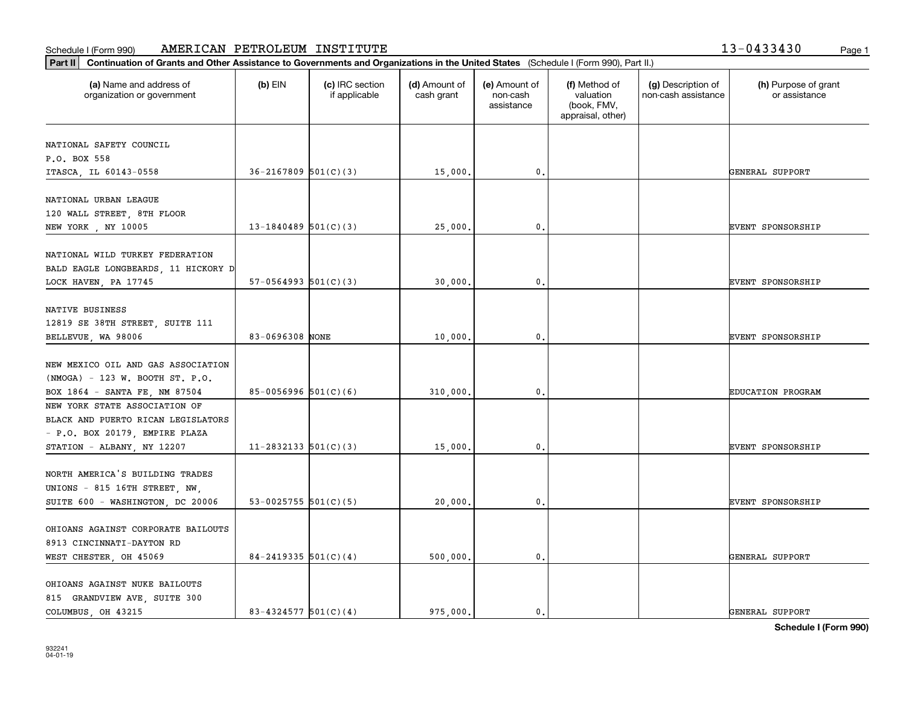Schedule I (Form 990) AMERICAN PETROLEUM INSTITUTE 13-0433430

**Part II** **Continuation of Grants and Other Assistance to Governments and Organizations in the United States** (Schedule I (Form 990), Part II.)

| (a) Name and address of organization or government | (b) EIN | (c) IRC section if applicable | (d) Amount of cash grant | (e) Amount of non-cash assistance | (f) Method of valuation (book, FMV, appraisal, other) | (g) Description of non-cash assistance | (h) Purpose of grant or assistance |
|---|---|---|---|---|---|---|---|
| NATIONAL SAFETY COUNCIL P.O. BOX 558 ITASCA, IL 60143-0558 | 36-2167809 | 501(C)(3) | 15,000. | 0. | | | GENERAL SUPPORT |
| NATIONAL URBAN LEAGUE 120 WALL STREET, 8TH FLOOR NEW YORK , NY 10005 | 13-1840489 | 501(C)(3) | 25,000. | 0. | | | EVENT SPONSORSHIP |
| NATIONAL WILD TURKEY FEDERATION BALD EAGLE LONGBEARDS, 11 HICKORY D LOCK HAVEN, PA 17745 | 57-0564993 | 501(C)(3) | 30,000. | 0. | | | EVENT SPONSORSHIP |
| NATIVE BUSINESS 12819 SE 38TH STREET, SUITE 111 BELLEVUE, WA 98006 | 83-0696308 | NONE | 10,000. | 0. | | | EVENT SPONSORSHIP |
| NEW MEXICO OIL AND GAS ASSOCIATION (NMOGA) - 123 W. BOOTH ST. P.O. BOX 1864 - SANTA FE, NM 87504 | 85-0056996 | 501(C)(6) | 310,000. | 0. | | | EDUCATION PROGRAM |
| NEW YORK STATE ASSOCIATION OF BLACK AND PUERTO RICAN LEGISLATORS - P.O. BOX 20179, EMPIRE PLAZA STATION - ALBANY, NY 12207 | 11-2832133 | 501(C)(3) | 15,000. | 0. | | | EVENT SPONSORSHIP |
| NORTH AMERICA'S BUILDING TRADES UNIONS - 815 16TH STREET, NW, SUITE 600 - WASHINGTON, DC 20006 | 53-0025755 | 501(C)(5) | 20,000. | 0. | | | EVENT SPONSORSHIP |
| OHIOANS AGAINST CORPORATE BAILOUTS 8913 CINCINNATI-DAYTON RD WEST CHESTER, OH 45069 | 84-2419335 | 501(C)(4) | 500,000. | 0. | | | GENERAL SUPPORT |
| OHIOANS AGAINST NUKE BAILOUTS 815 GRANDVIEW AVE, SUITE 300 COLUMBUS, OH 43215 | 83-4324577 | 501(C)(4) | 975,000. | 0. | | | GENERAL SUPPORT |

932241 04-01-19

**Schedule I (Form 990)**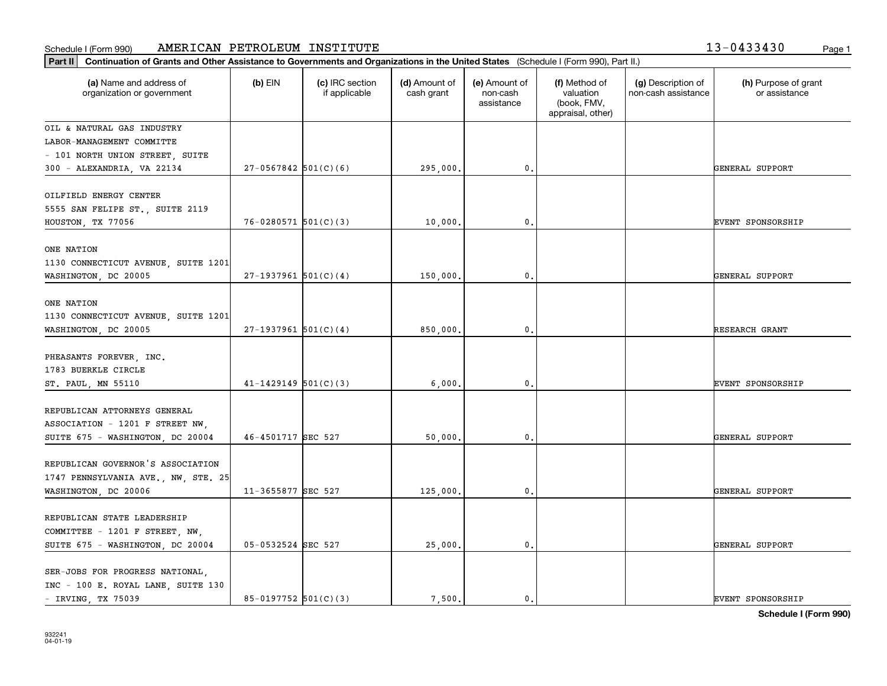Schedule I (Form 990) AMERICAN PETROLEUM INSTITUTE 13-0433430

**Part II Continuation of Grants and Other Assistance to Governments and Organizations in the United States** (Schedule I (Form 990), Part II.)

| (a) Name and address of organization or government | (b) EIN | (c) IRC section if applicable | (d) Amount of cash grant | (e) Amount of non-cash assistance | (f) Method of valuation (book, FMV, appraisal, other) | (g) Description of non-cash assistance | (h) Purpose of grant or assistance |
|---|---|---|---|---|---|---|---|
| OIL & NATURAL GAS INDUSTRY LABOR-MANAGEMENT COMMITTE - 101 NORTH UNION STREET, SUITE 300 - ALEXANDRIA, VA 22134 | 27-0567842 | 501(C)(6) | 295,000. | 0. | | | GENERAL SUPPORT |
| OILFIELD ENERGY CENTER 5555 SAN FELIPE ST., SUITE 2119 HOUSTON, TX 77056 | 76-0280571 | 501(C)(3) | 10,000. | 0. | | | EVENT SPONSORSHIP |
| ONE NATION 1130 CONNECTICUT AVENUE, SUITE 1201 WASHINGTON, DC 20005 | 27-1937961 | 501(C)(4) | 150,000. | 0. | | | GENERAL SUPPORT |
| ONE NATION 1130 CONNECTICUT AVENUE, SUITE 1201 WASHINGTON, DC 20005 | 27-1937961 | 501(C)(4) | 850,000. | 0. | | | RESEARCH GRANT |
| PHEASANTS FOREVER, INC. 1783 BUERKLE CIRCLE ST. PAUL, MN 55110 | 41-1429149 | 501(C)(3) | 6,000. | 0. | | | EVENT SPONSORSHIP |
| REPUBLICAN ATTORNEYS GENERAL ASSOCIATION - 1201 F STREET NW, SUITE 675 - WASHINGTON, DC 20004 | 46-4501717 | SEC 527 | 50,000. | 0. | | | GENERAL SUPPORT |
| REPUBLICAN GOVERNOR'S ASSOCIATION 1747 PENNSYLVANIA AVE., NW, STE. 25 WASHINGTON, DC 20006 | 11-3655877 | SEC 527 | 125,000. | 0. | | | GENERAL SUPPORT |
| REPUBLICAN STATE LEADERSHIP COMMITTEE - 1201 F STREET, NW, SUITE 675 - WASHINGTON, DC 20004 | 05-0532524 | SEC 527 | 25,000. | 0. | | | GENERAL SUPPORT |
| SER-JOBS FOR PROGRESS NATIONAL, INC - 100 E. ROYAL LANE, SUITE 130 - IRVING, TX 75039 | 85-0197752 | 501(C)(3) | 7,500. | 0. | | | EVENT SPONSORSHIP |

932241 04-01-19

**Schedule I (Form 990)**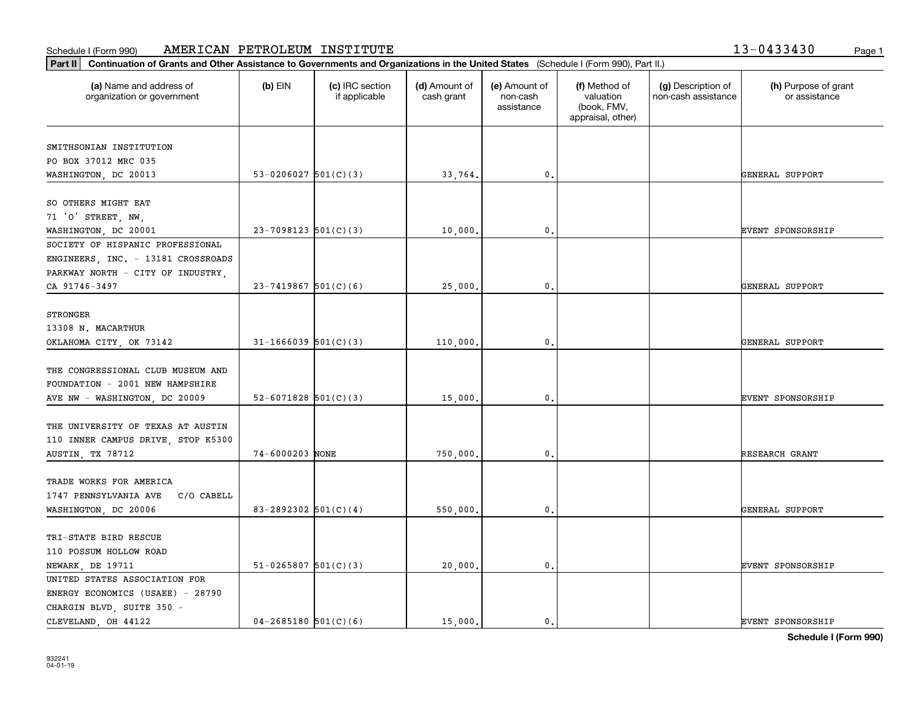Schedule I (Form 990) AMERICAN PETROLEUM INSTITUTE 13-0433430

**Part II** **Continuation of Grants and Other Assistance to Governments and Organizations in the United States** (Schedule I (Form 990), Part II.)

| (a) Name and address of organization or government | (b) EIN | (c) IRC section if applicable | (d) Amount of cash grant | (e) Amount of non-cash assistance | (f) Method of valuation (book, FMV, appraisal, other) | (g) Description of non-cash assistance | (h) Purpose of grant or assistance |
|---|---|---|---|---|---|---|---|
| SMITHSONIAN INSTITUTION PO BOX 37012 MRC 035 WASHINGTON, DC 20013 | 53-0206027 | 501(C)(3) | 33,764. | 0. | | | GENERAL SUPPORT |
| SO OTHERS MIGHT EAT 71 'O' STREET, NW, WASHINGTON, DC 20001 | 23-7098123 | 501(C)(3) | 10,000. | 0. | | | EVENT SPONSORSHIP |
| SOCIETY OF HISPANIC PROFESSIONAL ENGINEERS, INC. - 13181 CROSSROADS PARKWAY NORTH - CITY OF INDUSTRY, CA 91746-3497 | 23-7419867 | 501(C)(6) | 25,000. | 0. | | | GENERAL SUPPORT |
| STRONGER 13308 N. MACARTHUR OKLAHOMA CITY, OK 73142 | 31-1666039 | 501(C)(3) | 110,000. | 0. | | | GENERAL SUPPORT |
| THE CONGRESSIONAL CLUB MUSEUM AND FOUNDATION - 2001 NEW HAMPSHIRE AVE NW - WASHINGTON, DC 20009 | 52-6071828 | 501(C)(3) | 15,000. | 0. | | | EVENT SPONSORSHIP |
| THE UNIVERSITY OF TEXAS AT AUSTIN 110 INNER CAMPUS DRIVE, STOP K5300 AUSTIN, TX 78712 | 74-6000203 | NONE | 750,000. | 0. | | | RESEARCH GRANT |
| TRADE WORKS FOR AMERICA 1747 PENNSYLVANIA AVE C/O CABELL WASHINGTON, DC 20006 | 83-2892302 | 501(C)(4) | 550,000. | 0. | | | GENERAL SUPPORT |
| TRI-STATE BIRD RESCUE 110 POSSUM HOLLOW ROAD NEWARK, DE 19711 | 51-0265807 | 501(C)(3) | 20,000. | 0. | | | EVENT SPONSORSHIP |
| UNITED STATES ASSOCIATION FOR ENERGY ECONOMICS (USAEE) - 28790 CHARGIN BLVD, SUITE 350 - CLEVELAND, OH 44122 | 04-2685180 | 501(C)(6) | 15,000. | 0. | | | EVENT SPONSORSHIP |

932241
04-01-19

**Schedule I (Form 990)**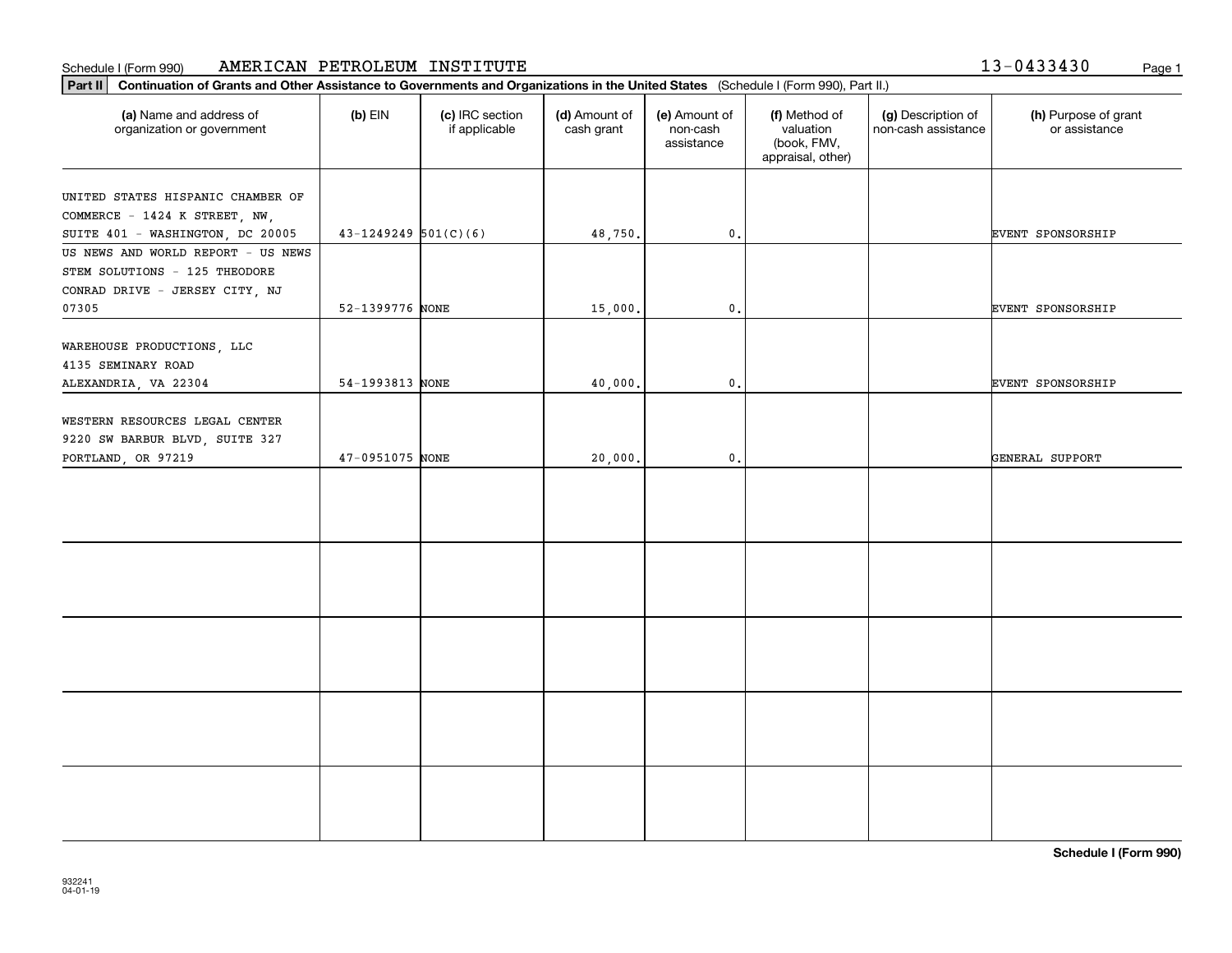Schedule I (Form 990) AMERICAN PETROLEUM INSTITUTE 13-0433430

**Part II** **Continuation of Grants and Other Assistance to Governments and Organizations in the United States** (Schedule I (Form 990), Part II.)

| (a) Name and address of organization or government | (b) EIN | (c) IRC section if applicable | (d) Amount of cash grant | (e) Amount of non-cash assistance | (f) Method of valuation (book, FMV, appraisal, other) | (g) Description of non-cash assistance | (h) Purpose of grant or assistance |
|---|---|---|---|---|---|---|---|
| UNITED STATES HISPANIC CHAMBER OF COMMERCE - 1424 K STREET, NW, SUITE 401 - WASHINGTON, DC 20005 | 43-1249249 | 501(C)(6) | 48,750. | 0. | | | EVENT SPONSORSHIP |
| US NEWS AND WORLD REPORT - US NEWS STEM SOLUTIONS - 125 THEODORE CONRAD DRIVE - JERSEY CITY, NJ 07305 | 52-1399776 | NONE | 15,000. | 0. | | | EVENT SPONSORSHIP |
| WAREHOUSE PRODUCTIONS, LLC 4135 SEMINARY ROAD ALEXANDRIA, VA 22304 | 54-1993813 | NONE | 40,000. | 0. | | | EVENT SPONSORSHIP |
| WESTERN RESOURCES LEGAL CENTER 9220 SW BARBUR BLVD, SUITE 327 PORTLAND, OR 97219 | 47-0951075 | NONE | 20,000. | 0. | | | GENERAL SUPPORT |
| | | | | | | | |
| | | | | | | | |
| | | | | | | | |
| | | | | | | | |
| | | | | | | | |

**Schedule I (Form 990)**

932241 04-01-19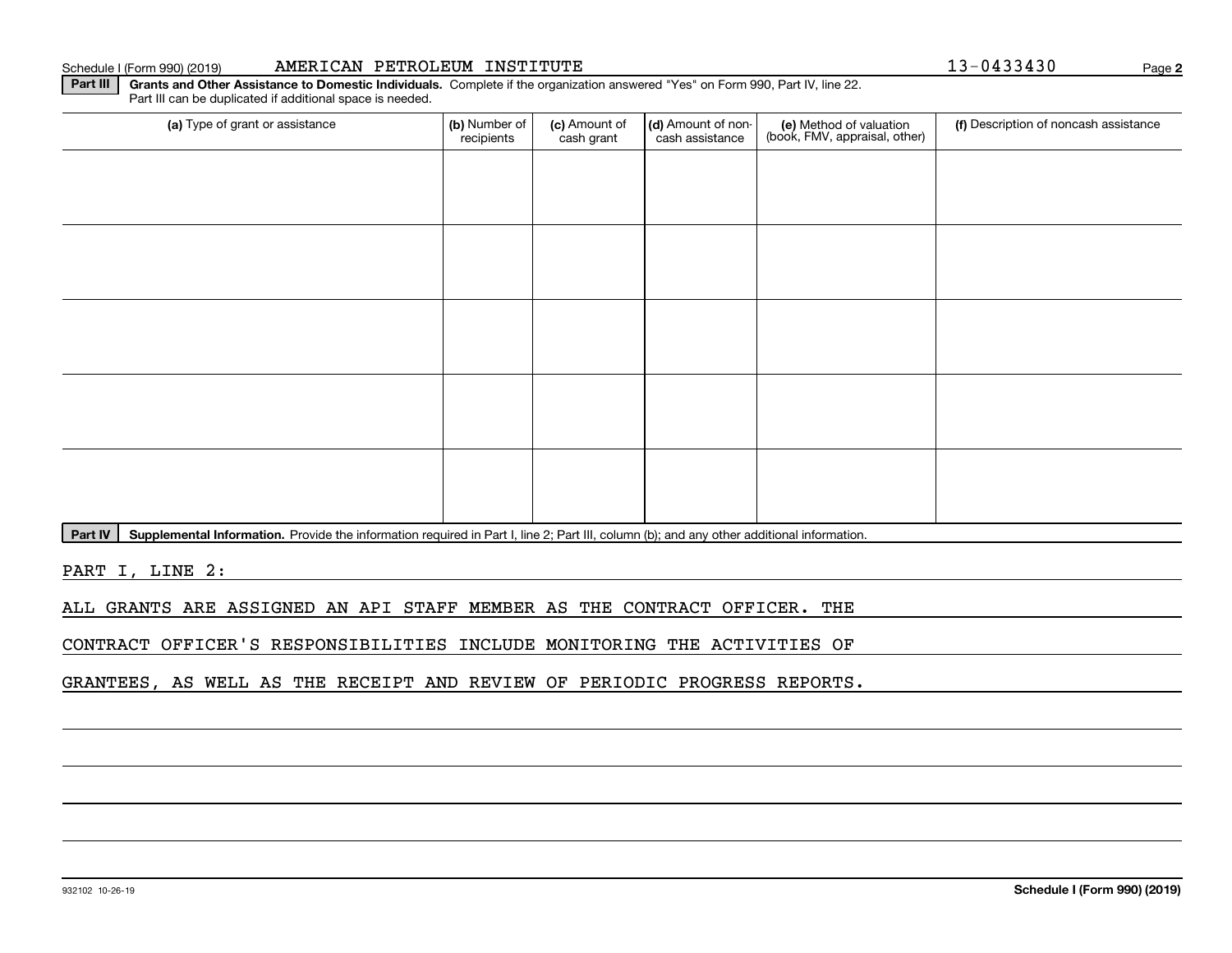Schedule I (Form 990) (2019) AMERICAN PETROLEUM INSTITUTE 13-0433430

**Part III** **Grants and Other Assistance to Domestic Individuals.** Complete if the organization answered "Yes" on Form 990, Part IV, line 22. Part III can be duplicated if additional space is needed.

| (a) Type of grant or assistance | (b) Number of recipients | (c) Amount of cash grant | (d) Amount of non-cash assistance | (e) Method of valuation (book, FMV, appraisal, other) | (f) Description of noncash assistance |
|---|---|---|---|---|---|
| | | | | | |
| | | | | | |
| | | | | | |
| | | | | | |
| | | | | | |

**Part IV** **Supplemental Information.** Provide the information required in Part I, line 2; Part III, column (b); and any other additional information.

PART I, LINE 2:

ALL GRANTS ARE ASSIGNED AN API STAFF MEMBER AS THE CONTRACT OFFICER. THE CONTRACT OFFICER'S RESPONSIBILITIES INCLUDE MONITORING THE ACTIVITIES OF GRANTEES, AS WELL AS THE RECEIPT AND REVIEW OF PERIODIC PROGRESS REPORTS.

932102 10-26-19

**Schedule I (Form 990) (2019)**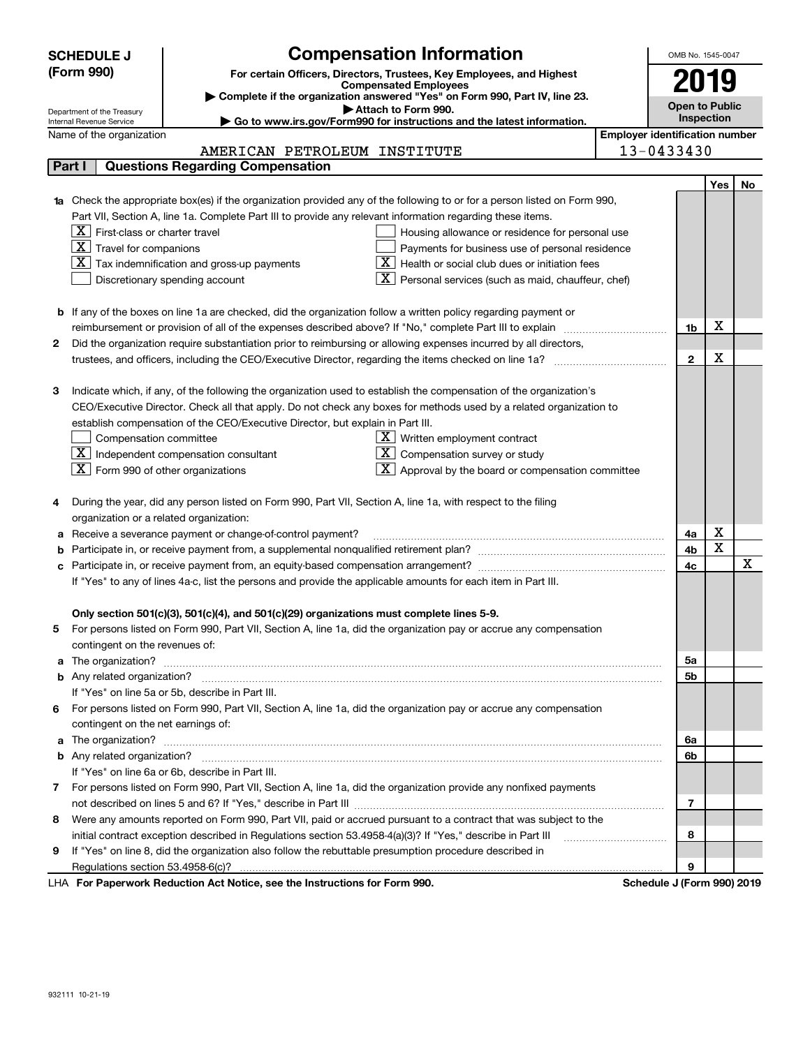# SCHEDULE J (Form 990)

## Compensation Information

**For certain Officers, Directors, Trustees, Key Employees, and Highest Compensated Employees**

▶ Complete if the organization answered "Yes" on Form 990, Part IV, line 23.
▶ Attach to Form 990.
▶ Go to www.irs.gov/Form990 for instructions and the latest information.

Department of the Treasury
Internal Revenue Service

OMB No. 1545-0047

**2019**

**Open to Public Inspection**

Name of the organization: AMERICAN PETROLEUM INSTITUTE

Employer identification number: 13-0433430

## Part I Questions Regarding Compensation

| | | | Yes | No |
|---|---|---|---|---|
| **1a** | Check the appropriate box(es) if the organization provided any of the following to or for a person listed on Form 990, Part VII, Section A, line 1a. Complete Part III to provide any relevant information regarding these items.<br>[X] First-class or charter travel<br>[X] Travel for companions<br>[X] Tax indemnification and gross-up payments<br>[ ] Discretionary spending account<br>[ ] Housing allowance or residence for personal use<br>[ ] Payments for business use of personal residence<br>[X] Health or social club dues or initiation fees<br>[X] Personal services (such as maid, chauffeur, chef) | | | |
| **b** | If any of the boxes on line 1a are checked, did the organization follow a written policy regarding payment or reimbursement or provision of all of the expenses described above? If "No," complete Part III to explain | 1b | X | |
| **2** | Did the organization require substantiation prior to reimbursing or allowing expenses incurred by all directors, trustees, and officers, including the CEO/Executive Director, regarding the items checked on line 1a? | 2 | X | |
| **3** | Indicate which, if any, of the following the organization used to establish the compensation of the organization's CEO/Executive Director. Check all that apply. Do not check any boxes for methods used by a related organization to establish compensation of the CEO/Executive Director, but explain in Part III.<br>[ ] Compensation committee<br>[X] Independent compensation consultant<br>[X] Form 990 of other organizations<br>[X] Written employment contract<br>[X] Compensation survey or study<br>[X] Approval by the board or compensation committee | | | |
| **4** | During the year, did any person listed on Form 990, Part VII, Section A, line 1a, with respect to the filing organization or a related organization: | | | |
| **a** | Receive a severance payment or change-of-control payment? | 4a | X | |
| **b** | Participate in, or receive payment from, a supplemental nonqualified retirement plan? | 4b | X | |
| **c** | Participate in, or receive payment from, an equity-based compensation arrangement? | 4c | | X |
| | If "Yes" to any of lines 4a-c, list the persons and provide the applicable amounts for each item in Part III. | | | |
| | **Only section 501(c)(3), 501(c)(4), and 501(c)(29) organizations must complete lines 5-9.** | | | |
| **5** | For persons listed on Form 990, Part VII, Section A, line 1a, did the organization pay or accrue any compensation contingent on the revenues of: | | | |
| **a** | The organization? | 5a | | |
| **b** | Any related organization? | 5b | | |
| | If "Yes" on line 5a or 5b, describe in Part III. | | | |
| **6** | For persons listed on Form 990, Part VII, Section A, line 1a, did the organization pay or accrue any compensation contingent on the net earnings of: | | | |
| **a** | The organization? | 6a | | |
| **b** | Any related organization? | 6b | | |
| | If "Yes" on line 6a or 6b, describe in Part III. | | | |
| **7** | For persons listed on Form 990, Part VII, Section A, line 1a, did the organization provide any nonfixed payments not described on lines 5 and 6? If "Yes," describe in Part III | 7 | | |
| **8** | Were any amounts reported on Form 990, Part VII, paid or accrued pursuant to a contract that was subject to the initial contract exception described in Regulations section 53.4958-4(a)(3)? If "Yes," describe in Part III | 8 | | |
| **9** | If "Yes" on line 8, did the organization also follow the rebuttable presumption procedure described in Regulations section 53.4958-6(c)? | 9 | | |

LHA **For Paperwork Reduction Act Notice, see the Instructions for Form 990.** **Schedule J (Form 990) 2019**

932111 10-21-19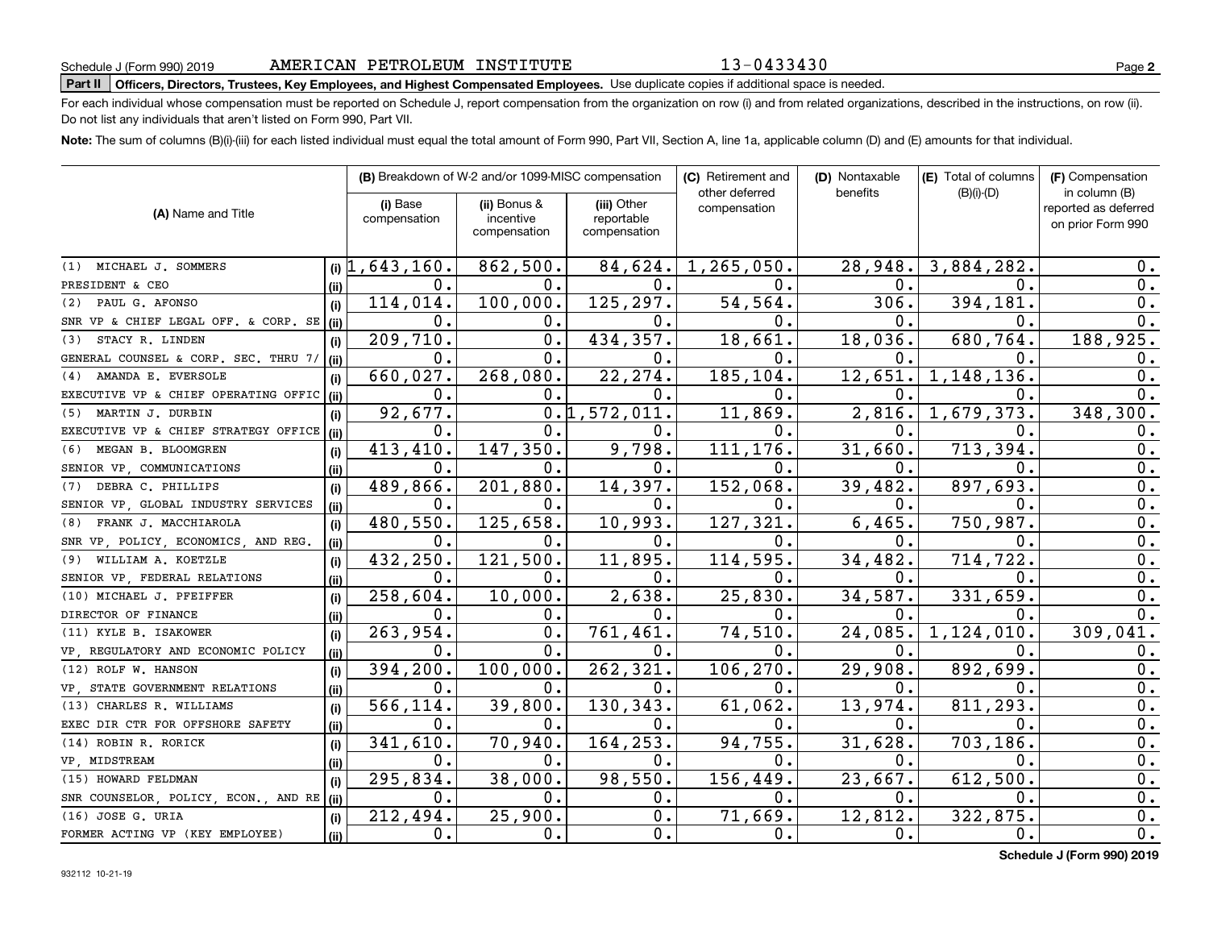Schedule J (Form 990) 2019 AMERICAN PETROLEUM INSTITUTE 13-0433430 Page **2**

**Part II** **Officers, Directors, Trustees, Key Employees, and Highest Compensated Employees.** Use duplicate copies if additional space is needed.

For each individual whose compensation must be reported on Schedule J, report compensation from the organization on row (i) and from related organizations, described in the instructions, on row (ii). Do not list any individuals that aren't listed on Form 990, Part VII.

**Note:** The sum of columns (B)(i)-(iii) for each listed individual must equal the total amount of Form 990, Part VII, Section A, line 1a, applicable column (D) and (E) amounts for that individual.

| (A) Name and Title | | (B) Breakdown of W-2 and/or 1099-MISC compensation | | | (C) Retirement and other deferred compensation | (D) Nontaxable benefits | (E) Total of columns (B)(i)-(D) | (F) Compensation in column (B) reported as deferred on prior Form 990 |
|---|---|---|---|---|---|---|---|---|
| | | (i) Base compensation | (ii) Bonus & incentive compensation | (iii) Other reportable compensation | | | | |
| (1) MICHAEL J. SOMMERS | (i) | 1,643,160. | 862,500. | 84,624. | 1,265,050. | 28,948. | 3,884,282. | 0. |
| PRESIDENT & CEO | (ii) | 0. | 0. | 0. | 0. | 0. | 0. | 0. |
| (2) PAUL G. AFONSO | (i) | 114,014. | 100,000. | 125,297. | 54,564. | 306. | 394,181. | 0. |
| SNR VP & CHIEF LEGAL OFF. & CORP. SE | (ii) | 0. | 0. | 0. | 0. | 0. | 0. | 0. |
| (3) STACY R. LINDEN | (i) | 209,710. | 0. | 434,357. | 18,661. | 18,036. | 680,764. | 188,925. |
| GENERAL COUNSEL & CORP. SEC. THRU 7/ | (ii) | 0. | 0. | 0. | 0. | 0. | 0. | 0. |
| (4) AMANDA E. EVERSOLE | (i) | 660,027. | 268,080. | 22,274. | 185,104. | 12,651. | 1,148,136. | 0. |
| EXECUTIVE VP & CHIEF OPERATING OFFIC | (ii) | 0. | 0. | 0. | 0. | 0. | 0. | 0. |
| (5) MARTIN J. DURBIN | (i) | 92,677. | 0. | 1,572,011. | 11,869. | 2,816. | 1,679,373. | 348,300. |
| EXECUTIVE VP & CHIEF STRATEGY OFFICE | (ii) | 0. | 0. | 0. | 0. | 0. | 0. | 0. |
| (6) MEGAN B. BLOOMGREN | (i) | 413,410. | 147,350. | 9,798. | 111,176. | 31,660. | 713,394. | 0. |
| SENIOR VP, COMMUNICATIONS | (ii) | 0. | 0. | 0. | 0. | 0. | 0. | 0. |
| (7) DEBRA C. PHILLIPS | (i) | 489,866. | 201,880. | 14,397. | 152,068. | 39,482. | 897,693. | 0. |
| SENIOR VP, GLOBAL INDUSTRY SERVICES | (ii) | 0. | 0. | 0. | 0. | 0. | 0. | 0. |
| (8) FRANK J. MACCHIAROLA | (i) | 480,550. | 125,658. | 10,993. | 127,321. | 6,465. | 750,987. | 0. |
| SNR VP, POLICY, ECONOMICS, AND REG. | (ii) | 0. | 0. | 0. | 0. | 0. | 0. | 0. |
| (9) WILLIAM A. KOETZLE | (i) | 432,250. | 121,500. | 11,895. | 114,595. | 34,482. | 714,722. | 0. |
| SENIOR VP, FEDERAL RELATIONS | (ii) | 0. | 0. | 0. | 0. | 0. | 0. | 0. |
| (10) MICHAEL J. PFEIFFER | (i) | 258,604. | 10,000. | 2,638. | 25,830. | 34,587. | 331,659. | 0. |
| DIRECTOR OF FINANCE | (ii) | 0. | 0. | 0. | 0. | 0. | 0. | 0. |
| (11) KYLE B. ISAKOWER | (i) | 263,954. | 0. | 761,461. | 74,510. | 24,085. | 1,124,010. | 309,041. |
| VP, REGULATORY AND ECONOMIC POLICY | (ii) | 0. | 0. | 0. | 0. | 0. | 0. | 0. |
| (12) ROLF W. HANSON | (i) | 394,200. | 100,000. | 262,321. | 106,270. | 29,908. | 892,699. | 0. |
| VP, STATE GOVERNMENT RELATIONS | (ii) | 0. | 0. | 0. | 0. | 0. | 0. | 0. |
| (13) CHARLES R. WILLIAMS | (i) | 566,114. | 39,800. | 130,343. | 61,062. | 13,974. | 811,293. | 0. |
| EXEC DIR CTR FOR OFFSHORE SAFETY | (ii) | 0. | 0. | 0. | 0. | 0. | 0. | 0. |
| (14) ROBIN R. RORICK | (i) | 341,610. | 70,940. | 164,253. | 94,755. | 31,628. | 703,186. | 0. |
| VP, MIDSTREAM | (ii) | 0. | 0. | 0. | 0. | 0. | 0. | 0. |
| (15) HOWARD FELDMAN | (i) | 295,834. | 38,000. | 98,550. | 156,449. | 23,667. | 612,500. | 0. |
| SNR COUNSELOR, POLICY, ECON., AND RE | (ii) | 0. | 0. | 0. | 0. | 0. | 0. | 0. |
| (16) JOSE G. URIA | (i) | 212,494. | 25,900. | 0. | 71,669. | 12,812. | 322,875. | 0. |
| FORMER ACTING VP (KEY EMPLOYEE) | (ii) | 0. | 0. | 0. | 0. | 0. | 0. | 0. |

**Schedule J (Form 990) 2019**

932112 10-21-19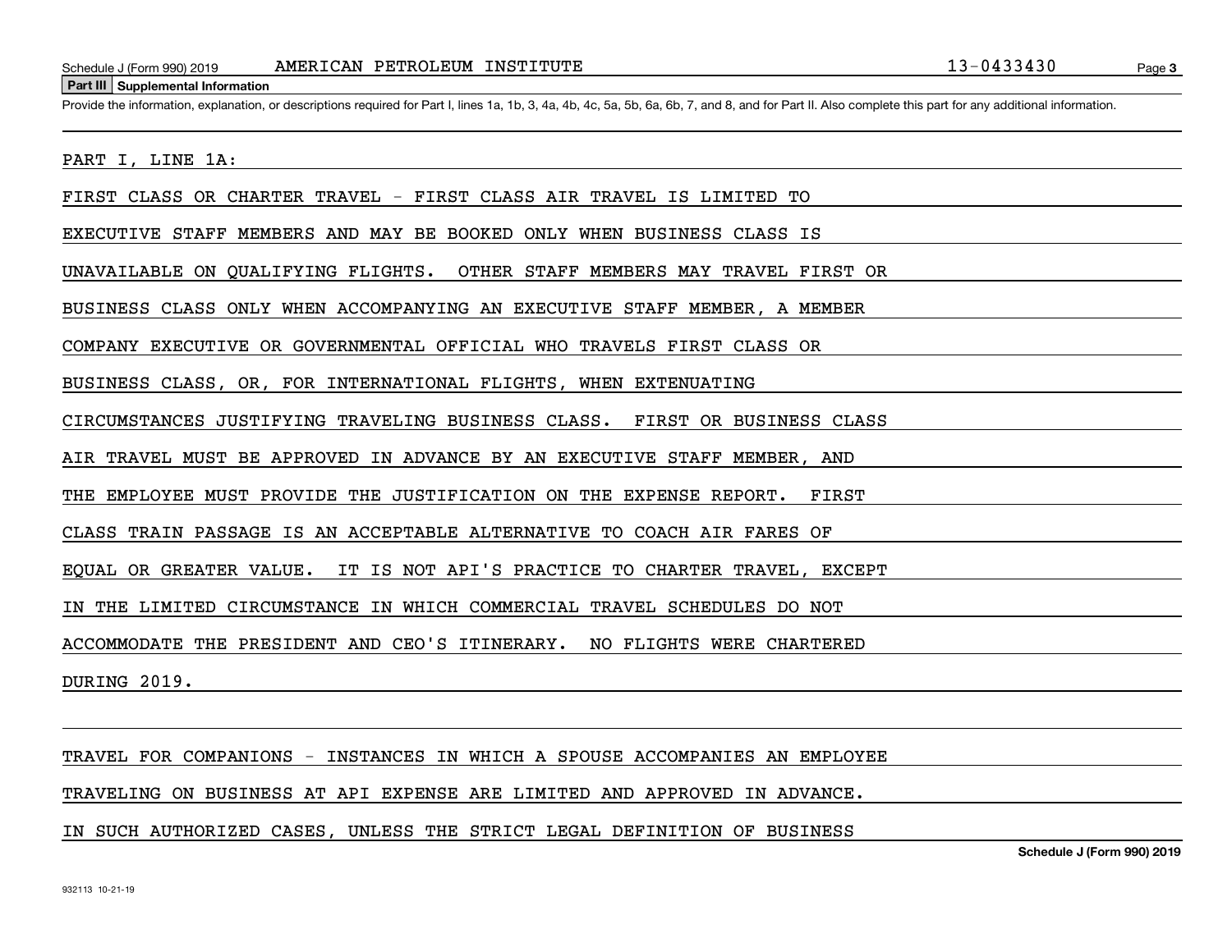## Part III Supplemental Information

Provide the information, explanation, or descriptions required for Part I, lines 1a, 1b, 3, 4a, 4b, 4c, 5a, 5b, 6a, 6b, 7, and 8, and for Part II. Also complete this part for any additional information.

PART I, LINE 1A:

FIRST CLASS OR CHARTER TRAVEL - FIRST CLASS AIR TRAVEL IS LIMITED TO EXECUTIVE STAFF MEMBERS AND MAY BE BOOKED ONLY WHEN BUSINESS CLASS IS UNAVAILABLE ON QUALIFYING FLIGHTS. OTHER STAFF MEMBERS MAY TRAVEL FIRST OR BUSINESS CLASS ONLY WHEN ACCOMPANYING AN EXECUTIVE STAFF MEMBER, A MEMBER COMPANY EXECUTIVE OR GOVERNMENTAL OFFICIAL WHO TRAVELS FIRST CLASS OR BUSINESS CLASS, OR, FOR INTERNATIONAL FLIGHTS, WHEN EXTENUATING CIRCUMSTANCES JUSTIFYING TRAVELING BUSINESS CLASS. FIRST OR BUSINESS CLASS AIR TRAVEL MUST BE APPROVED IN ADVANCE BY AN EXECUTIVE STAFF MEMBER, AND THE EMPLOYEE MUST PROVIDE THE JUSTIFICATION ON THE EXPENSE REPORT. FIRST CLASS TRAIN PASSAGE IS AN ACCEPTABLE ALTERNATIVE TO COACH AIR FARES OF EQUAL OR GREATER VALUE. IT IS NOT API'S PRACTICE TO CHARTER TRAVEL, EXCEPT IN THE LIMITED CIRCUMSTANCE IN WHICH COMMERCIAL TRAVEL SCHEDULES DO NOT ACCOMMODATE THE PRESIDENT AND CEO'S ITINERARY. NO FLIGHTS WERE CHARTERED DURING 2019.

TRAVEL FOR COMPANIONS - INSTANCES IN WHICH A SPOUSE ACCOMPANIES AN EMPLOYEE TRAVELING ON BUSINESS AT API EXPENSE ARE LIMITED AND APPROVED IN ADVANCE. IN SUCH AUTHORIZED CASES, UNLESS THE STRICT LEGAL DEFINITION OF BUSINESS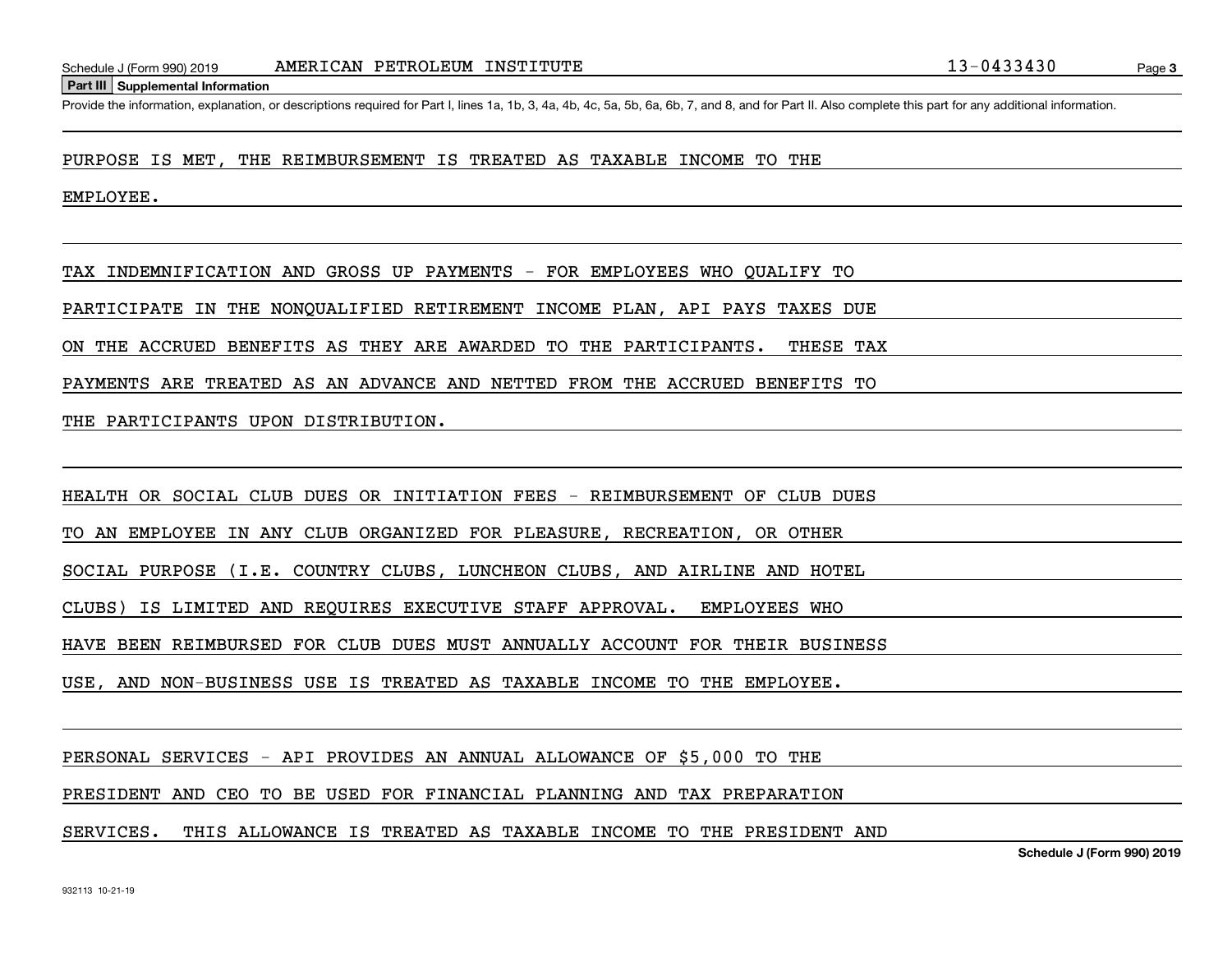**Part III Supplemental Information**

Provide the information, explanation, or descriptions required for Part I, lines 1a, 1b, 3, 4a, 4b, 4c, 5a, 5b, 6a, 6b, 7, and 8, and for Part II. Also complete this part for any additional information.

PURPOSE IS MET, THE REIMBURSEMENT IS TREATED AS TAXABLE INCOME TO THE EMPLOYEE.

TAX INDEMNIFICATION AND GROSS UP PAYMENTS - FOR EMPLOYEES WHO QUALIFY TO PARTICIPATE IN THE NONQUALIFIED RETIREMENT INCOME PLAN, API PAYS TAXES DUE ON THE ACCRUED BENEFITS AS THEY ARE AWARDED TO THE PARTICIPANTS. THESE TAX PAYMENTS ARE TREATED AS AN ADVANCE AND NETTED FROM THE ACCRUED BENEFITS TO THE PARTICIPANTS UPON DISTRIBUTION.

HEALTH OR SOCIAL CLUB DUES OR INITIATION FEES - REIMBURSEMENT OF CLUB DUES TO AN EMPLOYEE IN ANY CLUB ORGANIZED FOR PLEASURE, RECREATION, OR OTHER SOCIAL PURPOSE (I.E. COUNTRY CLUBS, LUNCHEON CLUBS, AND AIRLINE AND HOTEL CLUBS) IS LIMITED AND REQUIRES EXECUTIVE STAFF APPROVAL. EMPLOYEES WHO HAVE BEEN REIMBURSED FOR CLUB DUES MUST ANNUALLY ACCOUNT FOR THEIR BUSINESS USE, AND NON-BUSINESS USE IS TREATED AS TAXABLE INCOME TO THE EMPLOYEE.

PERSONAL SERVICES - API PROVIDES AN ANNUAL ALLOWANCE OF $5,000 TO THE PRESIDENT AND CEO TO BE USED FOR FINANCIAL PLANNING AND TAX PREPARATION SERVICES. THIS ALLOWANCE IS TREATED AS TAXABLE INCOME TO THE PRESIDENT AND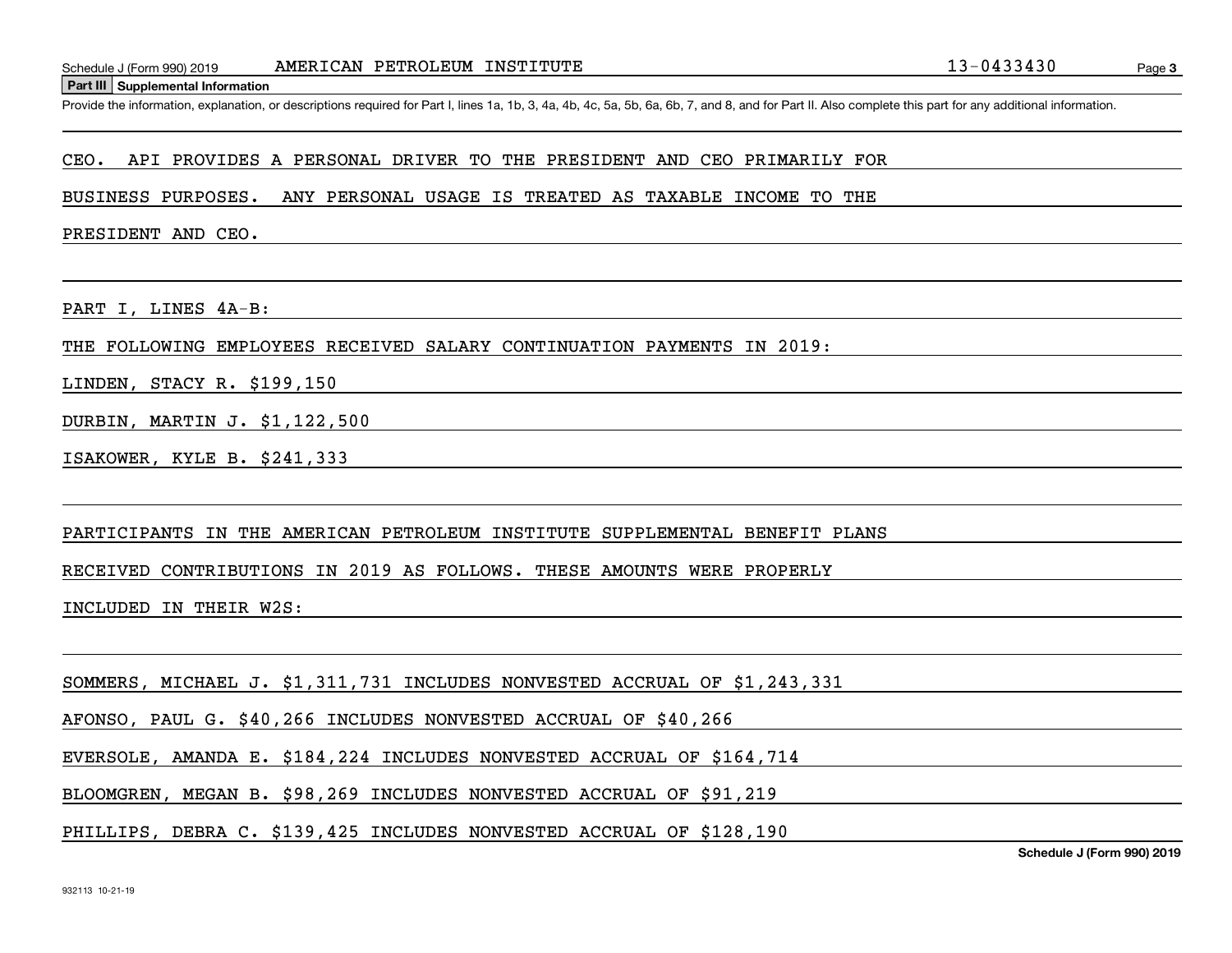## Part III Supplemental Information

Provide the information, explanation, or descriptions required for Part I, lines 1a, 1b, 3, 4a, 4b, 4c, 5a, 5b, 6a, 6b, 7, and 8, and for Part II. Also complete this part for any additional information.

CEO. API PROVIDES A PERSONAL DRIVER TO THE PRESIDENT AND CEO PRIMARILY FOR BUSINESS PURPOSES. ANY PERSONAL USAGE IS TREATED AS TAXABLE INCOME TO THE PRESIDENT AND CEO.

PART I, LINES 4A-B:

THE FOLLOWING EMPLOYEES RECEIVED SALARY CONTINUATION PAYMENTS IN 2019:

LINDEN, STACY R. $199,150

DURBIN, MARTIN J. $1,122,500

ISAKOWER, KYLE B. $241,333

PARTICIPANTS IN THE AMERICAN PETROLEUM INSTITUTE SUPPLEMENTAL BENEFIT PLANS RECEIVED CONTRIBUTIONS IN 2019 AS FOLLOWS. THESE AMOUNTS WERE PROPERLY INCLUDED IN THEIR W2S:

SOMMERS, MICHAEL J. $1,311,731 INCLUDES NONVESTED ACCRUAL OF $1,243,331

AFONSO, PAUL G. $40,266 INCLUDES NONVESTED ACCRUAL OF $40,266

EVERSOLE, AMANDA E. $184,224 INCLUDES NONVESTED ACCRUAL OF $164,714

BLOOMGREN, MEGAN B. $98,269 INCLUDES NONVESTED ACCRUAL OF $91,219

PHILLIPS, DEBRA C. $139,425 INCLUDES NONVESTED ACCRUAL OF $128,190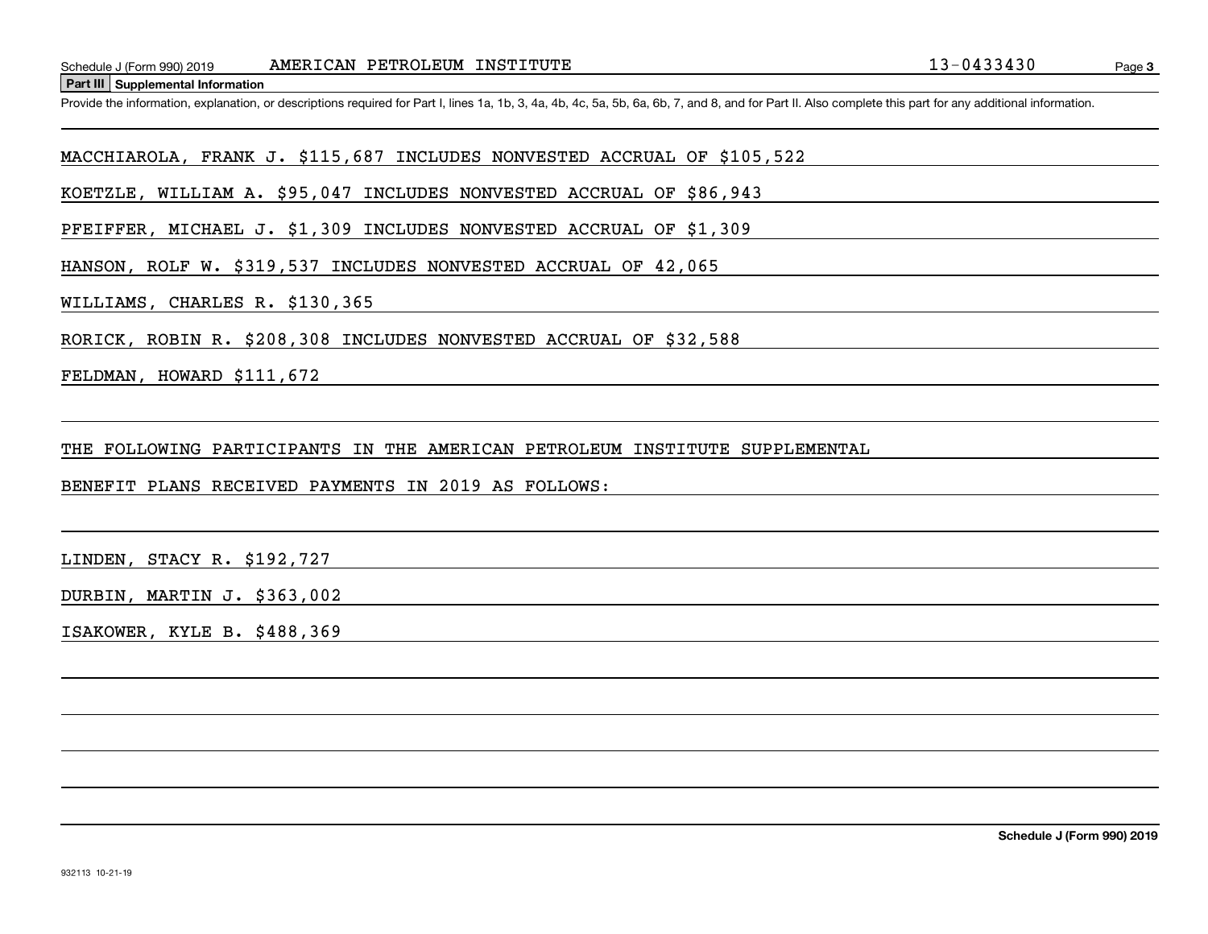Schedule J (Form 990) 2019 AMERICAN PETROLEUM INSTITUTE 13-0433430

## Part III Supplemental Information

Provide the information, explanation, or descriptions required for Part I, lines 1a, 1b, 3, 4a, 4b, 4c, 5a, 5b, 6a, 6b, 7, and 8, and for Part II. Also complete this part for any additional information.

MACCHIAROLA, FRANK J. $115,687 INCLUDES NONVESTED ACCRUAL OF $105,522

KOETZLE, WILLIAM A. $95,047 INCLUDES NONVESTED ACCRUAL OF $86,943

PFEIFFER, MICHAEL J. $1,309 INCLUDES NONVESTED ACCRUAL OF $1,309

HANSON, ROLF W. $319,537 INCLUDES NONVESTED ACCRUAL OF 42,065

WILLIAMS, CHARLES R. $130,365

RORICK, ROBIN R. $208,308 INCLUDES NONVESTED ACCRUAL OF $32,588

FELDMAN, HOWARD $111,672

THE FOLLOWING PARTICIPANTS IN THE AMERICAN PETROLEUM INSTITUTE SUPPLEMENTAL BENEFIT PLANS RECEIVED PAYMENTS IN 2019 AS FOLLOWS:

LINDEN, STACY R. $192,727

DURBIN, MARTIN J. $363,002

ISAKOWER, KYLE B. $488,369

Schedule J (Form 990) 2019

932113 10-21-19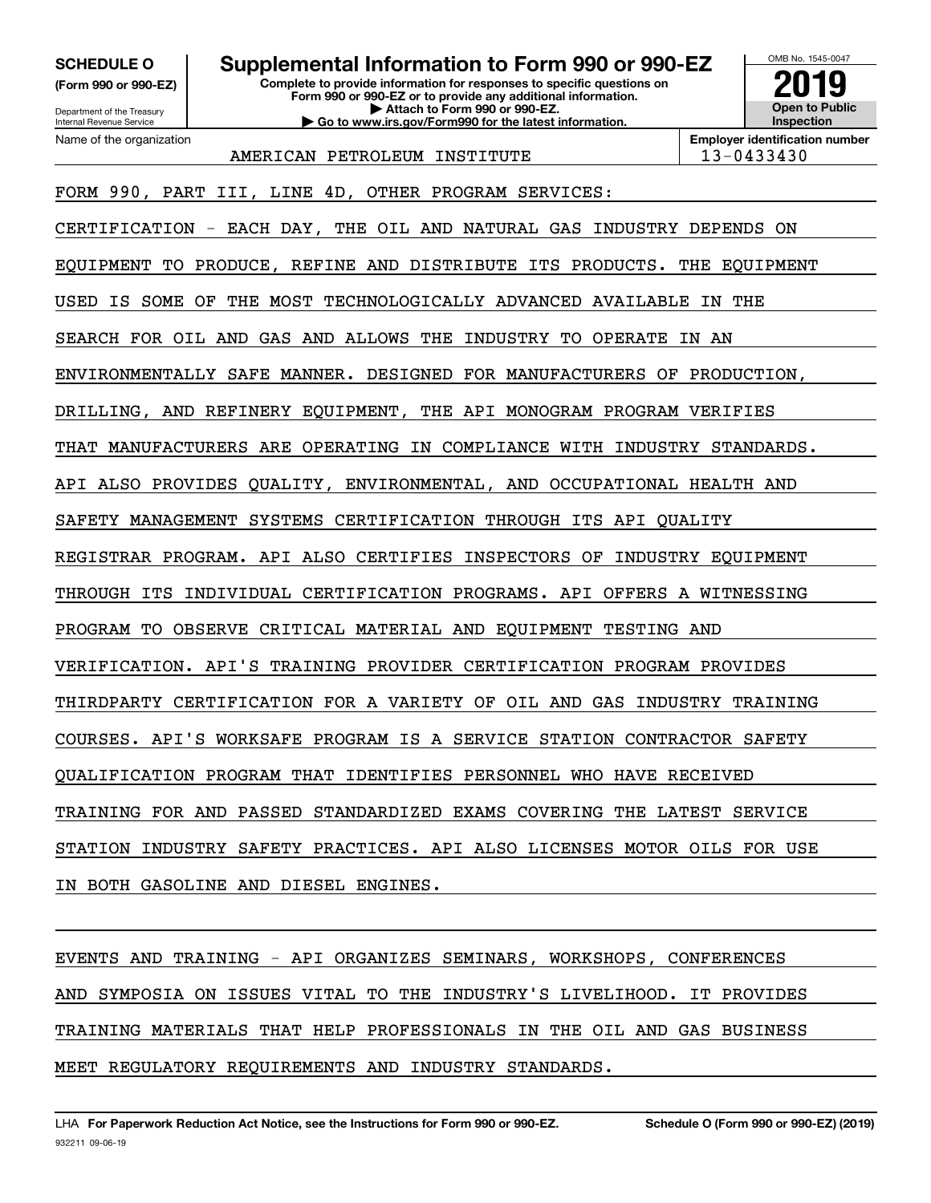**SCHEDULE O**
**(Form 990 or 990-EZ)**

Department of the Treasury
Internal Revenue Service

# Supplemental Information to Form 990 or 990-EZ

**Complete to provide information for responses to specific questions on Form 990 or 990-EZ or to provide any additional information.**
**▶ Attach to Form 990 or 990-EZ.**
**▶ Go to www.irs.gov/Form990 for the latest information.**

OMB No. 1545-0047

**2019**

**Open to Public Inspection**

| Name of the organization | Employer identification number |
|---|---|
| AMERICAN PETROLEUM INSTITUTE | 13-0433430 |

FORM 990, PART III, LINE 4D, OTHER PROGRAM SERVICES:

CERTIFICATION - EACH DAY, THE OIL AND NATURAL GAS INDUSTRY DEPENDS ON EQUIPMENT TO PRODUCE, REFINE AND DISTRIBUTE ITS PRODUCTS. THE EQUIPMENT USED IS SOME OF THE MOST TECHNOLOGICALLY ADVANCED AVAILABLE IN THE SEARCH FOR OIL AND GAS AND ALLOWS THE INDUSTRY TO OPERATE IN AN ENVIRONMENTALLY SAFE MANNER. DESIGNED FOR MANUFACTURERS OF PRODUCTION, DRILLING, AND REFINERY EQUIPMENT, THE API MONOGRAM PROGRAM VERIFIES THAT MANUFACTURERS ARE OPERATING IN COMPLIANCE WITH INDUSTRY STANDARDS. API ALSO PROVIDES QUALITY, ENVIRONMENTAL, AND OCCUPATIONAL HEALTH AND SAFETY MANAGEMENT SYSTEMS CERTIFICATION THROUGH ITS API QUALITY REGISTRAR PROGRAM. API ALSO CERTIFIES INSPECTORS OF INDUSTRY EQUIPMENT THROUGH ITS INDIVIDUAL CERTIFICATION PROGRAMS. API OFFERS A WITNESSING PROGRAM TO OBSERVE CRITICAL MATERIAL AND EQUIPMENT TESTING AND VERIFICATION. API'S TRAINING PROVIDER CERTIFICATION PROGRAM PROVIDES THIRDPARTY CERTIFICATION FOR A VARIETY OF OIL AND GAS INDUSTRY TRAINING COURSES. API'S WORKSAFE PROGRAM IS A SERVICE STATION CONTRACTOR SAFETY QUALIFICATION PROGRAM THAT IDENTIFIES PERSONNEL WHO HAVE RECEIVED TRAINING FOR AND PASSED STANDARDIZED EXAMS COVERING THE LATEST SERVICE STATION INDUSTRY SAFETY PRACTICES. API ALSO LICENSES MOTOR OILS FOR USE IN BOTH GASOLINE AND DIESEL ENGINES.

EVENTS AND TRAINING - API ORGANIZES SEMINARS, WORKSHOPS, CONFERENCES AND SYMPOSIA ON ISSUES VITAL TO THE INDUSTRY'S LIVELIHOOD. IT PROVIDES TRAINING MATERIALS THAT HELP PROFESSIONALS IN THE OIL AND GAS BUSINESS MEET REGULATORY REQUIREMENTS AND INDUSTRY STANDARDS.

LHA **For Paperwork Reduction Act Notice, see the Instructions for Form 990 or 990-EZ.** **Schedule O (Form 990 or 990-EZ) (2019)**
932211 09-06-19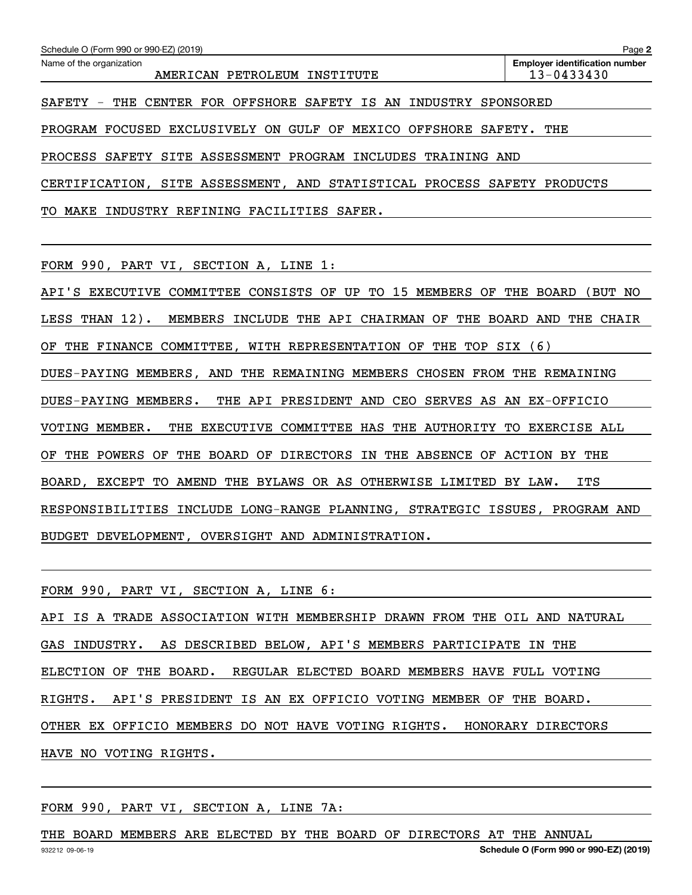SAFETY - THE CENTER FOR OFFSHORE SAFETY IS AN INDUSTRY SPONSORED PROGRAM FOCUSED EXCLUSIVELY ON GULF OF MEXICO OFFSHORE SAFETY. THE PROCESS SAFETY SITE ASSESSMENT PROGRAM INCLUDES TRAINING AND CERTIFICATION, SITE ASSESSMENT, AND STATISTICAL PROCESS SAFETY PRODUCTS TO MAKE INDUSTRY REFINING FACILITIES SAFER.

FORM 990, PART VI, SECTION A, LINE 1:

API'S EXECUTIVE COMMITTEE CONSISTS OF UP TO 15 MEMBERS OF THE BOARD (BUT NO LESS THAN 12). MEMBERS INCLUDE THE API CHAIRMAN OF THE BOARD AND THE CHAIR OF THE FINANCE COMMITTEE, WITH REPRESENTATION OF THE TOP SIX (6) DUES-PAYING MEMBERS, AND THE REMAINING MEMBERS CHOSEN FROM THE REMAINING DUES-PAYING MEMBERS. THE API PRESIDENT AND CEO SERVES AS AN EX-OFFICIO VOTING MEMBER. THE EXECUTIVE COMMITTEE HAS THE AUTHORITY TO EXERCISE ALL OF THE POWERS OF THE BOARD OF DIRECTORS IN THE ABSENCE OF ACTION BY THE BOARD, EXCEPT TO AMEND THE BYLAWS OR AS OTHERWISE LIMITED BY LAW. ITS RESPONSIBILITIES INCLUDE LONG-RANGE PLANNING, STRATEGIC ISSUES, PROGRAM AND BUDGET DEVELOPMENT, OVERSIGHT AND ADMINISTRATION.

FORM 990, PART VI, SECTION A, LINE 6:

API IS A TRADE ASSOCIATION WITH MEMBERSHIP DRAWN FROM THE OIL AND NATURAL GAS INDUSTRY. AS DESCRIBED BELOW, API'S MEMBERS PARTICIPATE IN THE ELECTION OF THE BOARD. REGULAR ELECTED BOARD MEMBERS HAVE FULL VOTING RIGHTS. API'S PRESIDENT IS AN EX OFFICIO VOTING MEMBER OF THE BOARD. OTHER EX OFFICIO MEMBERS DO NOT HAVE VOTING RIGHTS. HONORARY DIRECTORS HAVE NO VOTING RIGHTS.

FORM 990, PART VI, SECTION A, LINE 7A:

THE BOARD MEMBERS ARE ELECTED BY THE BOARD OF DIRECTORS AT THE ANNUAL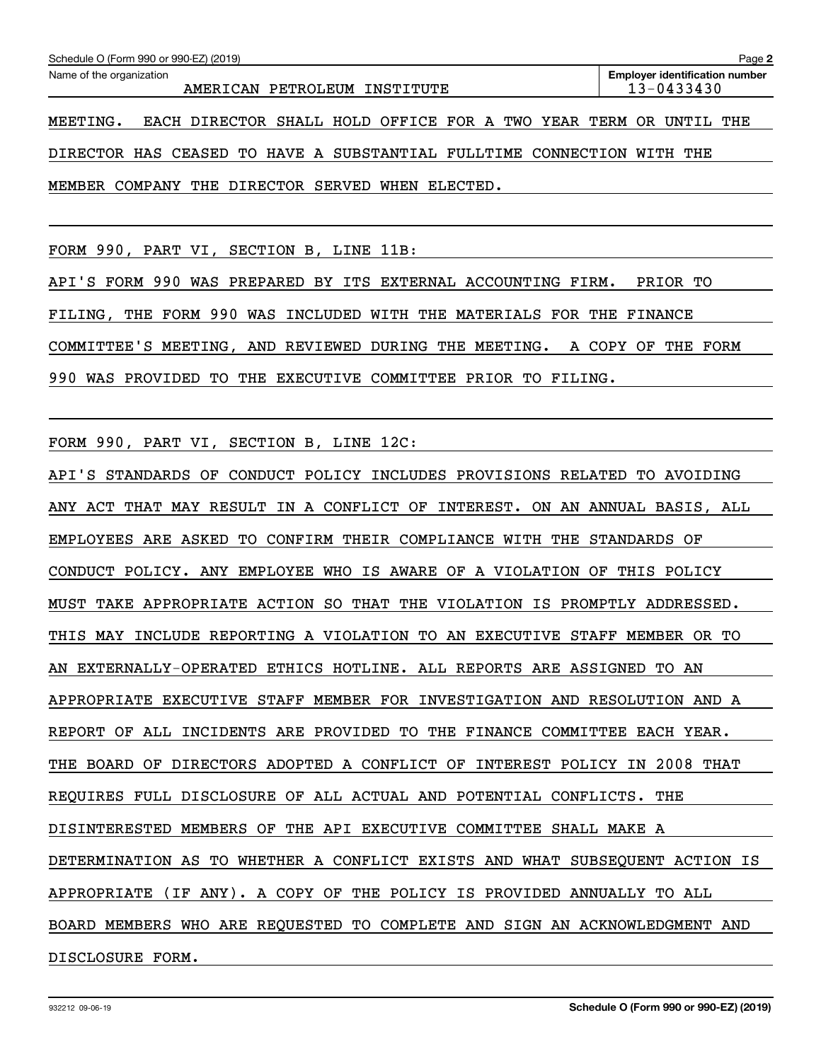Name of the organization: AMERICAN PETROLEUM INSTITUTE

Employer identification number: 13-0433430

MEETING. EACH DIRECTOR SHALL HOLD OFFICE FOR A TWO YEAR TERM OR UNTIL THE DIRECTOR HAS CEASED TO HAVE A SUBSTANTIAL FULLTIME CONNECTION WITH THE MEMBER COMPANY THE DIRECTOR SERVED WHEN ELECTED.

FORM 990, PART VI, SECTION B, LINE 11B:

API'S FORM 990 WAS PREPARED BY ITS EXTERNAL ACCOUNTING FIRM. PRIOR TO FILING, THE FORM 990 WAS INCLUDED WITH THE MATERIALS FOR THE FINANCE COMMITTEE'S MEETING, AND REVIEWED DURING THE MEETING. A COPY OF THE FORM 990 WAS PROVIDED TO THE EXECUTIVE COMMITTEE PRIOR TO FILING.

FORM 990, PART VI, SECTION B, LINE 12C:

API'S STANDARDS OF CONDUCT POLICY INCLUDES PROVISIONS RELATED TO AVOIDING ANY ACT THAT MAY RESULT IN A CONFLICT OF INTEREST. ON AN ANNUAL BASIS, ALL EMPLOYEES ARE ASKED TO CONFIRM THEIR COMPLIANCE WITH THE STANDARDS OF CONDUCT POLICY. ANY EMPLOYEE WHO IS AWARE OF A VIOLATION OF THIS POLICY MUST TAKE APPROPRIATE ACTION SO THAT THE VIOLATION IS PROMPTLY ADDRESSED. THIS MAY INCLUDE REPORTING A VIOLATION TO AN EXECUTIVE STAFF MEMBER OR TO AN EXTERNALLY-OPERATED ETHICS HOTLINE. ALL REPORTS ARE ASSIGNED TO AN APPROPRIATE EXECUTIVE STAFF MEMBER FOR INVESTIGATION AND RESOLUTION AND A REPORT OF ALL INCIDENTS ARE PROVIDED TO THE FINANCE COMMITTEE EACH YEAR. THE BOARD OF DIRECTORS ADOPTED A CONFLICT OF INTEREST POLICY IN 2008 THAT REQUIRES FULL DISCLOSURE OF ALL ACTUAL AND POTENTIAL CONFLICTS. THE DISINTERESTED MEMBERS OF THE API EXECUTIVE COMMITTEE SHALL MAKE A DETERMINATION AS TO WHETHER A CONFLICT EXISTS AND WHAT SUBSEQUENT ACTION IS APPROPRIATE (IF ANY). A COPY OF THE POLICY IS PROVIDED ANNUALLY TO ALL BOARD MEMBERS WHO ARE REQUESTED TO COMPLETE AND SIGN AN ACKNOWLEDGMENT AND DISCLOSURE FORM.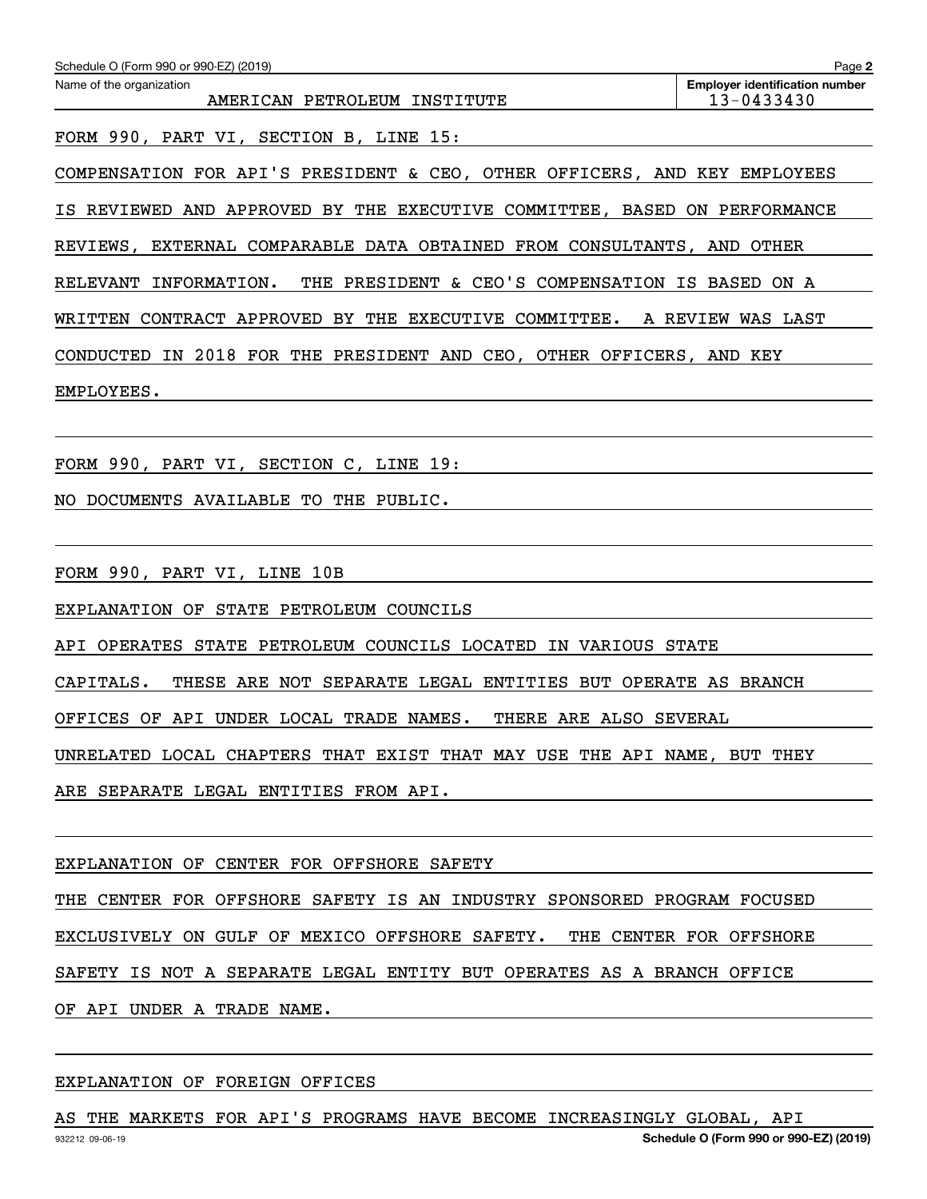Name of the organization: AMERICAN PETROLEUM INSTITUTE

Employer identification number: 13-0433430

FORM 990, PART VI, SECTION B, LINE 15:

COMPENSATION FOR API'S PRESIDENT & CEO, OTHER OFFICERS, AND KEY EMPLOYEES IS REVIEWED AND APPROVED BY THE EXECUTIVE COMMITTEE, BASED ON PERFORMANCE REVIEWS, EXTERNAL COMPARABLE DATA OBTAINED FROM CONSULTANTS, AND OTHER RELEVANT INFORMATION. THE PRESIDENT & CEO'S COMPENSATION IS BASED ON A WRITTEN CONTRACT APPROVED BY THE EXECUTIVE COMMITTEE. A REVIEW WAS LAST CONDUCTED IN 2018 FOR THE PRESIDENT AND CEO, OTHER OFFICERS, AND KEY EMPLOYEES.

FORM 990, PART VI, SECTION C, LINE 19:

NO DOCUMENTS AVAILABLE TO THE PUBLIC.

FORM 990, PART VI, LINE 10B

EXPLANATION OF STATE PETROLEUM COUNCILS

API OPERATES STATE PETROLEUM COUNCILS LOCATED IN VARIOUS STATE CAPITALS. THESE ARE NOT SEPARATE LEGAL ENTITIES BUT OPERATE AS BRANCH OFFICES OF API UNDER LOCAL TRADE NAMES. THERE ARE ALSO SEVERAL UNRELATED LOCAL CHAPTERS THAT EXIST THAT MAY USE THE API NAME, BUT THEY ARE SEPARATE LEGAL ENTITIES FROM API.

EXPLANATION OF CENTER FOR OFFSHORE SAFETY

THE CENTER FOR OFFSHORE SAFETY IS AN INDUSTRY SPONSORED PROGRAM FOCUSED EXCLUSIVELY ON GULF OF MEXICO OFFSHORE SAFETY. THE CENTER FOR OFFSHORE SAFETY IS NOT A SEPARATE LEGAL ENTITY BUT OPERATES AS A BRANCH OFFICE OF API UNDER A TRADE NAME.

EXPLANATION OF FOREIGN OFFICES

AS THE MARKETS FOR API'S PROGRAMS HAVE BECOME INCREASINGLY GLOBAL, API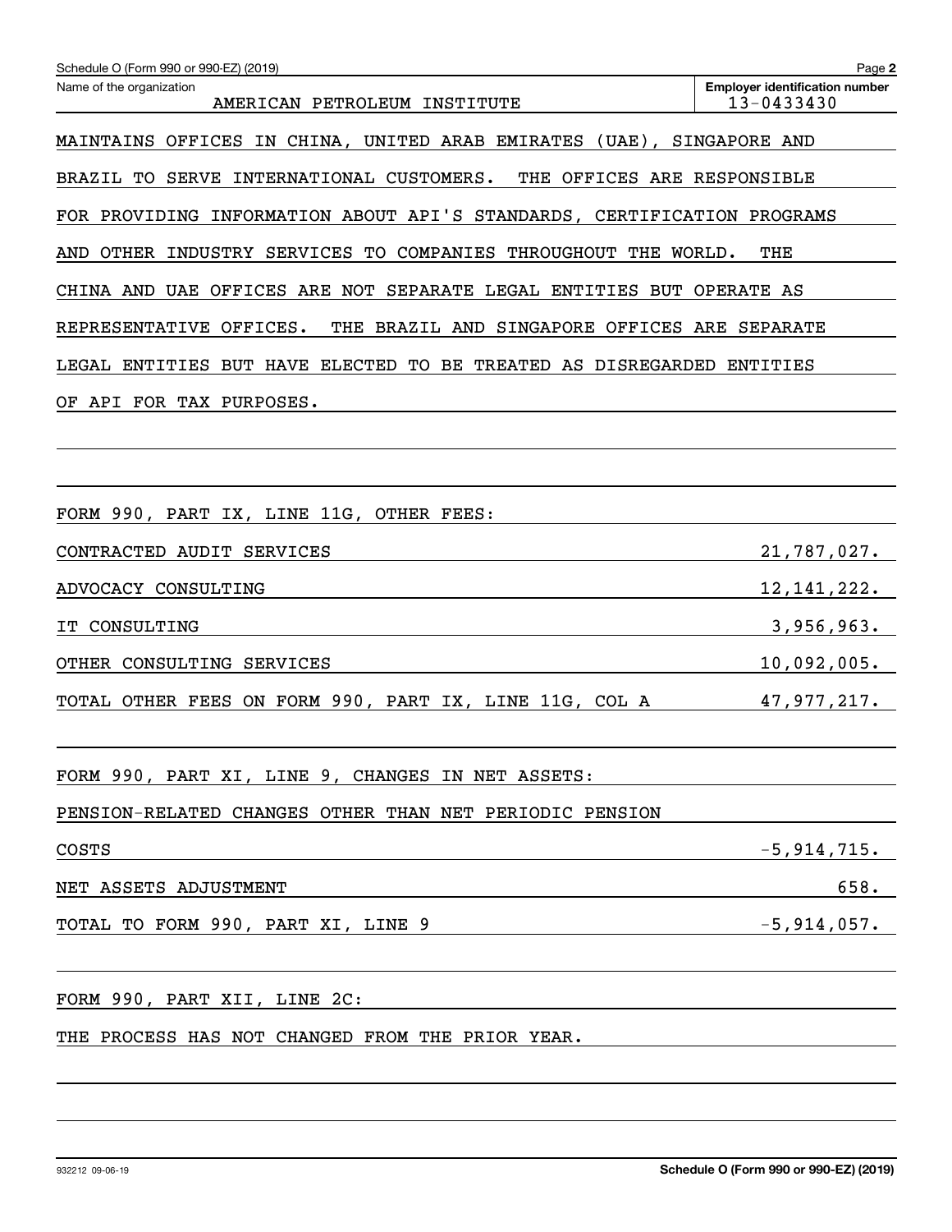Schedule O (Form 990 or 990-EZ) (2019) Page 2

Name of the organization: AMERICAN PETROLEUM INSTITUTE

Employer identification number: 13-0433430

MAINTAINS OFFICES IN CHINA, UNITED ARAB EMIRATES (UAE), SINGAPORE AND BRAZIL TO SERVE INTERNATIONAL CUSTOMERS. THE OFFICES ARE RESPONSIBLE FOR PROVIDING INFORMATION ABOUT API'S STANDARDS, CERTIFICATION PROGRAMS AND OTHER INDUSTRY SERVICES TO COMPANIES THROUGHOUT THE WORLD. THE CHINA AND UAE OFFICES ARE NOT SEPARATE LEGAL ENTITIES BUT OPERATE AS REPRESENTATIVE OFFICES. THE BRAZIL AND SINGAPORE OFFICES ARE SEPARATE LEGAL ENTITIES BUT HAVE ELECTED TO BE TREATED AS DISREGARDED ENTITIES OF API FOR TAX PURPOSES.

FORM 990, PART IX, LINE 11G, OTHER FEES:

| | |
|---|---|
| CONTRACTED AUDIT SERVICES | 21,787,027. |
| ADVOCACY CONSULTING | 12,141,222. |
| IT CONSULTING | 3,956,963. |
| OTHER CONSULTING SERVICES | 10,092,005. |
| TOTAL OTHER FEES ON FORM 990, PART IX, LINE 11G, COL A | 47,977,217. |

FORM 990, PART XI, LINE 9, CHANGES IN NET ASSETS:

| | |
|---|---|
| PENSION-RELATED CHANGES OTHER THAN NET PERIODIC PENSION COSTS | -5,914,715. |
| NET ASSETS ADJUSTMENT | 658. |
| TOTAL TO FORM 990, PART XI, LINE 9 | -5,914,057. |

FORM 990, PART XII, LINE 2C:

THE PROCESS HAS NOT CHANGED FROM THE PRIOR YEAR.

932212 09-06-19 Schedule O (Form 990 or 990-EZ) (2019)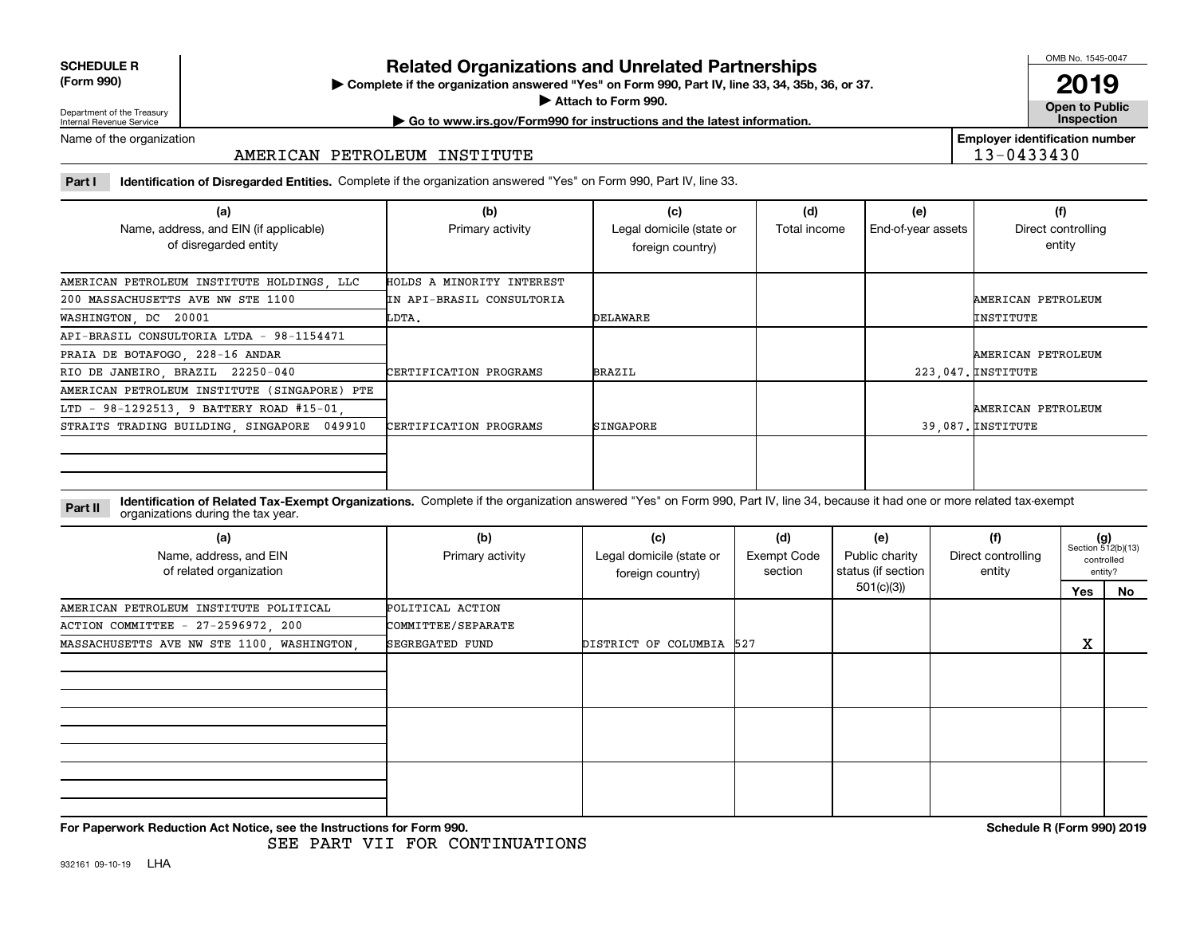**SCHEDULE R (Form 990)**

Department of the Treasury
Internal Revenue Service

# Related Organizations and Unrelated Partnerships

▶ Complete if the organization answered "Yes" on Form 990, Part IV, line 33, 34, 35b, 36, or 37.
▶ Attach to Form 990.
▶ Go to www.irs.gov/Form990 for instructions and the latest information.

OMB No. 1545-0047
**2019**
**Open to Public Inspection**

Name of the organization: AMERICAN PETROLEUM INSTITUTE

Employer identification number: 13-0433430

**Part I** **Identification of Disregarded Entities.** Complete if the organization answered "Yes" on Form 990, Part IV, line 33.

| (a) Name, address, and EIN (if applicable) of disregarded entity | (b) Primary activity | (c) Legal domicile (state or foreign country) | (d) Total income | (e) End-of-year assets | (f) Direct controlling entity |
|---|---|---|---|---|---|
| AMERICAN PETROLEUM INSTITUTE HOLDINGS, LLC 200 MASSACHUSETTS AVE NW STE 1100 WASHINGTON, DC 20001 | HOLDS A MINORITY INTEREST IN API-BRASIL CONSULTORIA LDTA. | DELAWARE | | | AMERICAN PETROLEUM INSTITUTE |
| API-BRASIL CONSULTORIA LTDA - 98-1154471 PRAIA DE BOTAFOGO, 228-16 ANDAR RIO DE JANEIRO, BRAZIL 22250-040 | CERTIFICATION PROGRAMS | BRAZIL | | 223,047. | AMERICAN PETROLEUM INSTITUTE |
| AMERICAN PETROLEUM INSTITUTE (SINGAPORE) PTE LTD - 98-1292513, 9 BATTERY ROAD #15-01, STRAITS TRADING BUILDING, SINGAPORE 049910 | CERTIFICATION PROGRAMS | SINGAPORE | | 39,087. | AMERICAN PETROLEUM INSTITUTE |
| | | | | | |

**Part II** **Identification of Related Tax-Exempt Organizations.** Complete if the organization answered "Yes" on Form 990, Part IV, line 34, because it had one or more related tax-exempt organizations during the tax year.

| (a) Name, address, and EIN of related organization | (b) Primary activity | (c) Legal domicile (state or foreign country) | (d) Exempt Code section | (e) Public charity status (if section 501(c)(3)) | (f) Direct controlling entity | (g) Section 512(b)(13) controlled entity? Yes | No |
|---|---|---|---|---|---|---|---|
| AMERICAN PETROLEUM INSTITUTE POLITICAL ACTION COMMITTEE - 27-2596972, 200 MASSACHUSETTS AVE NW STE 1100, WASHINGTON, | POLITICAL ACTION COMMITTEE/SEPARATE SEGREGATED FUND | DISTRICT OF COLUMBIA | 527 | | | X | |
| | | | | | | | |
| | | | | | | | |
| | | | | | | | |

**For Paperwork Reduction Act Notice, see the Instructions for Form 990.** **Schedule R (Form 990) 2019**

SEE PART VII FOR CONTINUATIONS

932161 09-10-19 LHA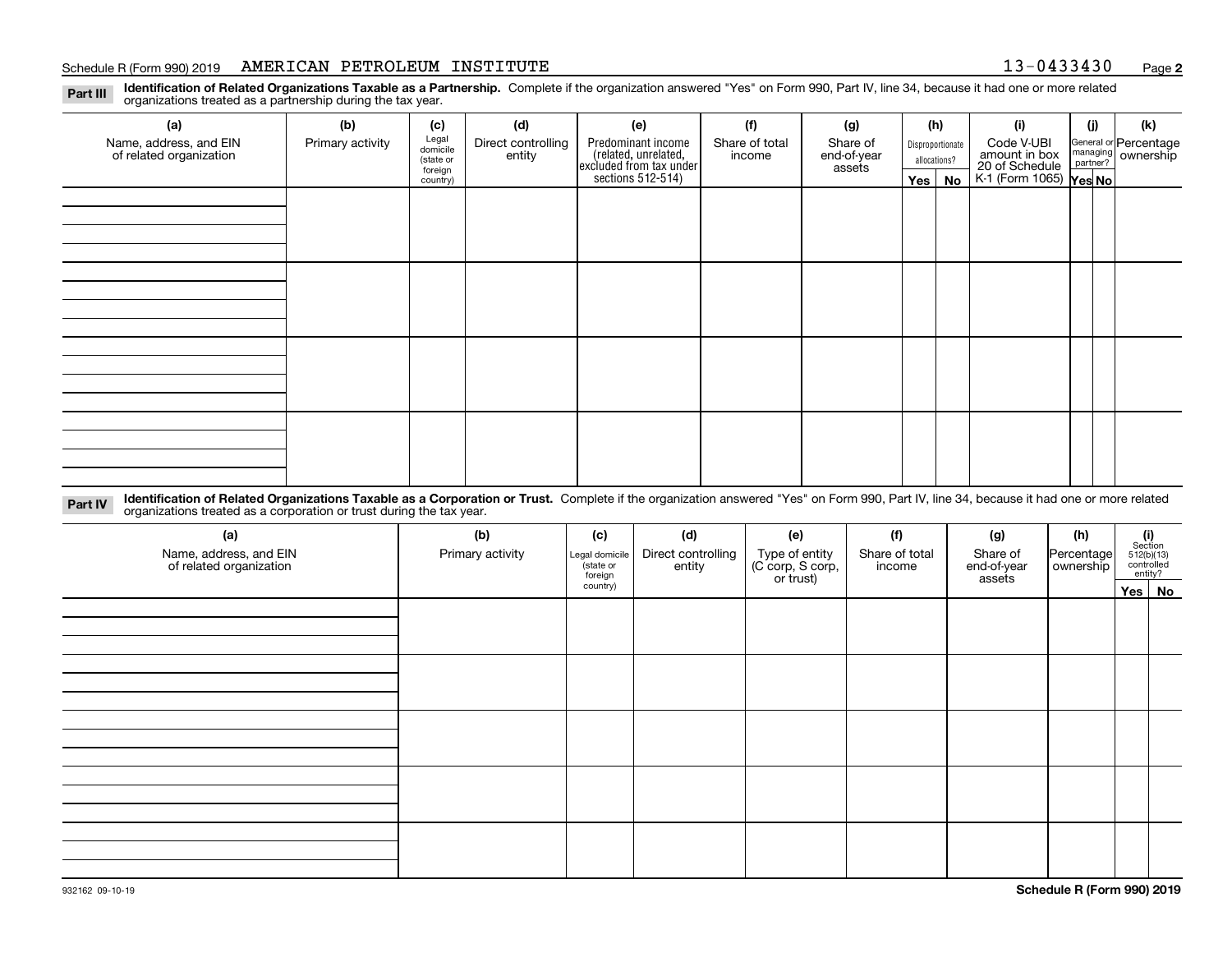Schedule R (Form 990) 2019 AMERICAN PETROLEUM INSTITUTE 13-0433430 Page **2**

**Part III** **Identification of Related Organizations Taxable as a Partnership.** Complete if the organization answered "Yes" on Form 990, Part IV, line 34, because it had one or more related organizations treated as a partnership during the tax year.

| (a) Name, address, and EIN of related organization | (b) Primary activity | (c) Legal domicile (state or foreign country) | (d) Direct controlling entity | (e) Predominant income (related, unrelated, excluded from tax under sections 512-514) | (f) Share of total income | (g) Share of end-of-year assets | (h) Disproportionate allocations? Yes | (h) No | (i) Code V-UBI amount in box 20 of Schedule K-1 (Form 1065) | (j) General or managing partner? Yes | (j) No | (k) Percentage ownership |
|---|---|---|---|---|---|---|---|---|---|---|---|---|
| | | | | | | | | | | | | |
| | | | | | | | | | | | | |
| | | | | | | | | | | | | |
| | | | | | | | | | | | | |

**Part IV** **Identification of Related Organizations Taxable as a Corporation or Trust.** Complete if the organization answered "Yes" on Form 990, Part IV, line 34, because it had one or more related organizations treated as a corporation or trust during the tax year.

| (a) Name, address, and EIN of related organization | (b) Primary activity | (c) Legal domicile (state or foreign country) | (d) Direct controlling entity | (e) Type of entity (C corp, S corp, or trust) | (f) Share of total income | (g) Share of end-of-year assets | (h) Percentage ownership | (i) Section 512(b)(13) controlled entity? Yes | (i) No |
|---|---|---|---|---|---|---|---|---|---|
| | | | | | | | | | |
| | | | | | | | | | |
| | | | | | | | | | |
| | | | | | | | | | |
| | | | | | | | | | |

932162 09-10-19 **Schedule R (Form 990) 2019**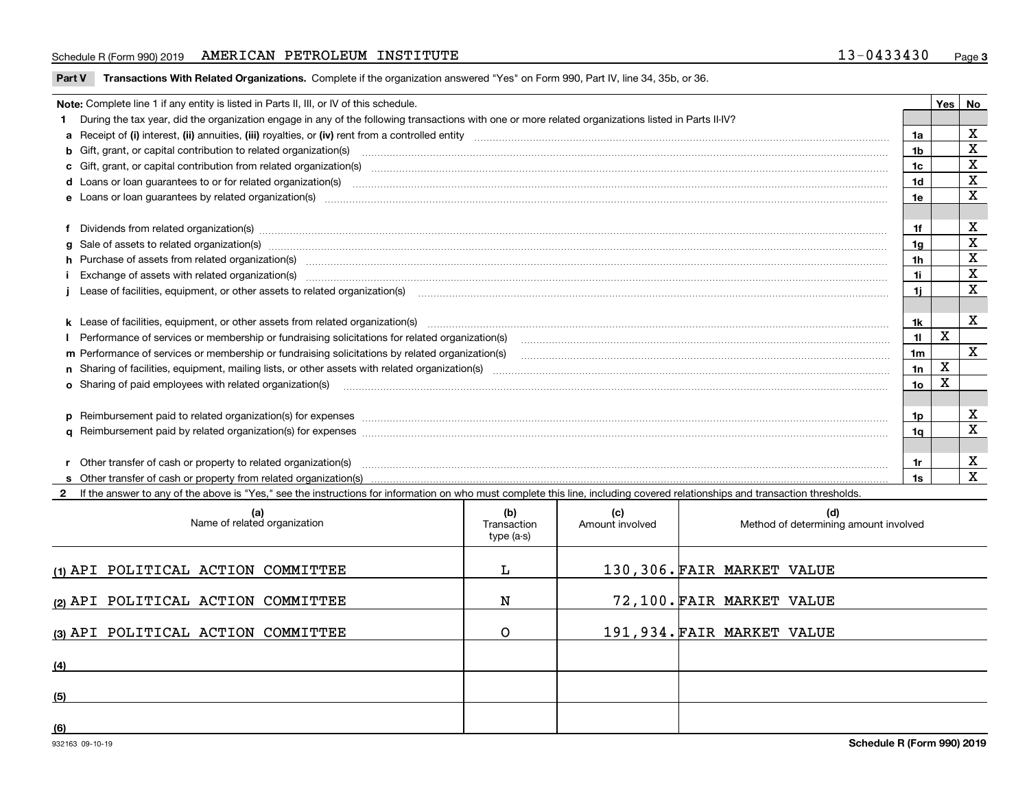Schedule R (Form 990) 2019 AMERICAN PETROLEUM INSTITUTE 13-0433430

**Part V Transactions With Related Organizations.** Complete if the organization answered "Yes" on Form 990, Part IV, line 34, 35b, or 36.

| Note: Complete line 1 if any entity is listed in Parts II, III, or IV of this schedule. | | Yes | No |
|---|---|---|---|
| **1** During the tax year, did the organization engage in any of the following transactions with one or more related organizations listed in Parts II-IV? | | | |
| **a** Receipt of **(i)** interest, **(ii)** annuities, **(iii)** royalties, or **(iv)** rent from a controlled entity | 1a | | X |
| **b** Gift, grant, or capital contribution to related organization(s) | 1b | | X |
| **c** Gift, grant, or capital contribution from related organization(s) | 1c | | X |
| **d** Loans or loan guarantees to or for related organization(s) | 1d | | X |
| **e** Loans or loan guarantees by related organization(s) | 1e | | X |
| **f** Dividends from related organization(s) | 1f | | X |
| **g** Sale of assets to related organization(s) | 1g | | X |
| **h** Purchase of assets from related organization(s) | 1h | | X |
| **i** Exchange of assets with related organization(s) | 1i | | X |
| **j** Lease of facilities, equipment, or other assets to related organization(s) | 1j | | X |
| **k** Lease of facilities, equipment, or other assets from related organization(s) | 1k | | X |
| **l** Performance of services or membership or fundraising solicitations for related organization(s) | 1l | X | |
| **m** Performance of services or membership or fundraising solicitations by related organization(s) | 1m | | X |
| **n** Sharing of facilities, equipment, mailing lists, or other assets with related organization(s) | 1n | X | |
| **o** Sharing of paid employees with related organization(s) | 1o | X | |
| **p** Reimbursement paid to related organization(s) for expenses | 1p | | X |
| **q** Reimbursement paid by related organization(s) for expenses | 1q | | X |
| **r** Other transfer of cash or property to related organization(s) | 1r | | X |
| **s** Other transfer of cash or property from related organization(s) | 1s | | X |

**2** If the answer to any of the above is "Yes," see the instructions for information on who must complete this line, including covered relationships and transaction thresholds.

| | (a) Name of related organization | (b) Transaction type (a-s) | (c) Amount involved | (d) Method of determining amount involved |
|---|---|---|---|---|
| (1) | API POLITICAL ACTION COMMITTEE | L | 130,306. | FAIR MARKET VALUE |
| (2) | API POLITICAL ACTION COMMITTEE | N | 72,100. | FAIR MARKET VALUE |
| (3) | API POLITICAL ACTION COMMITTEE | O | 191,934. | FAIR MARKET VALUE |
| (4) | | | | |
| (5) | | | | |
| (6) | | | | |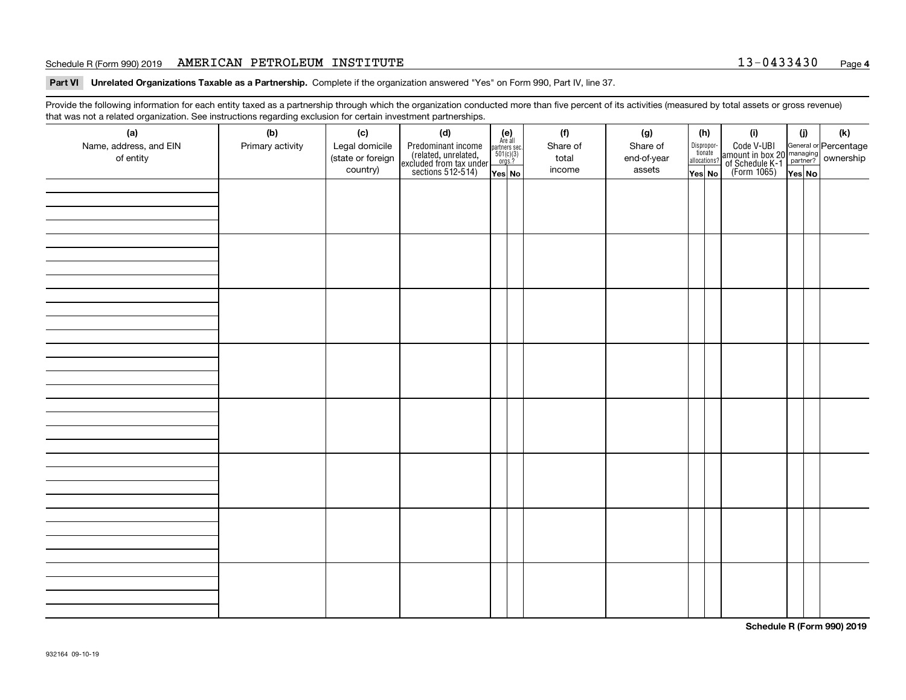Schedule R (Form 990) 2019 AMERICAN PETROLEUM INSTITUTE 13-0433430

**Part VI Unrelated Organizations Taxable as a Partnership.** Complete if the organization answered "Yes" on Form 990, Part IV, line 37.

Provide the following information for each entity taxed as a partnership through which the organization conducted more than five percent of its activities (measured by total assets or gross revenue) that was not a related organization. See instructions regarding exclusion for certain investment partnerships.

| (a) Name, address, and EIN of entity | (b) Primary activity | (c) Legal domicile (state or foreign country) | (d) Predominant income (related, unrelated, excluded from tax under sections 512-514) | (e) Are all partners sec. 501(c)(3) orgs.? | | (f) Share of total income | (g) Share of end-of-year assets | (h) Disproportionate allocations? | | (i) Code V-UBI amount in box 20 of Schedule K-1 (Form 1065) | (j) General or managing partner? | | (k) Percentage ownership |
|---|---|---|---|---|---|---|---|---|---|---|---|---|---|
| | | | | Yes | No | | | Yes | No | | Yes | No | |
| | | | | | | | | | | | | | |
| | | | | | | | | | | | | | |
| | | | | | | | | | | | | | |
| | | | | | | | | | | | | | |
| | | | | | | | | | | | | | |
| | | | | | | | | | | | | | |
| | | | | | | | | | | | | | |
| | | | | | | | | | | | | | |

**Schedule R (Form 990) 2019**

932164 09-10-19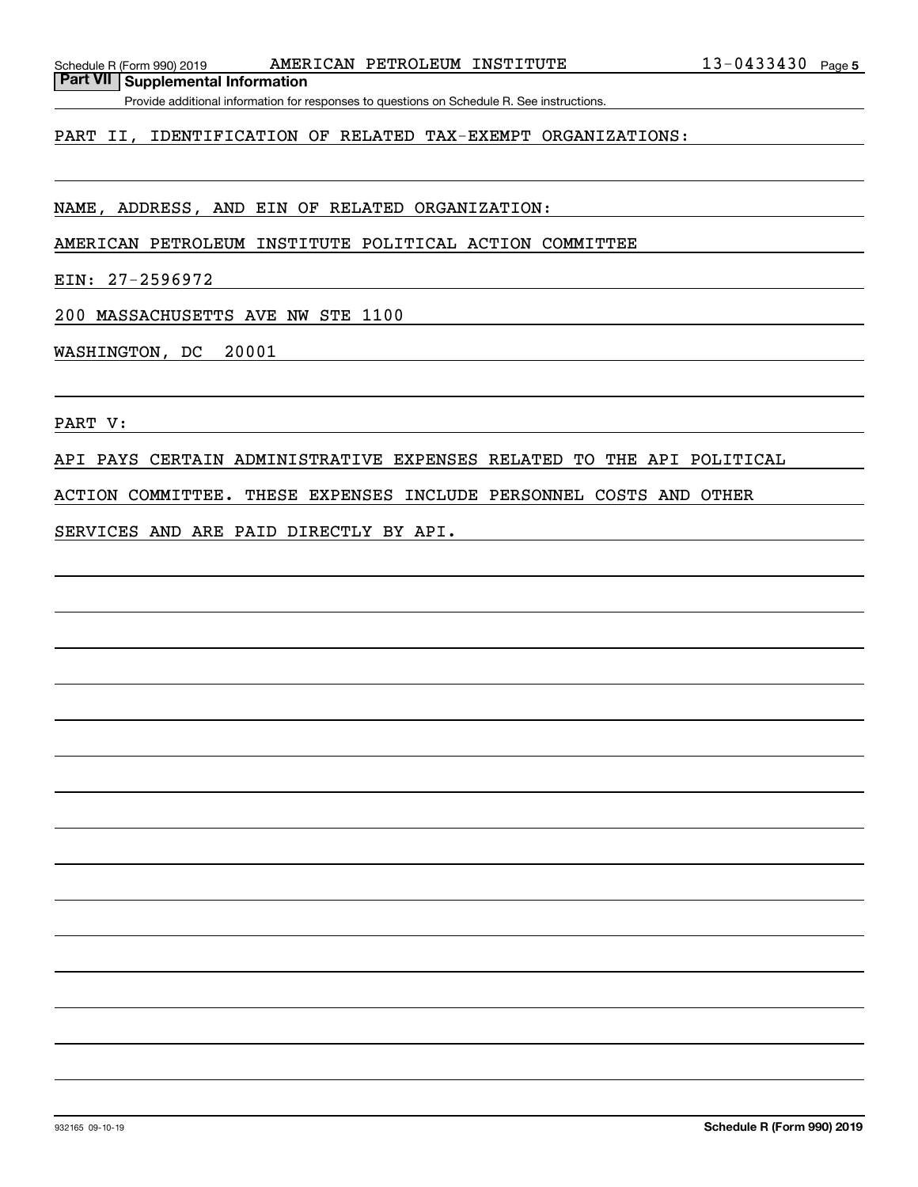Schedule R (Form 990) 2019 AMERICAN PETROLEUM INSTITUTE 13-0433430

## Part VII Supplemental Information

Provide additional information for responses to questions on Schedule R. See instructions.

PART II, IDENTIFICATION OF RELATED TAX-EXEMPT ORGANIZATIONS:

NAME, ADDRESS, AND EIN OF RELATED ORGANIZATION:

AMERICAN PETROLEUM INSTITUTE POLITICAL ACTION COMMITTEE

EIN: 27-2596972

200 MASSACHUSETTS AVE NW STE 1100

WASHINGTON, DC 20001

PART V:

API PAYS CERTAIN ADMINISTRATIVE EXPENSES RELATED TO THE API POLITICAL ACTION COMMITTEE. THESE EXPENSES INCLUDE PERSONNEL COSTS AND OTHER SERVICES AND ARE PAID DIRECTLY BY API.

932165 09-10-19

**Schedule R (Form 990) 2019**